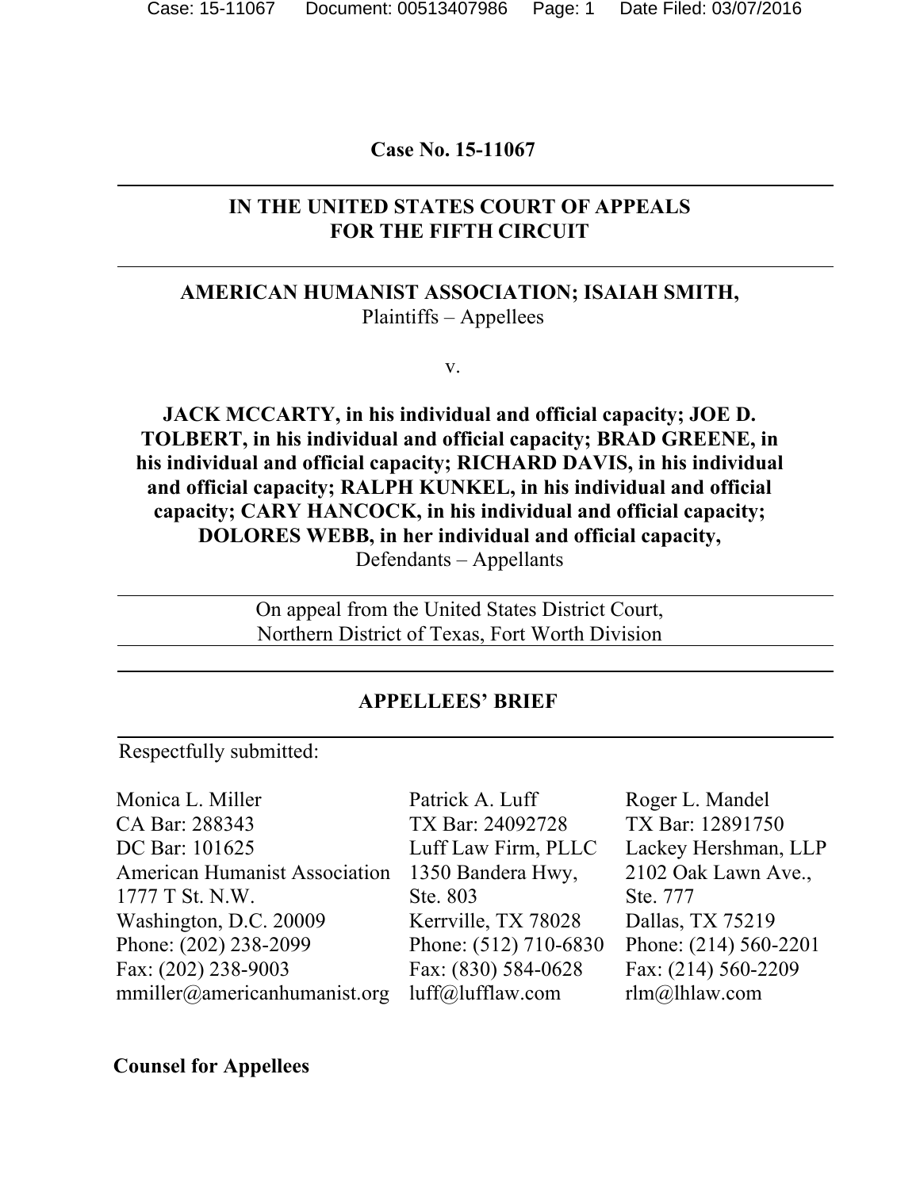**Case No. 15-11067**

---

**IN THE UNITED STATES COURT OF APPEALS**
**FOR THE FIFTH CIRCUIT**

---

**AMERICAN HUMANIST ASSOCIATION; ISAIAH SMITH,**
Plaintiffs – Appellees

v.

**JACK MCCARTY, in his individual and official capacity; JOE D. TOLBERT, in his individual and official capacity; BRAD GREENE, in his individual and official capacity; RICHARD DAVIS, in his individual and official capacity; RALPH KUNKEL, in his individual and official capacity; CARY HANCOCK, in his individual and official capacity; DOLORES WEBB, in her individual and official capacity,**
Defendants – Appellants

---

On appeal from the United States District Court,
Northern District of Texas, Fort Worth Division

---

**APPELLEES' BRIEF**

---

Respectfully submitted:

Monica L. Miller
CA Bar: 288343
DC Bar: 101625
American Humanist Association
1777 T St. N.W.
Washington, D.C. 20009
Phone: (202) 238-2099
Fax: (202) 238-9003
mmiller@americanhumanist.org

Patrick A. Luff
TX Bar: 24092728
Luff Law Firm, PLLC
1350 Bandera Hwy, Ste. 803
Kerrville, TX 78028
Phone: (512) 710-6830
Fax: (830) 584-0628
luff@lufflaw.com

Roger L. Mandel
TX Bar: 12891750
Lackey Hershman, LLP
2102 Oak Lawn Ave., Ste. 777
Dallas, TX 75219
Phone: (214) 560-2201
Fax: (214) 560-2209
rlm@lhlaw.com

**Counsel for Appellees**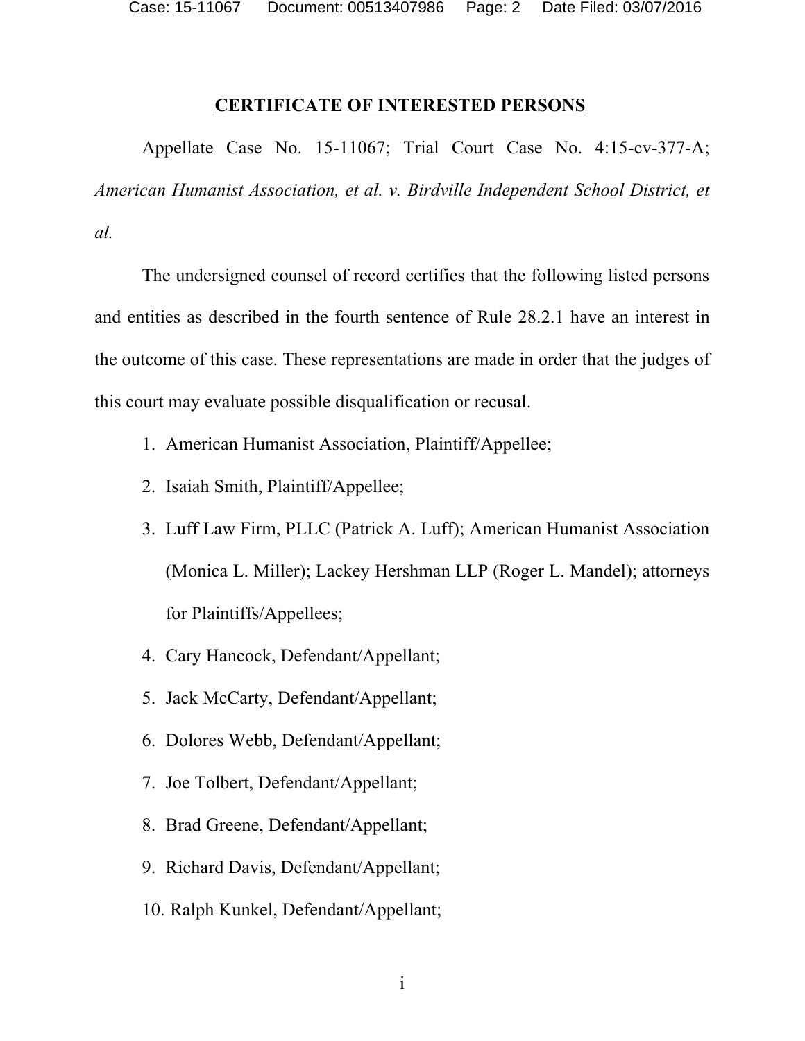## CERTIFICATE OF INTERESTED PERSONS

Appellate Case No. 15-11067; Trial Court Case No. 4:15-cv-377-A; *American Humanist Association, et al. v. Birdville Independent School District, et al.*

The undersigned counsel of record certifies that the following listed persons and entities as described in the fourth sentence of Rule 28.2.1 have an interest in the outcome of this case. These representations are made in order that the judges of this court may evaluate possible disqualification or recusal.

1. American Humanist Association, Plaintiff/Appellee;
2. Isaiah Smith, Plaintiff/Appellee;
3. Luff Law Firm, PLLC (Patrick A. Luff); American Humanist Association (Monica L. Miller); Lackey Hershman LLP (Roger L. Mandel); attorneys for Plaintiffs/Appellees;
4. Cary Hancock, Defendant/Appellant;
5. Jack McCarty, Defendant/Appellant;
6. Dolores Webb, Defendant/Appellant;
7. Joe Tolbert, Defendant/Appellant;
8. Brad Greene, Defendant/Appellant;
9. Richard Davis, Defendant/Appellant;
10. Ralph Kunkel, Defendant/Appellant;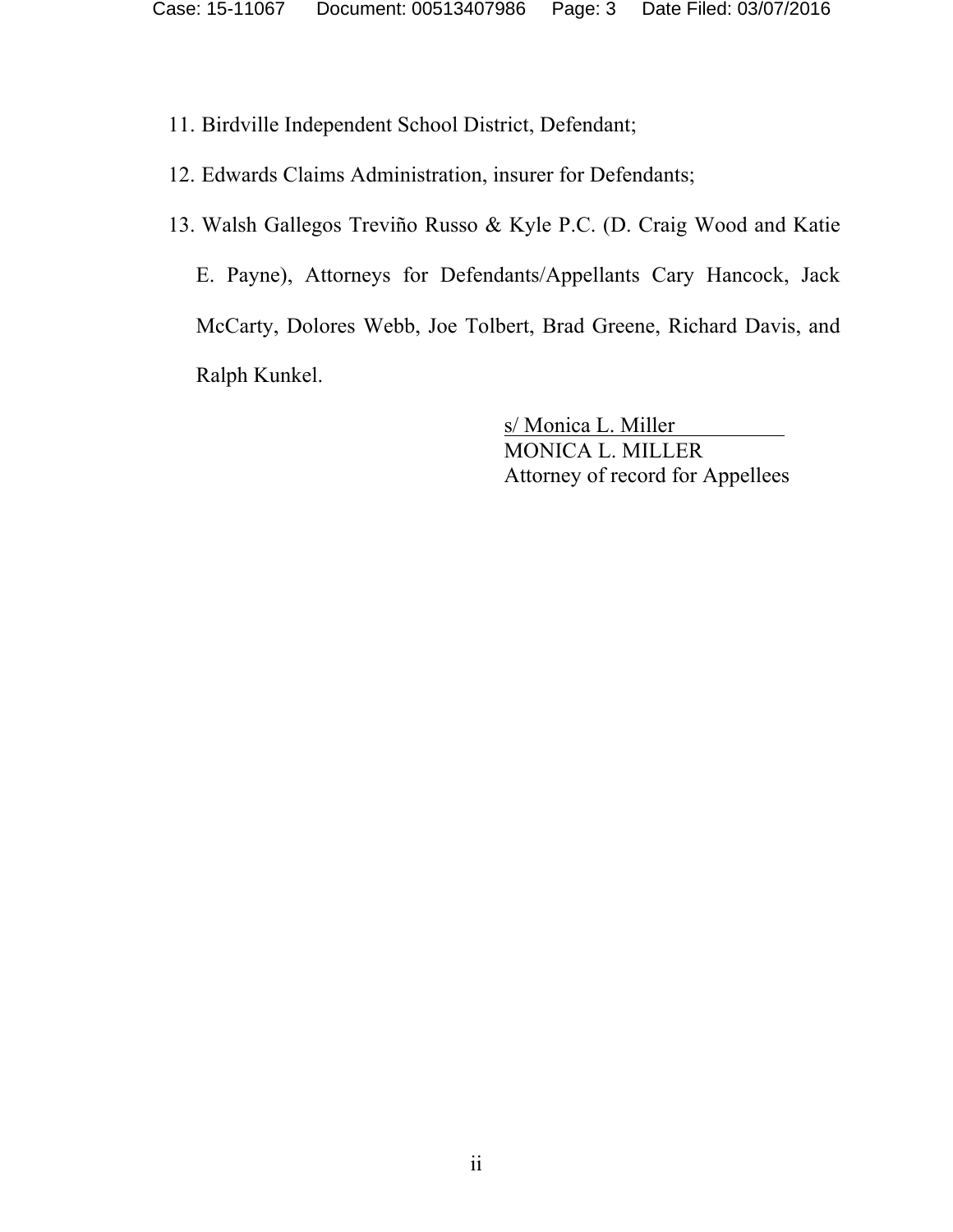11. Birdville Independent School District, Defendant;

12. Edwards Claims Administration, insurer for Defendants;

13. Walsh Gallegos Treviño Russo & Kyle P.C. (D. Craig Wood and Katie E. Payne), Attorneys for Defendants/Appellants Cary Hancock, Jack McCarty, Dolores Webb, Joe Tolbert, Brad Greene, Richard Davis, and Ralph Kunkel.

s/ Monica L. Miller
MONICA L. MILLER
Attorney of record for Appellees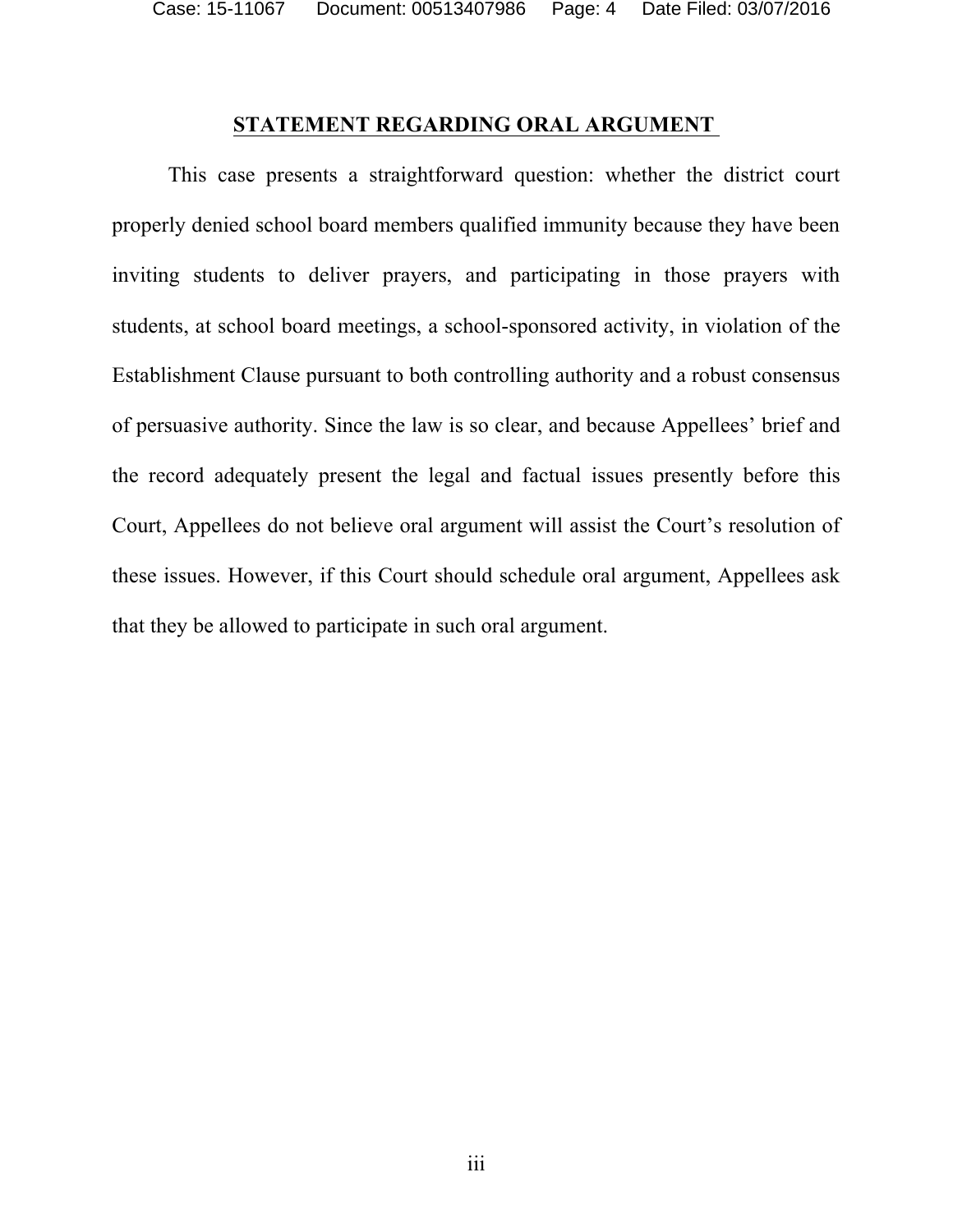## STATEMENT REGARDING ORAL ARGUMENT

This case presents a straightforward question: whether the district court properly denied school board members qualified immunity because they have been inviting students to deliver prayers, and participating in those prayers with students, at school board meetings, a school-sponsored activity, in violation of the Establishment Clause pursuant to both controlling authority and a robust consensus of persuasive authority. Since the law is so clear, and because Appellees' brief and the record adequately present the legal and factual issues presently before this Court, Appellees do not believe oral argument will assist the Court's resolution of these issues. However, if this Court should schedule oral argument, Appellees ask that they be allowed to participate in such oral argument.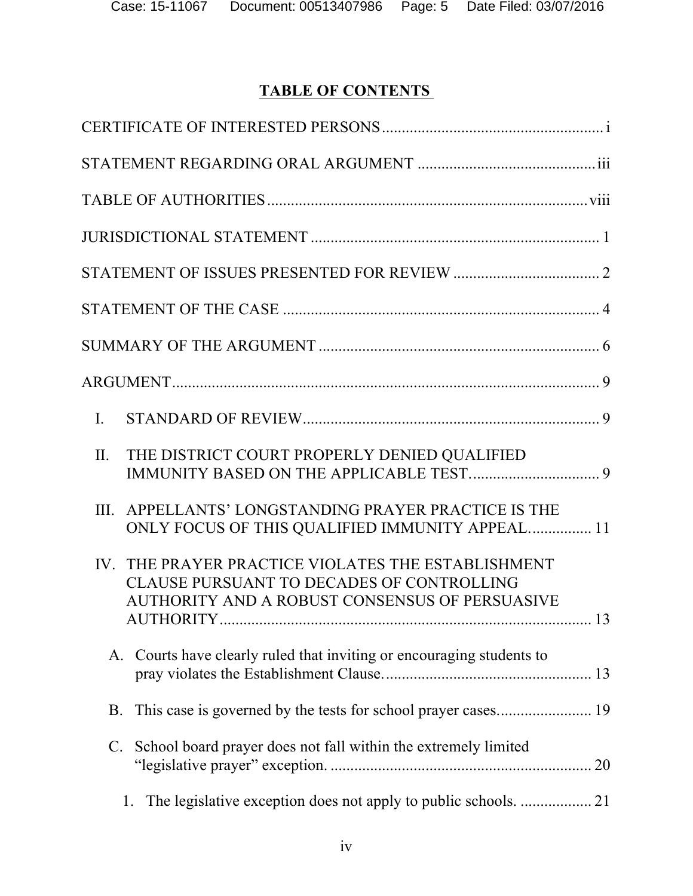# TABLE OF CONTENTS

CERTIFICATE OF INTERESTED PERSONS ........................................................ i

STATEMENT REGARDING ORAL ARGUMENT ............................................. iii

TABLE OF AUTHORITIES ................................................................................ viii

JURISDICTIONAL STATEMENT ......................................................................... 1

STATEMENT OF ISSUES PRESENTED FOR REVIEW ..................................... 2

STATEMENT OF THE CASE ................................................................................ 4

SUMMARY OF THE ARGUMENT ....................................................................... 6

ARGUMENT ............................................................................................................ 9

- I. STANDARD OF REVIEW ........................................................................... 9
- II. THE DISTRICT COURT PROPERLY DENIED QUALIFIED IMMUNITY BASED ON THE APPLICABLE TEST. ................................ 9
- III. APPELLANTS' LONGSTANDING PRAYER PRACTICE IS THE ONLY FOCUS OF THIS QUALIFIED IMMUNITY APPEAL. ............... 11
- IV. THE PRAYER PRACTICE VIOLATES THE ESTABLISHMENT CLAUSE PURSUANT TO DECADES OF CONTROLLING AUTHORITY AND A ROBUST CONSENSUS OF PERSUASIVE AUTHORITY .............................................................................................. 13
  - A. Courts have clearly ruled that inviting or encouraging students to pray violates the Establishment Clause. .................................................... 13
  - B. This case is governed by the tests for school prayer cases. ....................... 19
  - C. School board prayer does not fall within the extremely limited "legislative prayer" exception. .................................................................. 20
    - 1. The legislative exception does not apply to public schools. .................. 21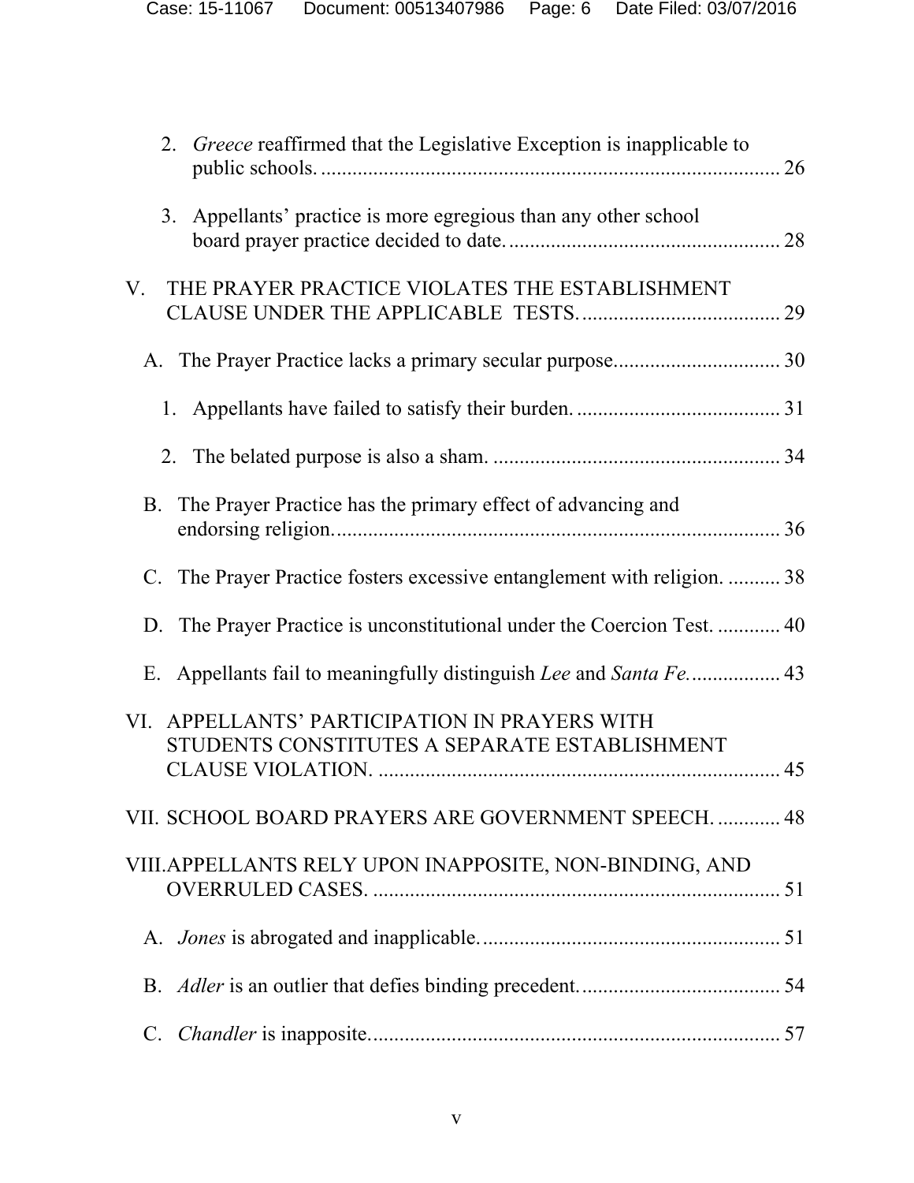2. *Greece* reaffirmed that the Legislative Exception is inapplicable to public schools. ........................................................................................ 26

3. Appellants' practice is more egregious than any other school board prayer practice decided to date. .................................................... 28

V. THE PRAYER PRACTICE VIOLATES THE ESTABLISHMENT CLAUSE UNDER THE APPLICABLE TESTS. ...................................... 29

A. The Prayer Practice lacks a primary secular purpose. ............................... 30

1. Appellants have failed to satisfy their burden. ....................................... 31

2. The belated purpose is also a sham. ....................................................... 34

B. The Prayer Practice has the primary effect of advancing and endorsing religion. ..................................................................................... 36

C. The Prayer Practice fosters excessive entanglement with religion. .......... 38

D. The Prayer Practice is unconstitutional under the Coercion Test. ............ 40

E. Appellants fail to meaningfully distinguish *Lee* and *Santa Fe*. ................. 43

VI. APPELLANTS' PARTICIPATION IN PRAYERS WITH STUDENTS CONSTITUTES A SEPARATE ESTABLISHMENT CLAUSE VIOLATION. ............................................................................ 45

VII. SCHOOL BOARD PRAYERS ARE GOVERNMENT SPEECH. ............ 48

VIII. APPELLANTS RELY UPON INAPPOSITE, NON-BINDING, AND OVERRULED CASES. .............................................................................. 51

A. *Jones* is abrogated and inapplicable. ......................................................... 51

B. *Adler* is an outlier that defies binding precedent. ...................................... 54

C. *Chandler* is inapposite. .............................................................................. 57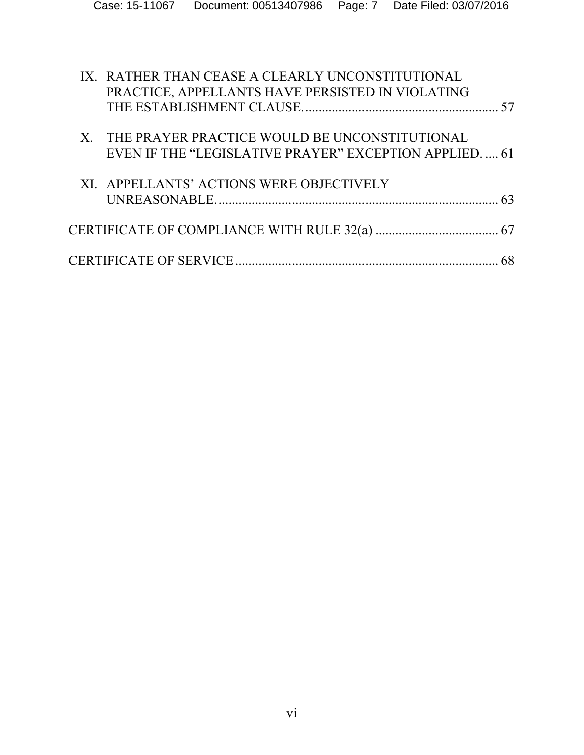IX. RATHER THAN CEASE A CLEARLY UNCONSTITUTIONAL PRACTICE, APPELLANTS HAVE PERSISTED IN VIOLATING THE ESTABLISHMENT CLAUSE. .......... 57

X. THE PRAYER PRACTICE WOULD BE UNCONSTITUTIONAL EVEN IF THE "LEGISLATIVE PRAYER" EXCEPTION APPLIED. .... 61

XI. APPELLANTS' ACTIONS WERE OBJECTIVELY UNREASONABLE. .......... 63

CERTIFICATE OF COMPLIANCE WITH RULE 32(a) .......... 67

CERTIFICATE OF SERVICE .......... 68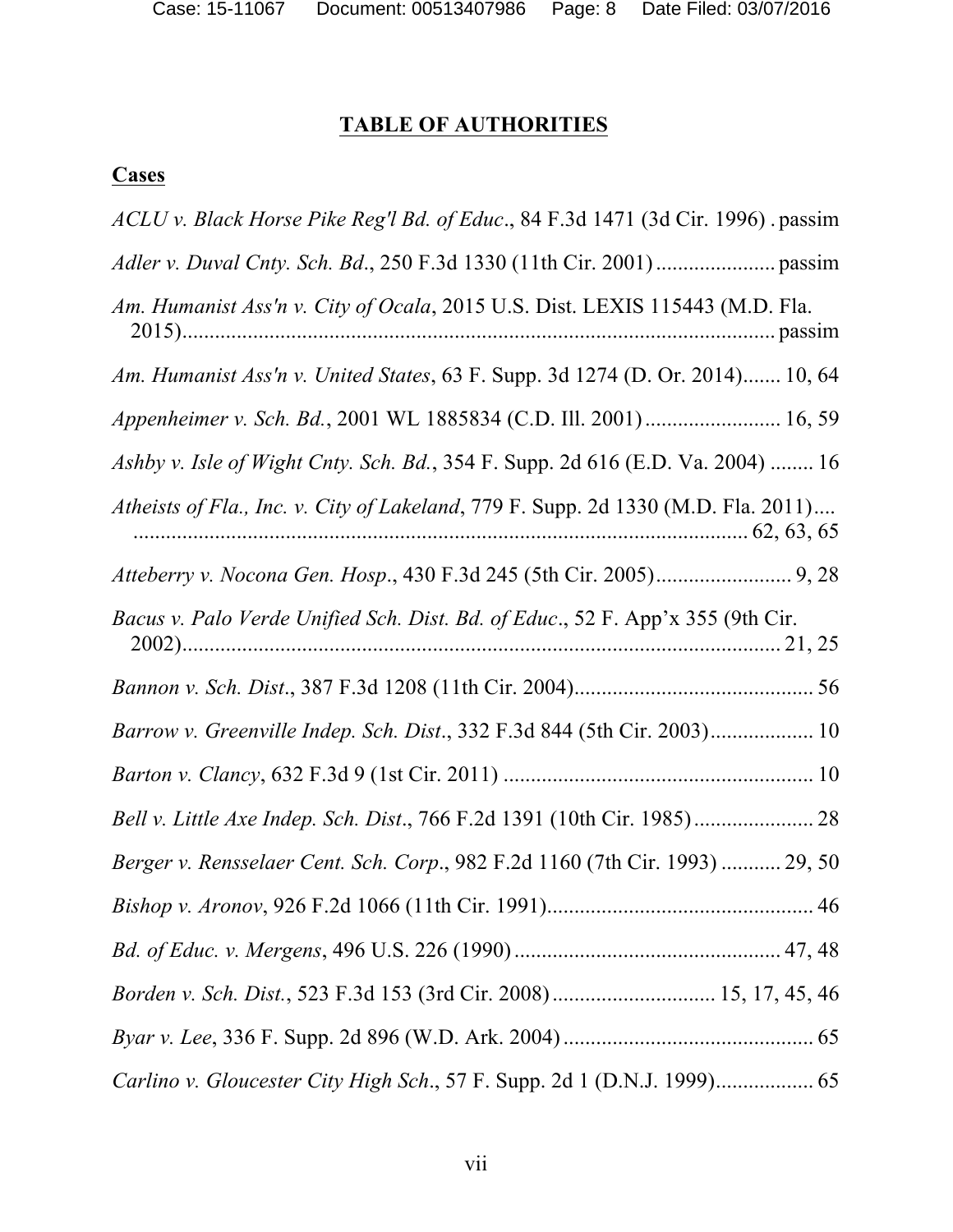# TABLE OF AUTHORITIES

## Cases

*ACLU v. Black Horse Pike Reg'l Bd. of Educ*., 84 F.3d 1471 (3d Cir. 1996) . passim

*Adler v. Duval Cnty. Sch. Bd*., 250 F.3d 1330 (11th Cir. 2001) ...................... passim

*Am. Humanist Ass'n v. City of Ocala*, 2015 U.S. Dist. LEXIS 115443 (M.D. Fla. 2015)........................................................................................................... passim

*Am. Humanist Ass'n v. United States*, 63 F. Supp. 3d 1274 (D. Or. 2014)....... 10, 64

*Appenheimer v. Sch. Bd.*, 2001 WL 1885834 (C.D. Ill. 2001) ......................... 16, 59

*Ashby v. Isle of Wight Cnty. Sch. Bd.*, 354 F. Supp. 2d 616 (E.D. Va. 2004) ........ 16

*Atheists of Fla., Inc. v. City of Lakeland*, 779 F. Supp. 2d 1330 (M.D. Fla. 2011).... ................................................................................................................ 62, 63, 65

*Atteberry v. Nocona Gen. Hosp*., 430 F.3d 245 (5th Cir. 2005)......................... 9, 28

*Bacus v. Palo Verde Unified Sch. Dist. Bd. of Educ*., 52 F. App'x 355 (9th Cir. 2002)............................................................................................................ 21, 25

*Bannon v. Sch. Dist*., 387 F.3d 1208 (11th Cir. 2004)............................................ 56

*Barrow v. Greenville Indep. Sch. Dist*., 332 F.3d 844 (5th Cir. 2003)................... 10

*Barton v. Clancy*, 632 F.3d 9 (1st Cir. 2011) ......................................................... 10

*Bell v. Little Axe Indep. Sch. Dist*., 766 F.2d 1391 (10th Cir. 1985) ...................... 28

*Berger v. Rensselaer Cent. Sch. Corp*., 982 F.2d 1160 (7th Cir. 1993) ........... 29, 50

*Bishop v. Aronov*, 926 F.2d 1066 (11th Cir. 1991)................................................. 46

*Bd. of Educ. v. Mergens*, 496 U.S. 226 (1990) ................................................. 47, 48

*Borden v. Sch. Dist.*, 523 F.3d 153 (3rd Cir. 2008) .............................. 15, 17, 45, 46

*Byar v. Lee*, 336 F. Supp. 2d 896 (W.D. Ark. 2004) .............................................. 65

*Carlino v. Gloucester City High Sch*., 57 F. Supp. 2d 1 (D.N.J. 1999).................. 65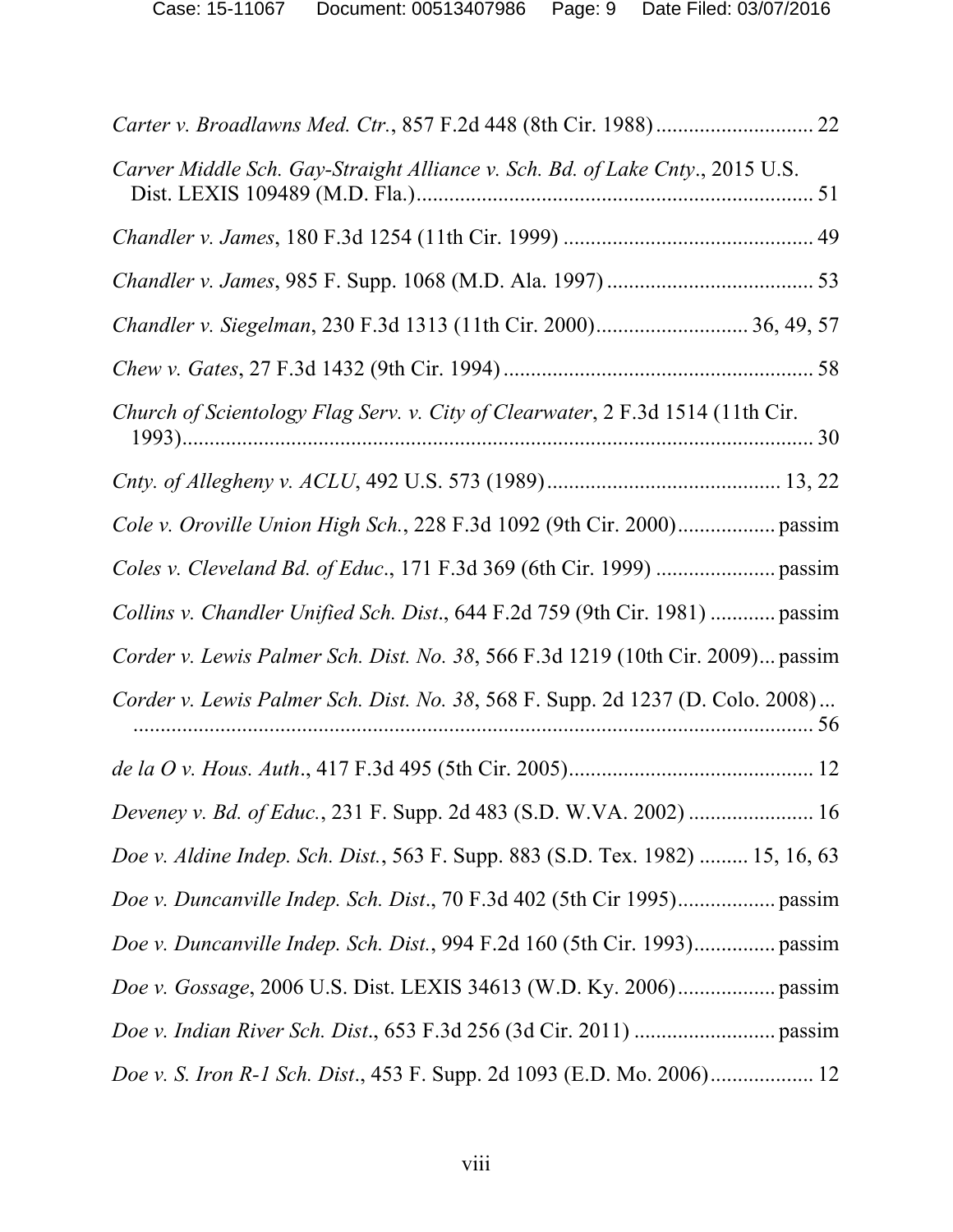*Carter v. Broadlawns Med. Ctr.*, 857 F.2d 448 (8th Cir. 1988) .............................. 22

*Carver Middle Sch. Gay-Straight Alliance v. Sch. Bd. of Lake Cnty.*, 2015 U.S. Dist. LEXIS 109489 (M.D. Fla.) .......................................................................... 51

*Chandler v. James*, 180 F.3d 1254 (11th Cir. 1999) .............................................. 49

*Chandler v. James*, 985 F. Supp. 1068 (M.D. Ala. 1997) ...................................... 53

*Chandler v. Siegelman*, 230 F.3d 1313 (11th Cir. 2000) ............................ 36, 49, 57

*Chew v. Gates*, 27 F.3d 1432 (9th Cir. 1994) ......................................................... 58

*Church of Scientology Flag Serv. v. City of Clearwater*, 2 F.3d 1514 (11th Cir. 1993) .................................................................................................................. 30

*Cnty. of Allegheny v. ACLU*, 492 U.S. 573 (1989) ........................................... 13, 22

*Cole v. Oroville Union High Sch.*, 228 F.3d 1092 (9th Cir. 2000) .................. passim

*Coles v. Cleveland Bd. of Educ.*, 171 F.3d 369 (6th Cir. 1999) ...................... passim

*Collins v. Chandler Unified Sch. Dist.*, 644 F.2d 759 (9th Cir. 1981) ............ passim

*Corder v. Lewis Palmer Sch. Dist. No. 38*, 566 F.3d 1219 (10th Cir. 2009) ... passim

*Corder v. Lewis Palmer Sch. Dist. No. 38*, 568 F. Supp. 2d 1237 (D. Colo. 2008) ... .............................................................................................................................. 56

*de la O v. Hous. Auth.*, 417 F.3d 495 (5th Cir. 2005) .............................................. 12

*Deveney v. Bd. of Educ.*, 231 F. Supp. 2d 483 (S.D. W.VA. 2002) ....................... 16

*Doe v. Aldine Indep. Sch. Dist.*, 563 F. Supp. 883 (S.D. Tex. 1982) ......... 15, 16, 63

*Doe v. Duncanville Indep. Sch. Dist.*, 70 F.3d 402 (5th Cir 1995) .................. passim

*Doe v. Duncanville Indep. Sch. Dist.*, 994 F.2d 160 (5th Cir. 1993) ............... passim

*Doe v. Gossage*, 2006 U.S. Dist. LEXIS 34613 (W.D. Ky. 2006) .................. passim

*Doe v. Indian River Sch. Dist.*, 653 F.3d 256 (3d Cir. 2011) .......................... passim

*Doe v. S. Iron R-1 Sch. Dist.*, 453 F. Supp. 2d 1093 (E.D. Mo. 2006) ................... 12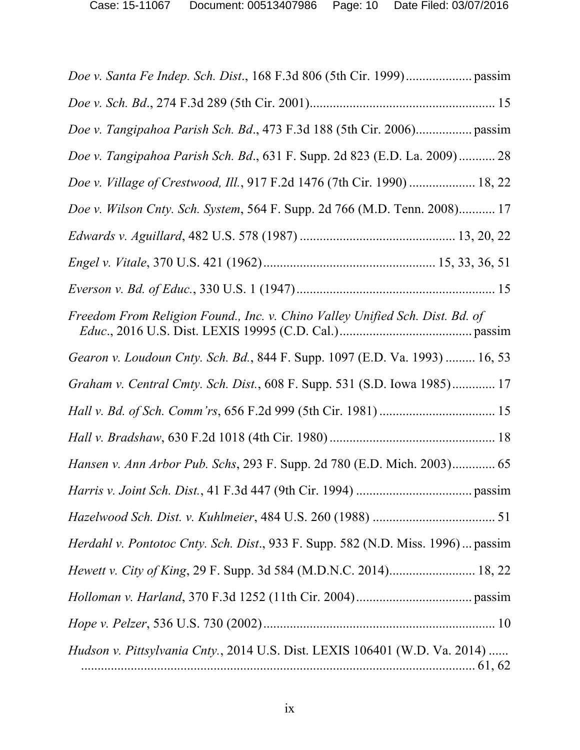*Doe v. Santa Fe Indep. Sch. Dist.*, 168 F.3d 806 (5th Cir. 1999).................... passim

*Doe v. Sch. Bd.*, 274 F.3d 289 (5th Cir. 2001)........................................................ 15

*Doe v. Tangipahoa Parish Sch. Bd.*, 473 F.3d 188 (5th Cir. 2006)................. passim

*Doe v. Tangipahoa Parish Sch. Bd.*, 631 F. Supp. 2d 823 (E.D. La. 2009)........... 28

*Doe v. Village of Crestwood, Ill.*, 917 F.2d 1476 (7th Cir. 1990) .................... 18, 22

*Doe v. Wilson Cnty. Sch. System*, 564 F. Supp. 2d 766 (M.D. Tenn. 2008)........... 17

*Edwards v. Aguillard*, 482 U.S. 578 (1987) .............................................. 13, 20, 22

*Engel v. Vitale*, 370 U.S. 421 (1962).................................................... 15, 33, 36, 51

*Everson v. Bd. of Educ.*, 330 U.S. 1 (1947)............................................................ 15

*Freedom From Religion Found., Inc. v. Chino Valley Unified Sch. Dist. Bd. of Educ*., 2016 U.S. Dist. LEXIS 19995 (C.D. Cal.)........................................ passim

*Gearon v. Loudoun Cnty. Sch. Bd.*, 844 F. Supp. 1097 (E.D. Va. 1993) ......... 16, 53

*Graham v. Central Cmty. Sch. Dist.*, 608 F. Supp. 531 (S.D. Iowa 1985)............. 17

*Hall v. Bd. of Sch. Comm'rs*, 656 F.2d 999 (5th Cir. 1981) ................................... 15

*Hall v. Bradshaw*, 630 F.2d 1018 (4th Cir. 1980) .................................................. 18

*Hansen v. Ann Arbor Pub. Schs*, 293 F. Supp. 2d 780 (E.D. Mich. 2003)............. 65

*Harris v. Joint Sch. Dist.*, 41 F.3d 447 (9th Cir. 1994) .................................. passim

*Hazelwood Sch. Dist. v. Kuhlmeier*, 484 U.S. 260 (1988) ..................................... 51

*Herdahl v. Pontotoc Cnty. Sch. Dist*., 933 F. Supp. 582 (N.D. Miss. 1996) ... passim

*Hewett v. City of King*, 29 F. Supp. 3d 584 (M.D.N.C. 2014).......................... 18, 22

*Holloman v. Harland*, 370 F.3d 1252 (11th Cir. 2004).................................. passim

*Hope v. Pelzer*, 536 U.S. 730 (2002)...................................................................... 10

*Hudson v. Pittsylvania Cnty.*, 2014 U.S. Dist. LEXIS 106401 (W.D. Va. 2014) ...... ......................................................................................................................... 61, 62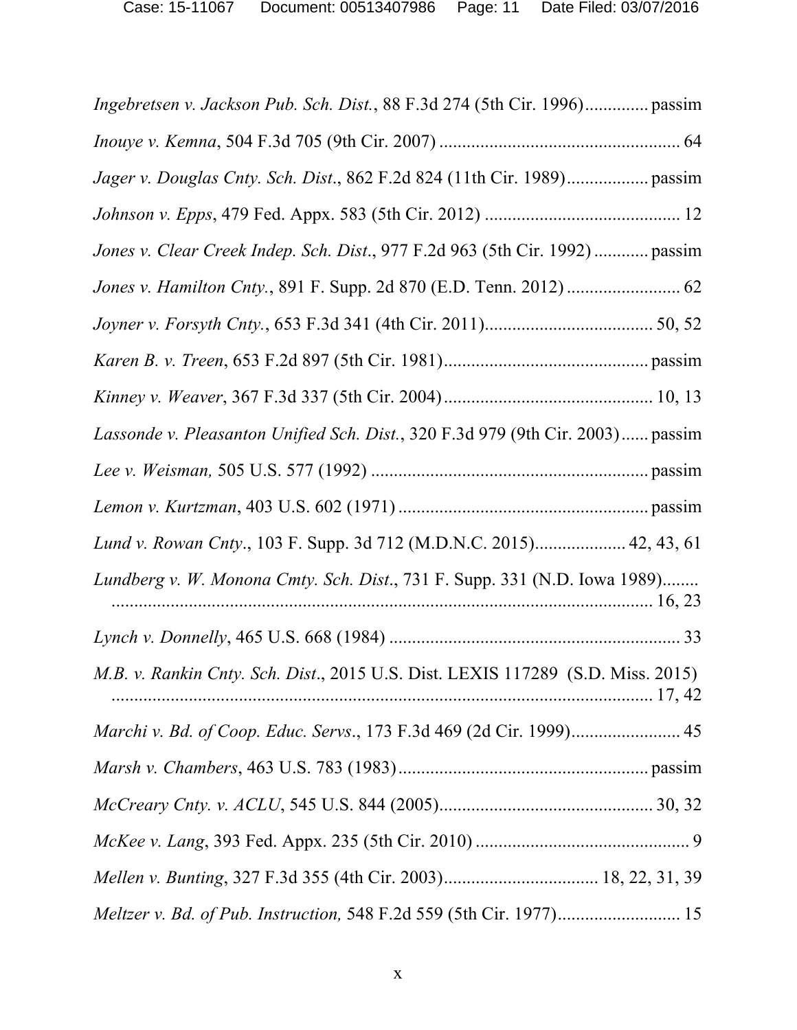*Ingebretsen v. Jackson Pub. Sch. Dist.*, 88 F.3d 274 (5th Cir. 1996)............. passim

*Inouye v. Kemna*, 504 F.3d 705 (9th Cir. 2007) .................................................... 64

*Jager v. Douglas Cnty. Sch. Dist*., 862 F.2d 824 (11th Cir. 1989).................. passim

*Johnson v. Epps*, 479 Fed. Appx. 583 (5th Cir. 2012) .......................................... 12

*Jones v. Clear Creek Indep. Sch. Dist*., 977 F.2d 963 (5th Cir. 1992) ............ passim

*Jones v. Hamilton Cnty.*, 891 F. Supp. 2d 870 (E.D. Tenn. 2012) ......................... 62

*Joyner v. Forsyth Cnty.*, 653 F.3d 341 (4th Cir. 2011)..................................... 50, 52

*Karen B. v. Treen*, 653 F.2d 897 (5th Cir. 1981)............................................. passim

*Kinney v. Weaver*, 367 F.3d 337 (5th Cir. 2004).............................................. 10, 13

*Lassonde v. Pleasanton Unified Sch. Dist.*, 320 F.3d 979 (9th Cir. 2003)...... passim

*Lee v. Weisman,* 505 U.S. 577 (1992) ............................................................ passim

*Lemon v. Kurtzman*, 403 U.S. 602 (1971) ....................................................... passim

*Lund v. Rowan Cnty*., 103 F. Supp. 3d 712 (M.D.N.C. 2015).................... 42, 43, 61

*Lundberg v. W. Monona Cmty. Sch. Dist*., 731 F. Supp. 331 (N.D. Iowa 1989)........ ........................................................................................................................ 16, 23

*Lynch v. Donnelly*, 465 U.S. 668 (1984) ................................................................ 33

*M.B. v. Rankin Cnty. Sch. Dist*., 2015 U.S. Dist. LEXIS 117289 (S.D. Miss. 2015) ........................................................................................................................ 17, 42

*Marchi v. Bd. of Coop. Educ. Servs*., 173 F.3d 469 (2d Cir. 1999)........................ 45

*Marsh v. Chambers*, 463 U.S. 783 (1983)....................................................... passim

*McCreary Cnty. v. ACLU*, 545 U.S. 844 (2005)............................................... 30, 32

*McKee v. Lang*, 393 Fed. Appx. 235 (5th Cir. 2010) ............................................... 9

*Mellen v. Bunting*, 327 F.3d 355 (4th Cir. 2003).................................. 18, 22, 31, 39

*Meltzer v. Bd. of Pub. Instruction,* 548 F.2d 559 (5th Cir. 1977)........................... 15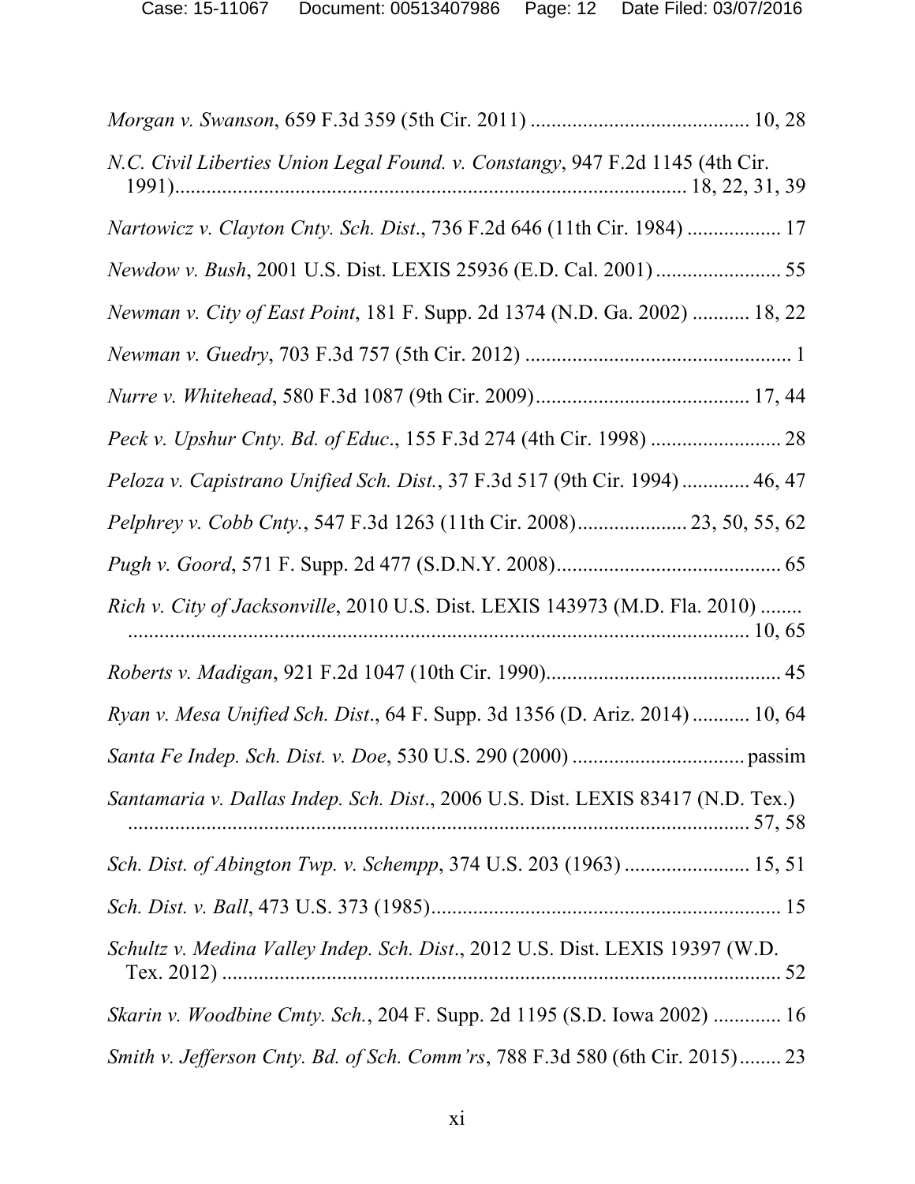*Morgan v. Swanson*, 659 F.3d 359 (5th Cir. 2011) ........................................ 10, 28

*N.C. Civil Liberties Union Legal Found. v. Constangy*, 947 F.2d 1145 (4th Cir. 1991)................................................................................................ 18, 22, 31, 39

*Nartowicz v. Clayton Cnty. Sch. Dist*., 736 F.2d 646 (11th Cir. 1984) .................. 17

*Newdow v. Bush*, 2001 U.S. Dist. LEXIS 25936 (E.D. Cal. 2001) ........................ 55

*Newman v. City of East Point*, 181 F. Supp. 2d 1374 (N.D. Ga. 2002) ........... 18, 22

*Newman v. Guedry*, 703 F.3d 757 (5th Cir. 2012) .................................................. 1

*Nurre v. Whitehead*, 580 F.3d 1087 (9th Cir. 2009)........................................ 17, 44

*Peck v. Upshur Cnty. Bd. of Educ*., 155 F.3d 274 (4th Cir. 1998) ......................... 28

*Peloza v. Capistrano Unified Sch. Dist.*, 37 F.3d 517 (9th Cir. 1994) ............. 46, 47

*Pelphrey v. Cobb Cnty.*, 547 F.3d 1263 (11th Cir. 2008)..................... 23, 50, 55, 62

*Pugh v. Goord*, 571 F. Supp. 2d 477 (S.D.N.Y. 2008)........................................... 65

*Rich v. City of Jacksonville*, 2010 U.S. Dist. LEXIS 143973 (M.D. Fla. 2010) ........ ........................................................................................................................ 10, 65

*Roberts v. Madigan*, 921 F.2d 1047 (10th Cir. 1990)............................................. 45

*Ryan v. Mesa Unified Sch. Dist*., 64 F. Supp. 3d 1356 (D. Ariz. 2014) ........... 10, 64

*Santa Fe Indep. Sch. Dist. v. Doe*, 530 U.S. 290 (2000) ................................. passim

*Santamaria v. Dallas Indep. Sch. Dist*., 2006 U.S. Dist. LEXIS 83417 (N.D. Tex.) ........................................................................................................................ 57, 58

*Sch. Dist. of Abington Twp. v. Schempp*, 374 U.S. 203 (1963) ........................ 15, 51

*Sch. Dist. v. Ball*, 473 U.S. 373 (1985).................................................................. 15

*Schultz v. Medina Valley Indep. Sch. Dist*., 2012 U.S. Dist. LEXIS 19397 (W.D. Tex. 2012) .......................................................................................................... 52

*Skarin v. Woodbine Cmty. Sch.*, 204 F. Supp. 2d 1195 (S.D. Iowa 2002) ............. 16

*Smith v. Jefferson Cnty. Bd. of Sch. Comm'rs*, 788 F.3d 580 (6th Cir. 2015)........ 23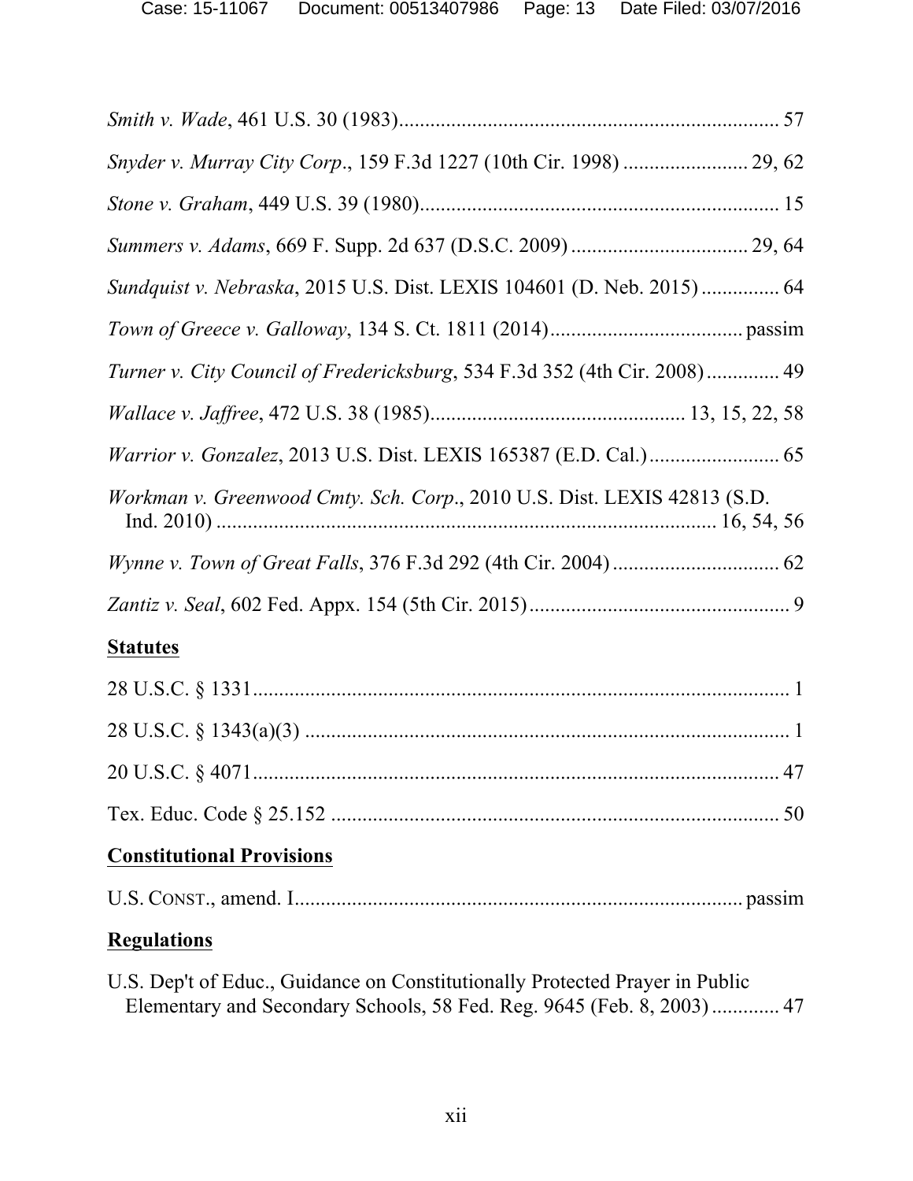*Smith v. Wade*, 461 U.S. 30 (1983)......................................................................... 57

*Snyder v. Murray City Corp*., 159 F.3d 1227 (10th Cir. 1998) ........................ 29, 62

*Stone v. Graham*, 449 U.S. 39 (1980)..................................................................... 15

*Summers v. Adams*, 669 F. Supp. 2d 637 (D.S.C. 2009) .................................. 29, 64

*Sundquist v. Nebraska*, 2015 U.S. Dist. LEXIS 104601 (D. Neb. 2015) ............... 64

*Town of Greece v. Galloway*, 134 S. Ct. 1811 (2014)..................................... passim

*Turner v. City Council of Fredericksburg*, 534 F.3d 352 (4th Cir. 2008).............. 49

*Wallace v. Jaffree*, 472 U.S. 38 (1985)................................................. 13, 15, 22, 58

*Warrior v. Gonzalez*, 2013 U.S. Dist. LEXIS 165387 (E.D. Cal.)......................... 65

*Workman v. Greenwood Cmty. Sch. Corp*., 2010 U.S. Dist. LEXIS 42813 (S.D. Ind. 2010) ............................................................................................... 16, 54, 56

*Wynne v. Town of Great Falls*, 376 F.3d 292 (4th Cir. 2004) ................................ 62

*Zantiz v. Seal*, 602 Fed. Appx. 154 (5th Cir. 2015)................................................... 9

## Statutes

28 U.S.C. § 1331....................................................................................................... 1

28 U.S.C. § 1343(a)(3) ............................................................................................. 1

20 U.S.C. § 4071..................................................................................................... 47

Tex. Educ. Code § 25.152 ....................................................................................... 50

## Constitutional Provisions

U.S. CONST., amend. I.................................................................................... passim

## Regulations

U.S. Dep't of Educ., Guidance on Constitutionally Protected Prayer in Public Elementary and Secondary Schools, 58 Fed. Reg. 9645 (Feb. 8, 2003) ............. 47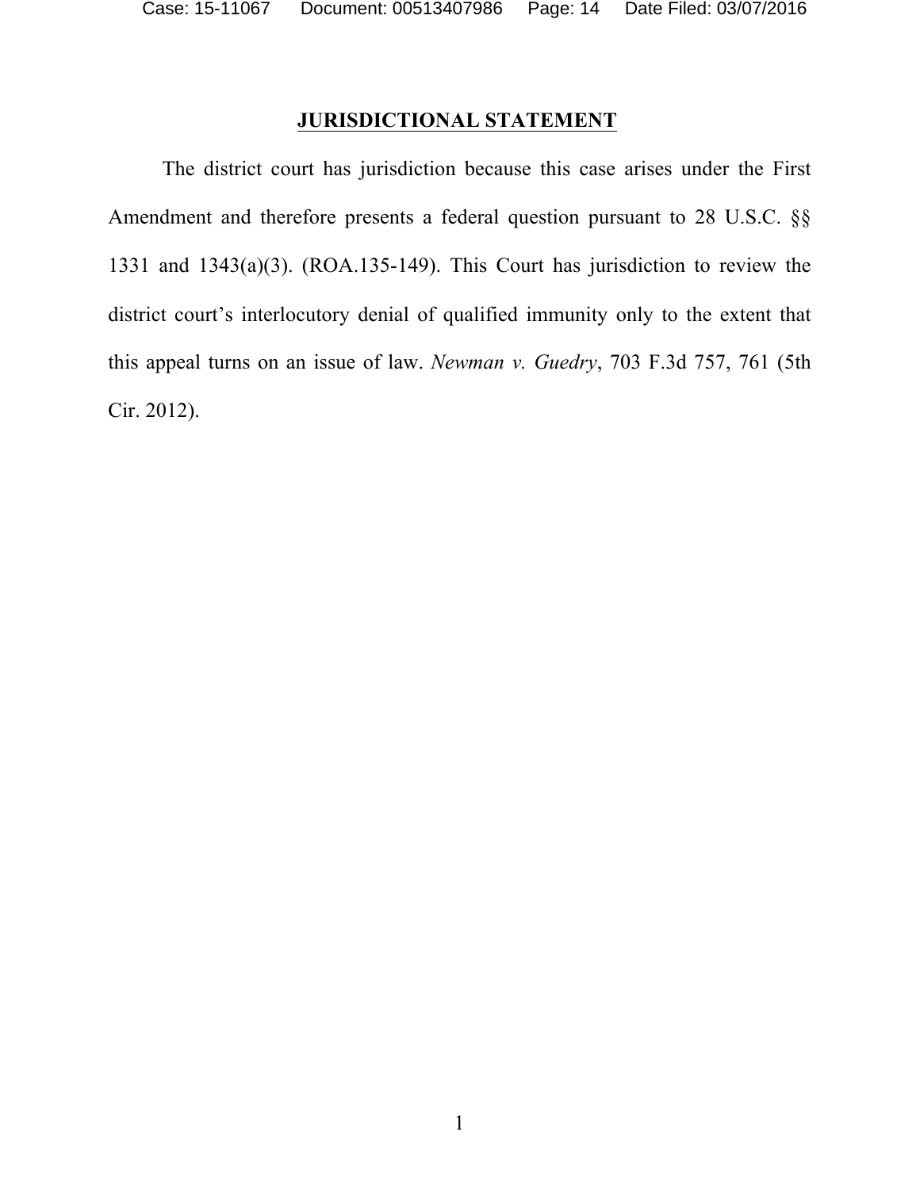**JURISDICTIONAL STATEMENT**

The district court has jurisdiction because this case arises under the First Amendment and therefore presents a federal question pursuant to 28 U.S.C. §§ 1331 and 1343(a)(3). (ROA.135-149). This Court has jurisdiction to review the district court's interlocutory denial of qualified immunity only to the extent that this appeal turns on an issue of law. *Newman v. Guedry*, 703 F.3d 757, 761 (5th Cir. 2012).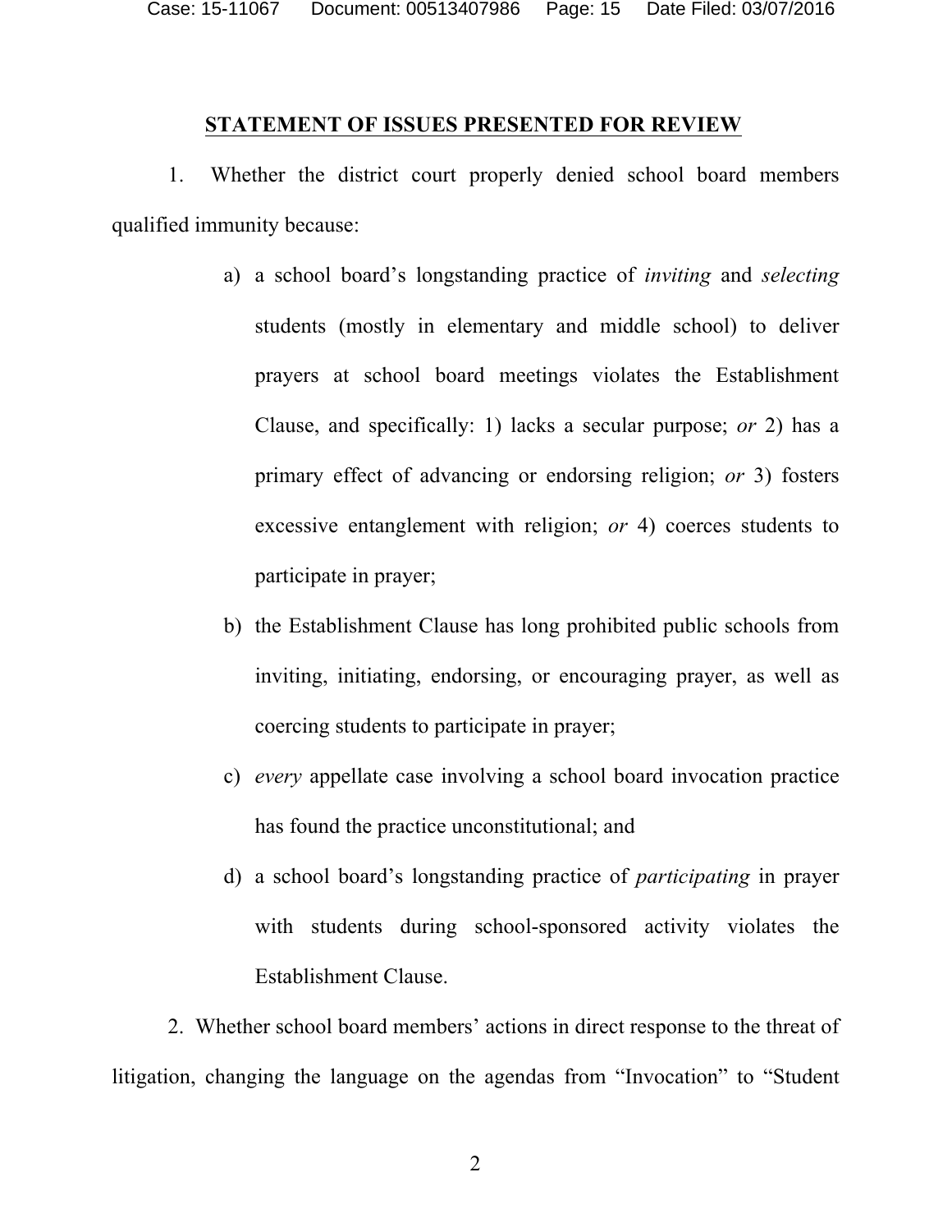## STATEMENT OF ISSUES PRESENTED FOR REVIEW

1. Whether the district court properly denied school board members qualified immunity because:

   a) a school board's longstanding practice of *inviting* and *selecting* students (mostly in elementary and middle school) to deliver prayers at school board meetings violates the Establishment Clause, and specifically: 1) lacks a secular purpose; *or* 2) has a primary effect of advancing or endorsing religion; *or* 3) fosters excessive entanglement with religion; *or* 4) coerces students to participate in prayer;

   b) the Establishment Clause has long prohibited public schools from inviting, initiating, endorsing, or encouraging prayer, as well as coercing students to participate in prayer;

   c) *every* appellate case involving a school board invocation practice has found the practice unconstitutional; and

   d) a school board's longstanding practice of *participating* in prayer with students during school-sponsored activity violates the Establishment Clause.

2. Whether school board members' actions in direct response to the threat of litigation, changing the language on the agendas from "Invocation" to "Student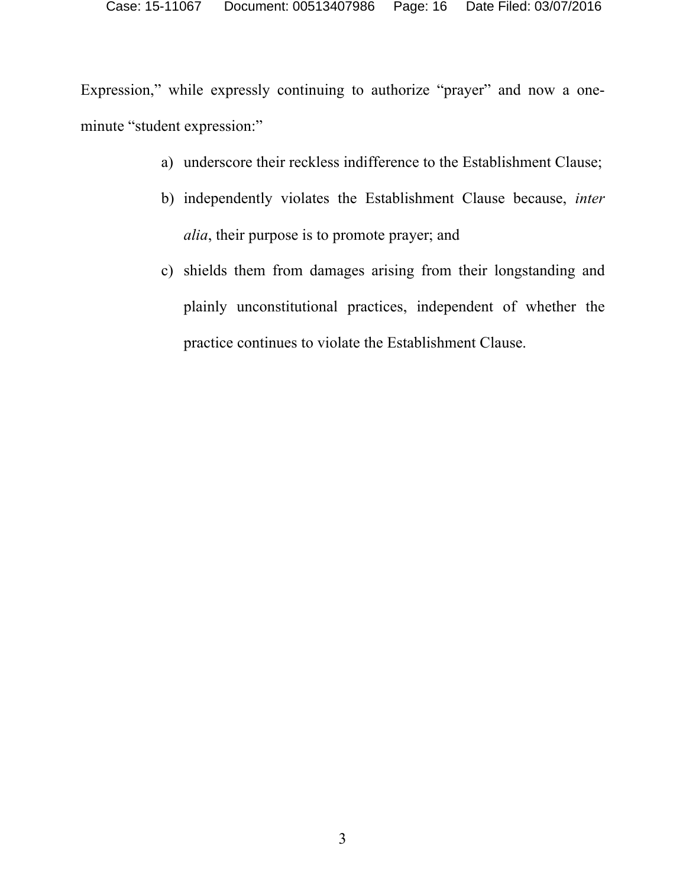Expression," while expressly continuing to authorize "prayer" and now a one-minute "student expression:"

a) underscore their reckless indifference to the Establishment Clause;

b) independently violates the Establishment Clause because, *inter alia*, their purpose is to promote prayer; and

c) shields them from damages arising from their longstanding and plainly unconstitutional practices, independent of whether the practice continues to violate the Establishment Clause.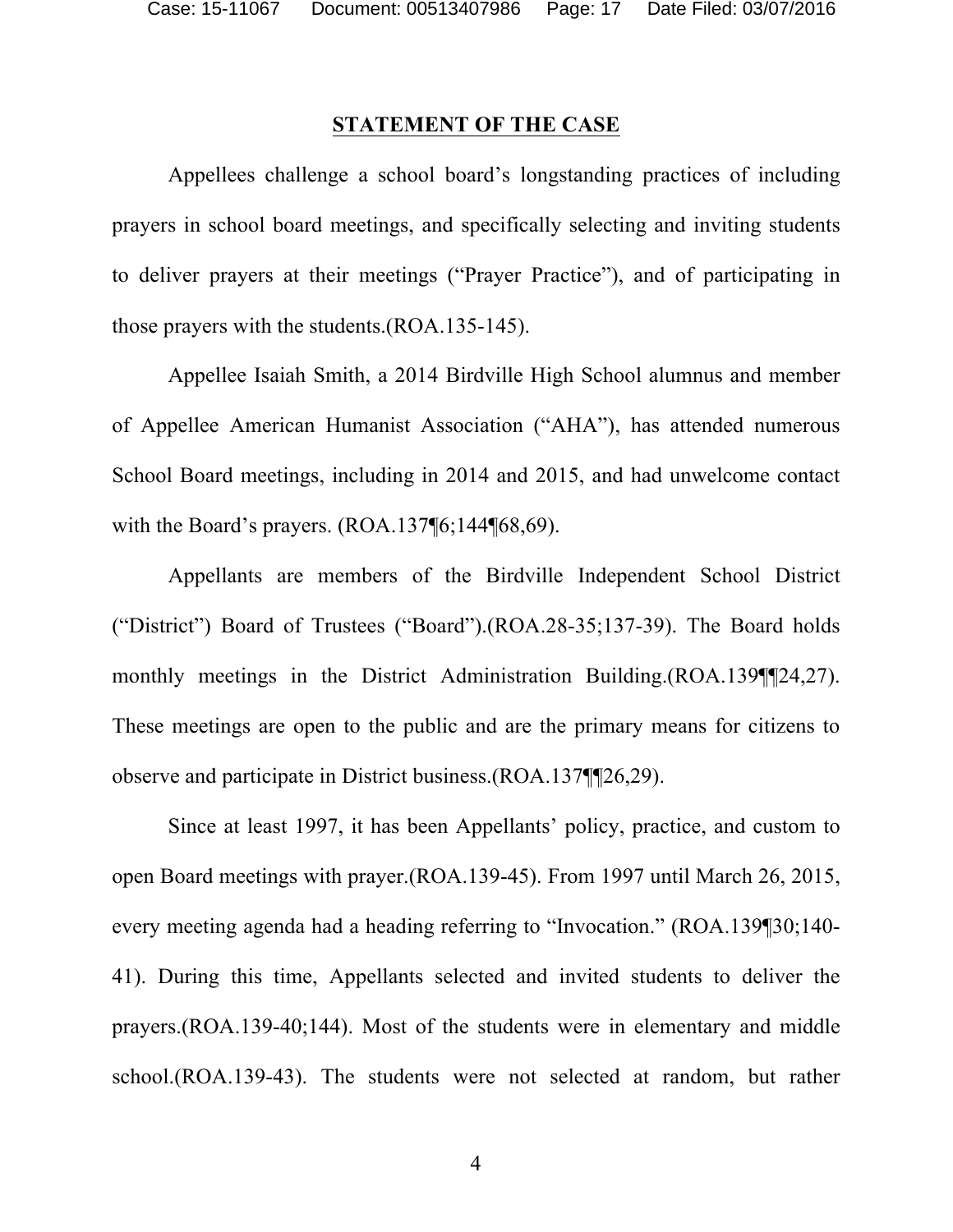## STATEMENT OF THE CASE

Appellees challenge a school board's longstanding practices of including prayers in school board meetings, and specifically selecting and inviting students to deliver prayers at their meetings ("Prayer Practice"), and of participating in those prayers with the students.(ROA.135-145).

Appellee Isaiah Smith, a 2014 Birdville High School alumnus and member of Appellee American Humanist Association ("AHA"), has attended numerous School Board meetings, including in 2014 and 2015, and had unwelcome contact with the Board's prayers. (ROA.137¶6;144¶68,69).

Appellants are members of the Birdville Independent School District ("District") Board of Trustees ("Board").(ROA.28-35;137-39). The Board holds monthly meetings in the District Administration Building.(ROA.139¶¶24,27). These meetings are open to the public and are the primary means for citizens to observe and participate in District business.(ROA.137¶¶26,29).

Since at least 1997, it has been Appellants' policy, practice, and custom to open Board meetings with prayer.(ROA.139-45). From 1997 until March 26, 2015, every meeting agenda had a heading referring to "Invocation." (ROA.139¶30;140-41). During this time, Appellants selected and invited students to deliver the prayers.(ROA.139-40;144). Most of the students were in elementary and middle school.(ROA.139-43). The students were not selected at random, but rather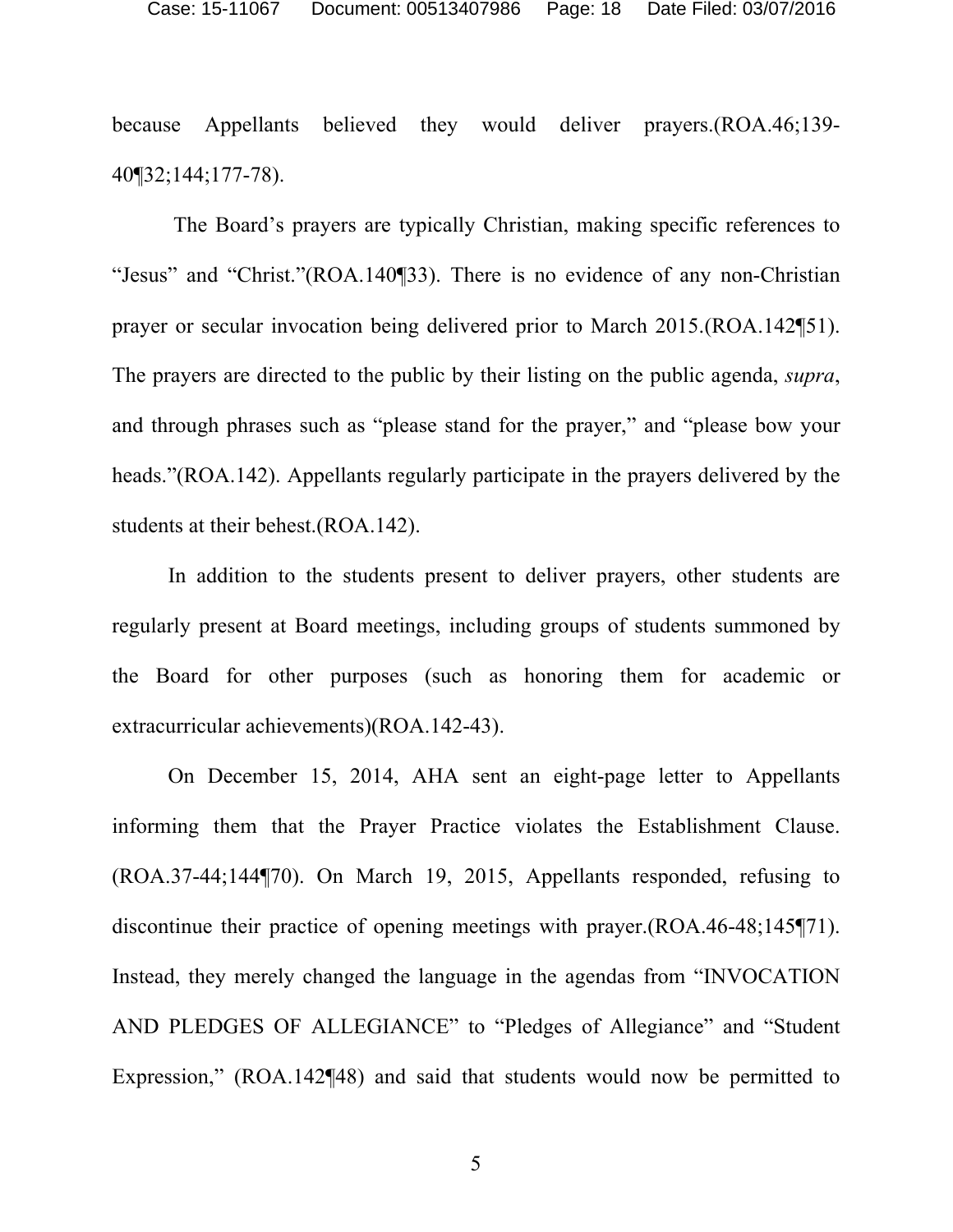because Appellants believed they would deliver prayers.(ROA.46;139-40¶32;144;177-78).

The Board's prayers are typically Christian, making specific references to "Jesus" and "Christ."(ROA.140¶33). There is no evidence of any non-Christian prayer or secular invocation being delivered prior to March 2015.(ROA.142¶51). The prayers are directed to the public by their listing on the public agenda, *supra*, and through phrases such as "please stand for the prayer," and "please bow your heads."(ROA.142). Appellants regularly participate in the prayers delivered by the students at their behest.(ROA.142).

In addition to the students present to deliver prayers, other students are regularly present at Board meetings, including groups of students summoned by the Board for other purposes (such as honoring them for academic or extracurricular achievements)(ROA.142-43).

On December 15, 2014, AHA sent an eight-page letter to Appellants informing them that the Prayer Practice violates the Establishment Clause.(ROA.37-44;144¶70). On March 19, 2015, Appellants responded, refusing to discontinue their practice of opening meetings with prayer.(ROA.46-48;145¶71). Instead, they merely changed the language in the agendas from "INVOCATION AND PLEDGES OF ALLEGIANCE" to "Pledges of Allegiance" and "Student Expression," (ROA.142¶48) and said that students would now be permitted to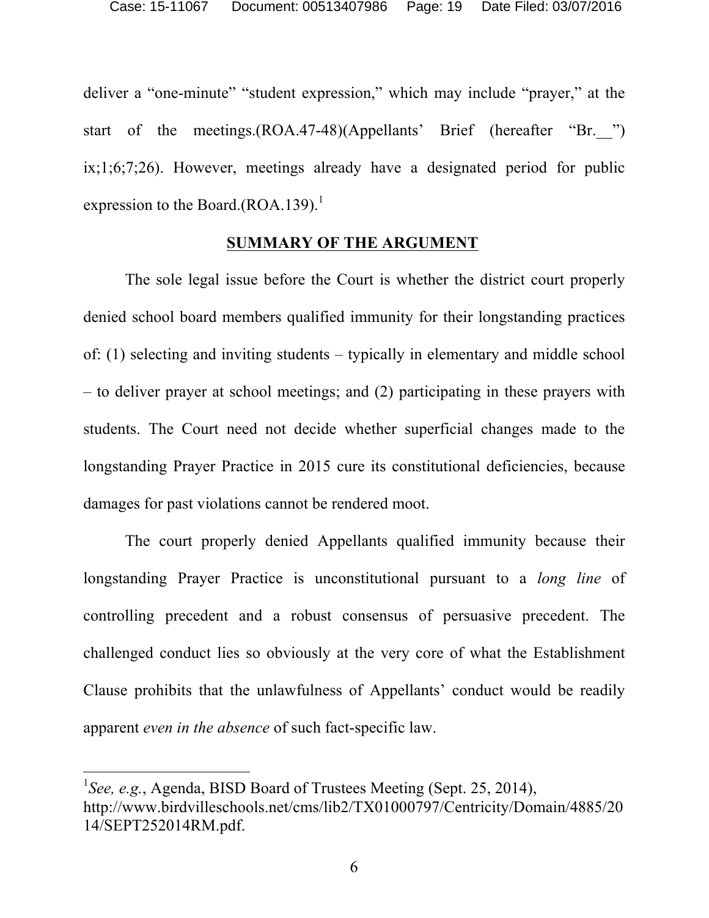deliver a "one-minute" "student expression," which may include "prayer," at the start of the meetings.(ROA.47-48)(Appellants' Brief (hereafter "Br.__") ix;1;6;7;26). However, meetings already have a designated period for public expression to the Board.(ROA.139).[1]

## SUMMARY OF THE ARGUMENT

The sole legal issue before the Court is whether the district court properly denied school board members qualified immunity for their longstanding practices of: (1) selecting and inviting students – typically in elementary and middle school – to deliver prayer at school meetings; and (2) participating in these prayers with students. The Court need not decide whether superficial changes made to the longstanding Prayer Practice in 2015 cure its constitutional deficiencies, because damages for past violations cannot be rendered moot.

The court properly denied Appellants qualified immunity because their longstanding Prayer Practice is unconstitutional pursuant to a *long line* of controlling precedent and a robust consensus of persuasive precedent. The challenged conduct lies so obviously at the very core of what the Establishment Clause prohibits that the unlawfulness of Appellants' conduct would be readily apparent *even in the absence* of such fact-specific law.

---

[1]*See, e.g.*, Agenda, BISD Board of Trustees Meeting (Sept. 25, 2014), http://www.birdvilleschools.net/cms/lib2/TX01000797/Centricity/Domain/4885/2014/SEPT252014RM.pdf.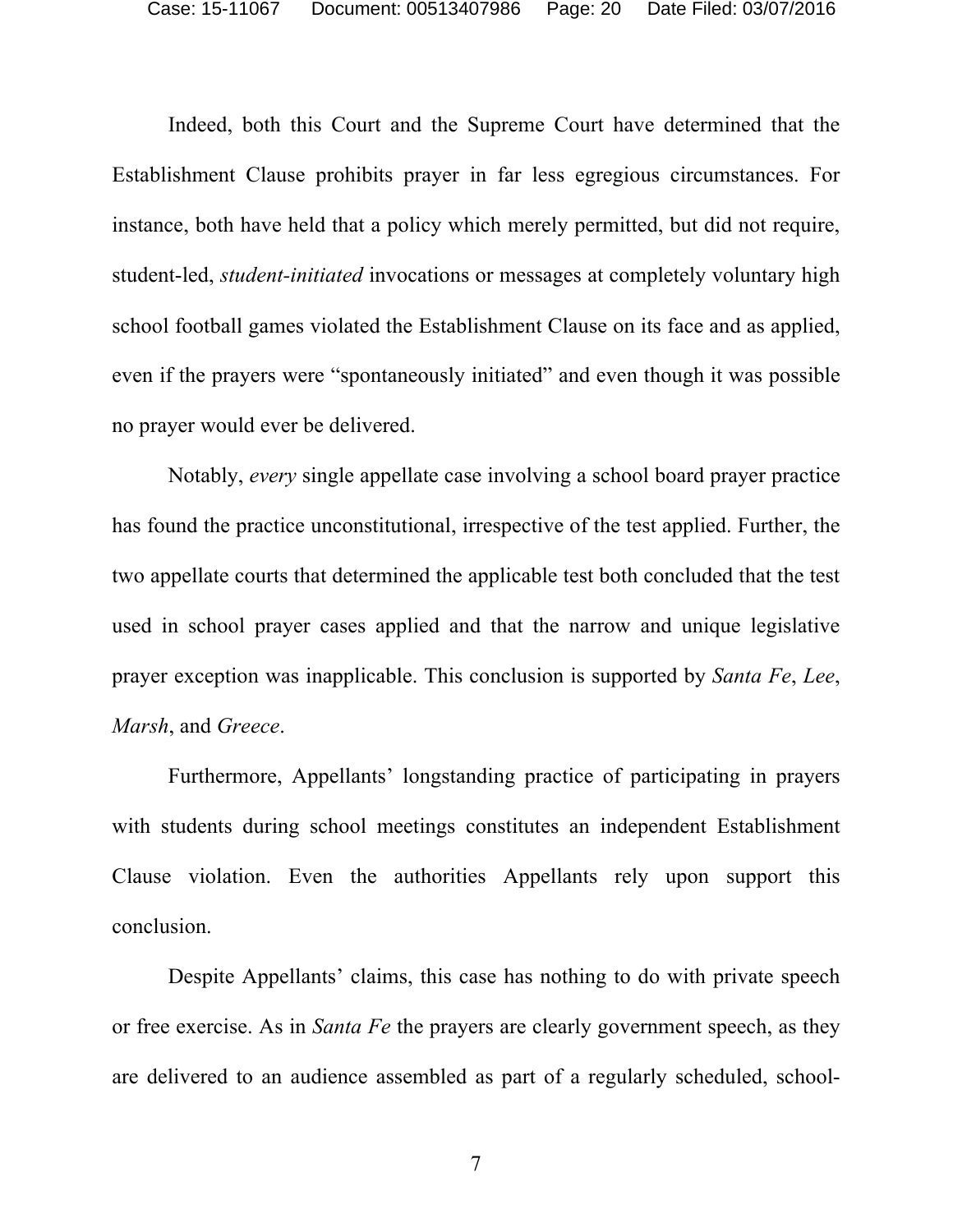Indeed, both this Court and the Supreme Court have determined that the Establishment Clause prohibits prayer in far less egregious circumstances. For instance, both have held that a policy which merely permitted, but did not require, student-led, *student-initiated* invocations or messages at completely voluntary high school football games violated the Establishment Clause on its face and as applied, even if the prayers were "spontaneously initiated" and even though it was possible no prayer would ever be delivered.

Notably, *every* single appellate case involving a school board prayer practice has found the practice unconstitutional, irrespective of the test applied. Further, the two appellate courts that determined the applicable test both concluded that the test used in school prayer cases applied and that the narrow and unique legislative prayer exception was inapplicable. This conclusion is supported by *Santa Fe*, *Lee*, *Marsh*, and *Greece*.

Furthermore, Appellants' longstanding practice of participating in prayers with students during school meetings constitutes an independent Establishment Clause violation. Even the authorities Appellants rely upon support this conclusion.

Despite Appellants' claims, this case has nothing to do with private speech or free exercise. As in *Santa Fe* the prayers are clearly government speech, as they are delivered to an audience assembled as part of a regularly scheduled, school-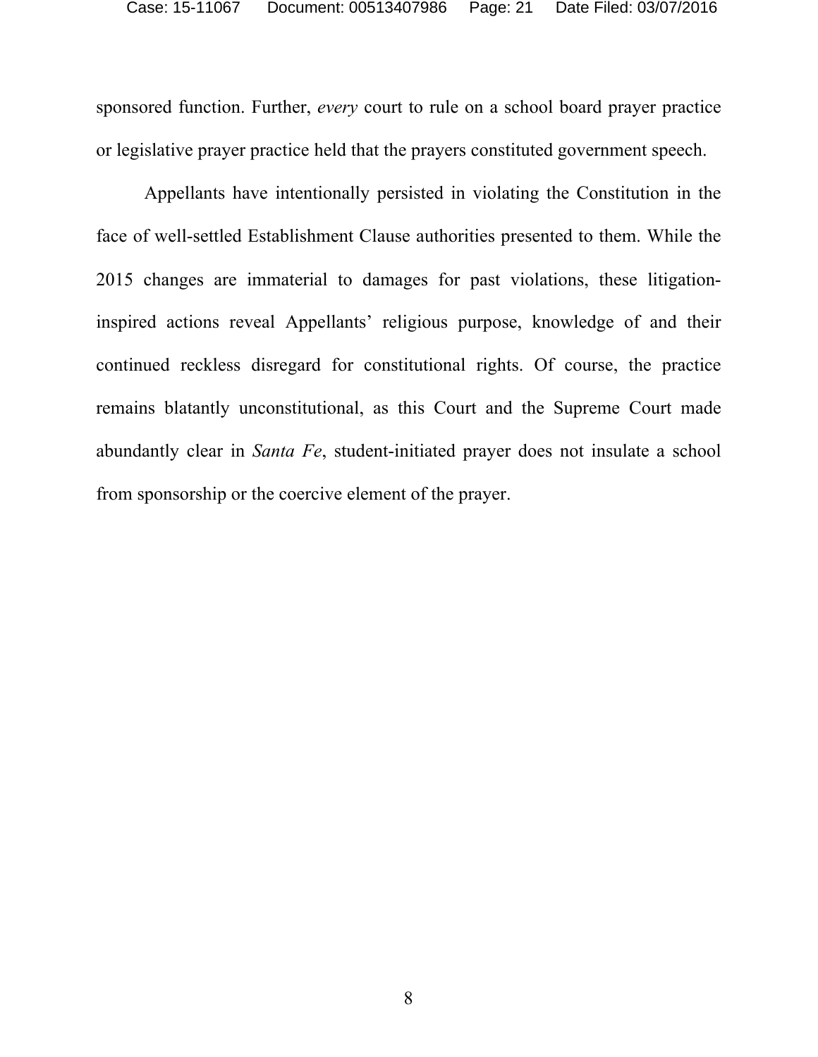sponsored function. Further, *every* court to rule on a school board prayer practice or legislative prayer practice held that the prayers constituted government speech.

Appellants have intentionally persisted in violating the Constitution in the face of well-settled Establishment Clause authorities presented to them. While the 2015 changes are immaterial to damages for past violations, these litigation-inspired actions reveal Appellants' religious purpose, knowledge of and their continued reckless disregard for constitutional rights. Of course, the practice remains blatantly unconstitutional, as this Court and the Supreme Court made abundantly clear in *Santa Fe*, student-initiated prayer does not insulate a school from sponsorship or the coercive element of the prayer.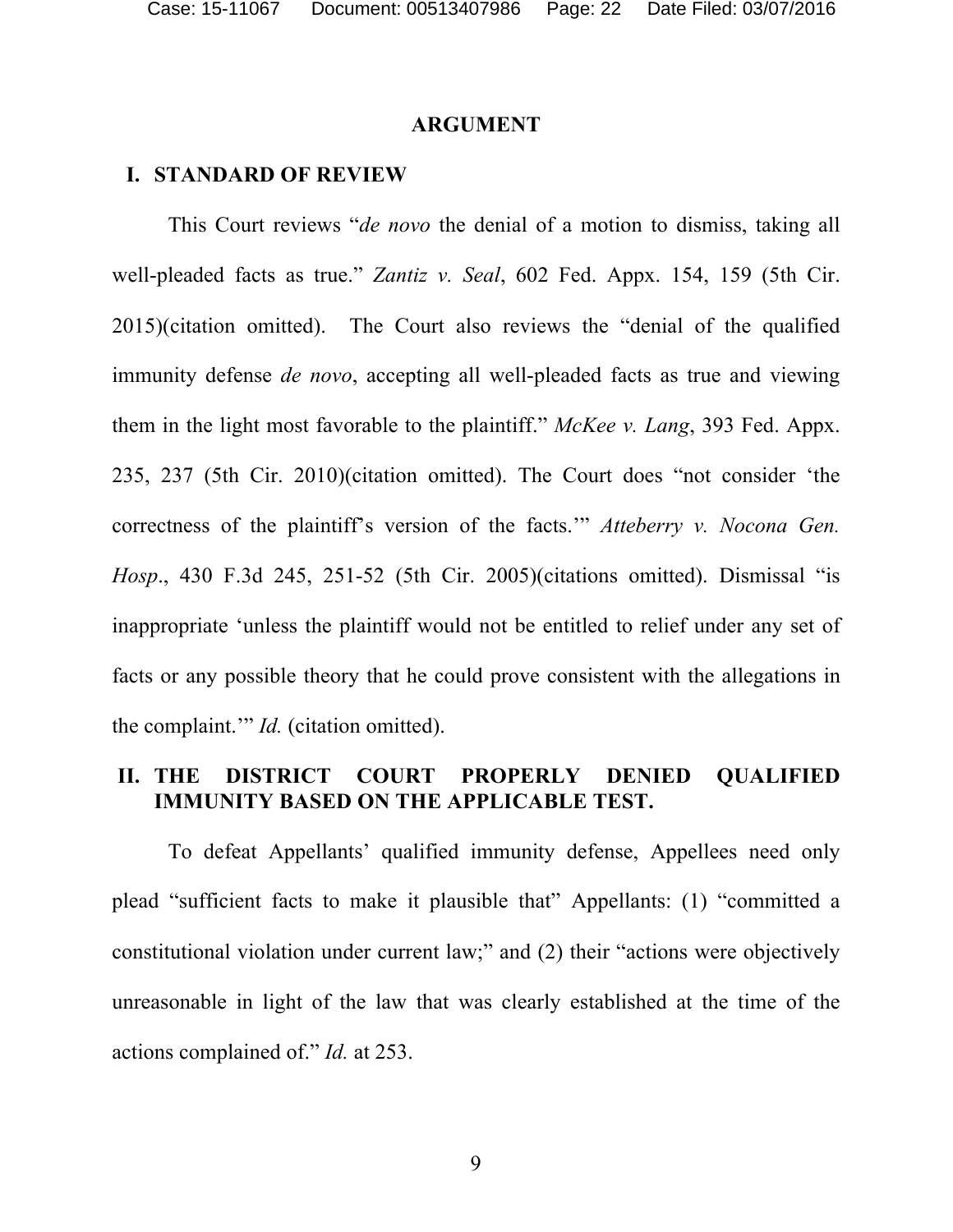# ARGUMENT

## I. STANDARD OF REVIEW

This Court reviews "*de novo* the denial of a motion to dismiss, taking all well-pleaded facts as true." *Zantiz v. Seal*, 602 Fed. Appx. 154, 159 (5th Cir. 2015)(citation omitted). The Court also reviews the "denial of the qualified immunity defense *de novo*, accepting all well-pleaded facts as true and viewing them in the light most favorable to the plaintiff." *McKee v. Lang*, 393 Fed. Appx. 235, 237 (5th Cir. 2010)(citation omitted). The Court does "not consider 'the correctness of the plaintiff's version of the facts.'" *Atteberry v. Nocona Gen. Hosp*., 430 F.3d 245, 251-52 (5th Cir. 2005)(citations omitted). Dismissal "is inappropriate 'unless the plaintiff would not be entitled to relief under any set of facts or any possible theory that he could prove consistent with the allegations in the complaint.'" *Id.* (citation omitted).

## II. THE DISTRICT COURT PROPERLY DENIED QUALIFIED IMMUNITY BASED ON THE APPLICABLE TEST.

To defeat Appellants' qualified immunity defense, Appellees need only plead "sufficient facts to make it plausible that" Appellants: (1) "committed a constitutional violation under current law;" and (2) their "actions were objectively unreasonable in light of the law that was clearly established at the time of the actions complained of." *Id.* at 253.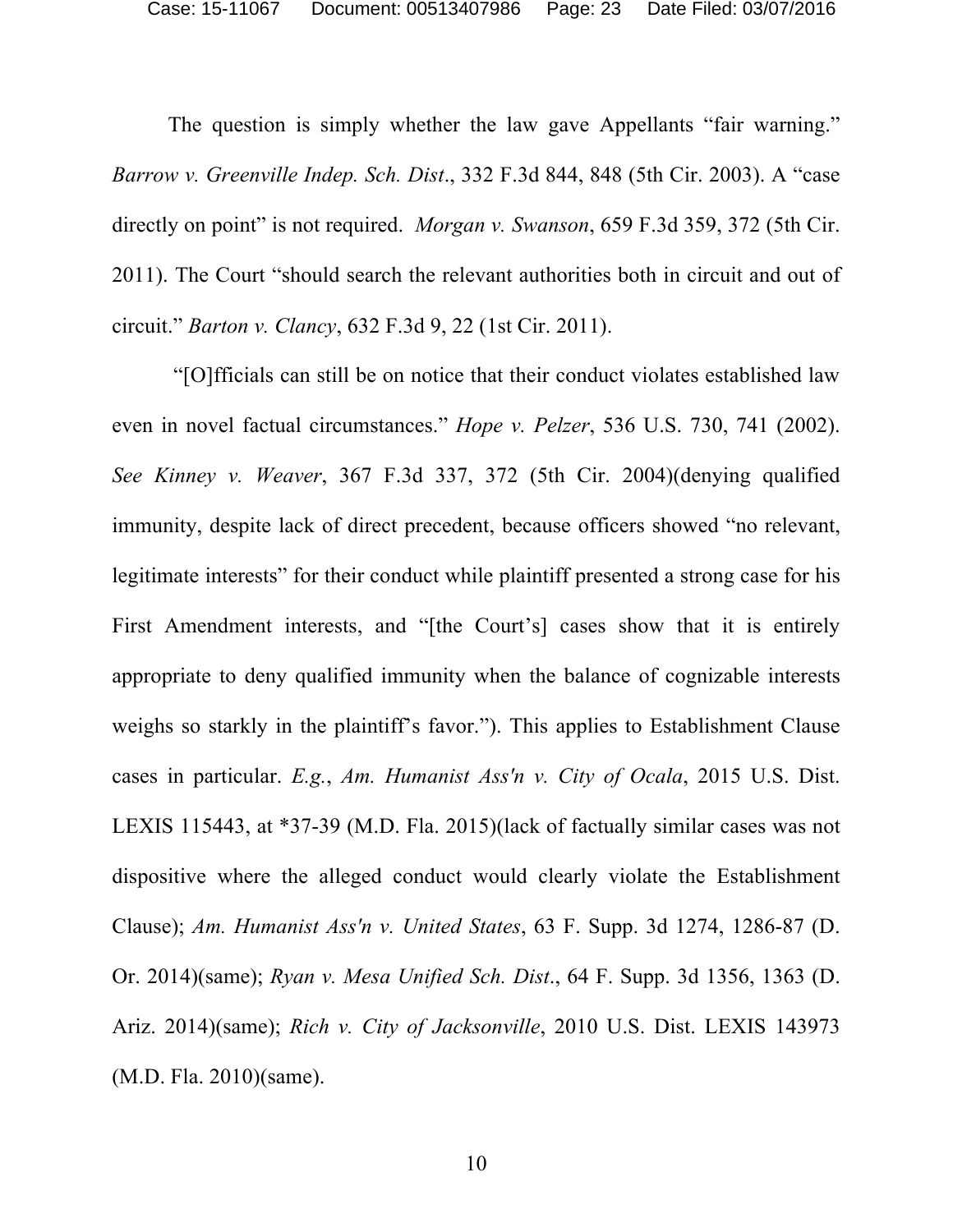The question is simply whether the law gave Appellants "fair warning." *Barrow v. Greenville Indep. Sch. Dist*., 332 F.3d 844, 848 (5th Cir. 2003). A "case directly on point" is not required. *Morgan v. Swanson*, 659 F.3d 359, 372 (5th Cir. 2011). The Court "should search the relevant authorities both in circuit and out of circuit." *Barton v. Clancy*, 632 F.3d 9, 22 (1st Cir. 2011).

"[O]fficials can still be on notice that their conduct violates established law even in novel factual circumstances." *Hope v. Pelzer*, 536 U.S. 730, 741 (2002). *See Kinney v. Weaver*, 367 F.3d 337, 372 (5th Cir. 2004)(denying qualified immunity, despite lack of direct precedent, because officers showed "no relevant, legitimate interests" for their conduct while plaintiff presented a strong case for his First Amendment interests, and "[the Court's] cases show that it is entirely appropriate to deny qualified immunity when the balance of cognizable interests weighs so starkly in the plaintiff's favor."). This applies to Establishment Clause cases in particular. *E.g.*, *Am. Humanist Ass'n v. City of Ocala*, 2015 U.S. Dist. LEXIS 115443, at *37-39 (M.D. Fla. 2015)(lack of factually similar cases was not dispositive where the alleged conduct would clearly violate the Establishment Clause); *Am. Humanist Ass'n v. United States*, 63 F. Supp. 3d 1274, 1286-87 (D. Or. 2014)(same); *Ryan v. Mesa Unified Sch. Dist*., 64 F. Supp. 3d 1356, 1363 (D. Ariz. 2014)(same); *Rich v. City of Jacksonville*, 2010 U.S. Dist. LEXIS 143973 (M.D. Fla. 2010)(same).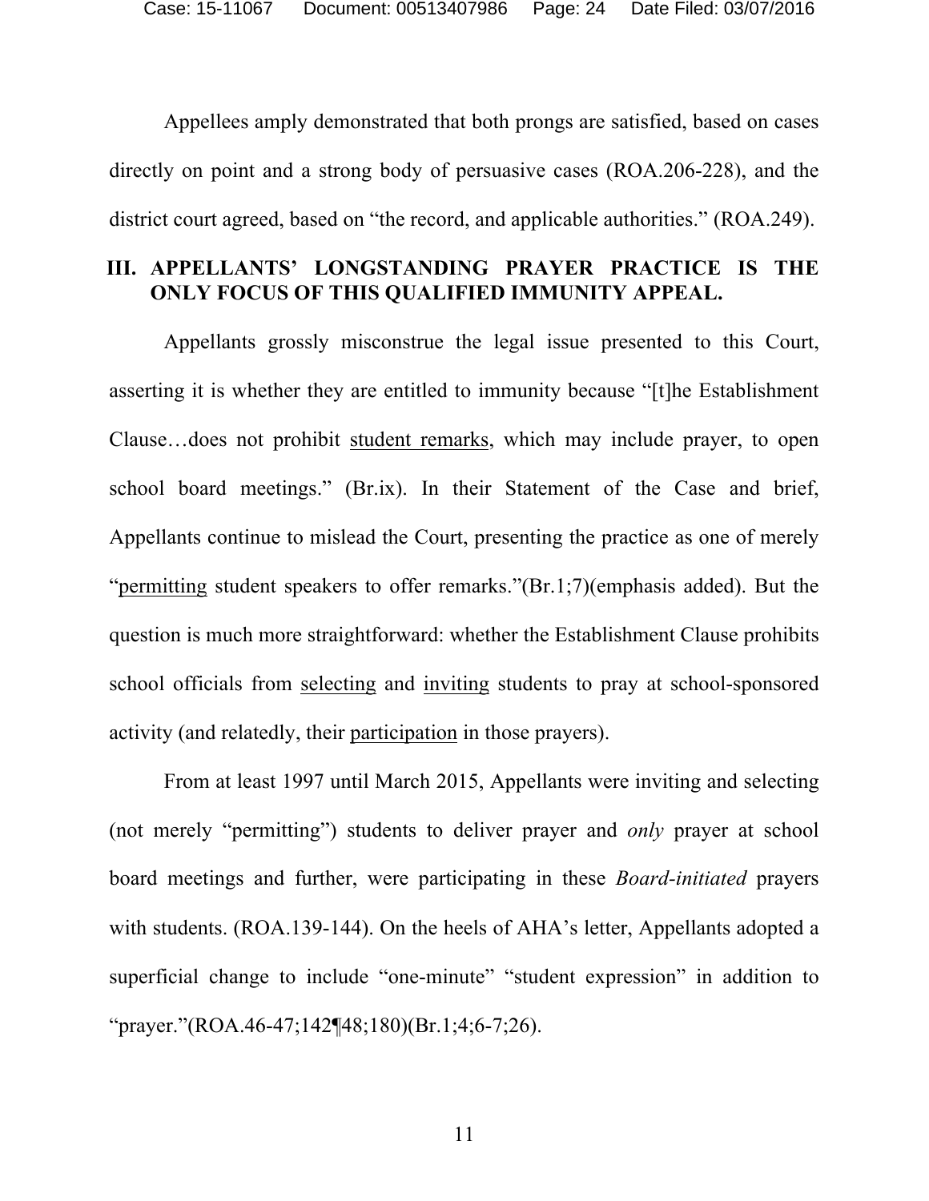Appellees amply demonstrated that both prongs are satisfied, based on cases directly on point and a strong body of persuasive cases (ROA.206-228), and the district court agreed, based on "the record, and applicable authorities." (ROA.249).

## III. APPELLANTS' LONGSTANDING PRAYER PRACTICE IS THE ONLY FOCUS OF THIS QUALIFIED IMMUNITY APPEAL.

Appellants grossly misconstrue the legal issue presented to this Court, asserting it is whether they are entitled to immunity because "[t]he Establishment Clause…does not prohibit <u>student remarks</u>, which may include prayer, to open school board meetings." (Br.ix). In their Statement of the Case and brief, Appellants continue to mislead the Court, presenting the practice as one of merely "<u>permitting</u> student speakers to offer remarks."(Br.1;7)(emphasis added). But the question is much more straightforward: whether the Establishment Clause prohibits school officials from <u>selecting</u> and <u>inviting</u> students to pray at school-sponsored activity (and relatedly, their <u>participation</u> in those prayers).

From at least 1997 until March 2015, Appellants were inviting and selecting (not merely "permitting") students to deliver prayer and *only* prayer at school board meetings and further, were participating in these *Board-initiated* prayers with students. (ROA.139-144). On the heels of AHA's letter, Appellants adopted a superficial change to include "one-minute" "student expression" in addition to "prayer."(ROA.46-47;142¶48;180)(Br.1;4;6-7;26).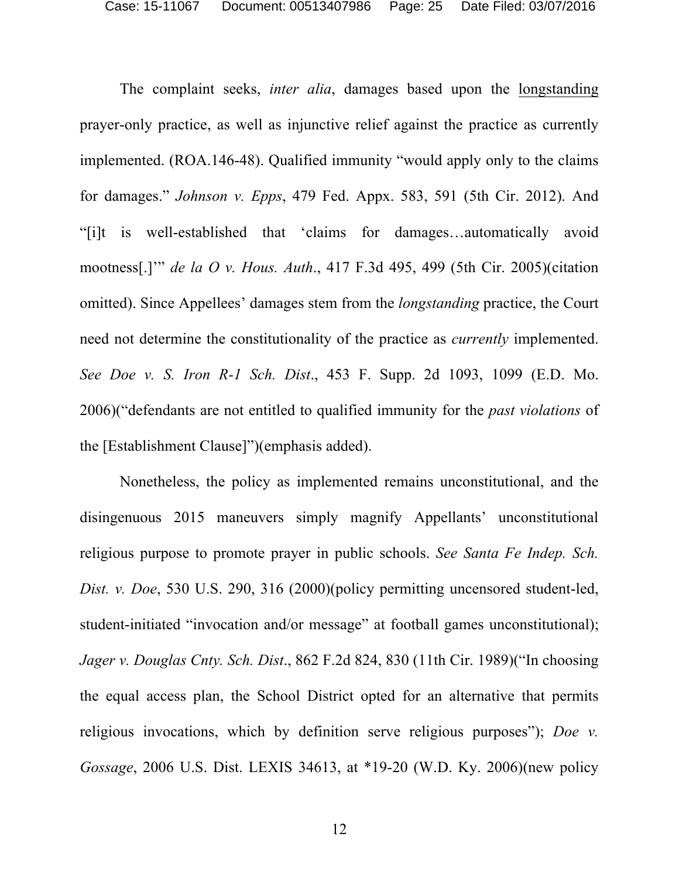The complaint seeks, *inter alia*, damages based upon the <u>longstanding</u> prayer-only practice, as well as injunctive relief against the practice as currently implemented. (ROA.146-48). Qualified immunity "would apply only to the claims for damages." *Johnson v. Epps*, 479 Fed. Appx. 583, 591 (5th Cir. 2012). And "[i]t is well-established that 'claims for damages…automatically avoid mootness[.]'" *de la O v. Hous. Auth*., 417 F.3d 495, 499 (5th Cir. 2005)(citation omitted). Since Appellees' damages stem from the *longstanding* practice, the Court need not determine the constitutionality of the practice as *currently* implemented. *See Doe v. S. Iron R-1 Sch. Dist*., 453 F. Supp. 2d 1093, 1099 (E.D. Mo. 2006)("defendants are not entitled to qualified immunity for the *past violations* of the [Establishment Clause]")(emphasis added).

Nonetheless, the policy as implemented remains unconstitutional, and the disingenuous 2015 maneuvers simply magnify Appellants' unconstitutional religious purpose to promote prayer in public schools. *See Santa Fe Indep. Sch. Dist. v. Doe*, 530 U.S. 290, 316 (2000)(policy permitting uncensored student-led, student-initiated "invocation and/or message" at football games unconstitutional); *Jager v. Douglas Cnty. Sch. Dist*., 862 F.2d 824, 830 (11th Cir. 1989)("In choosing the equal access plan, the School District opted for an alternative that permits religious invocations, which by definition serve religious purposes"); *Doe v. Gossage*, 2006 U.S. Dist. LEXIS 34613, at *19-20 (W.D. Ky. 2006)(new policy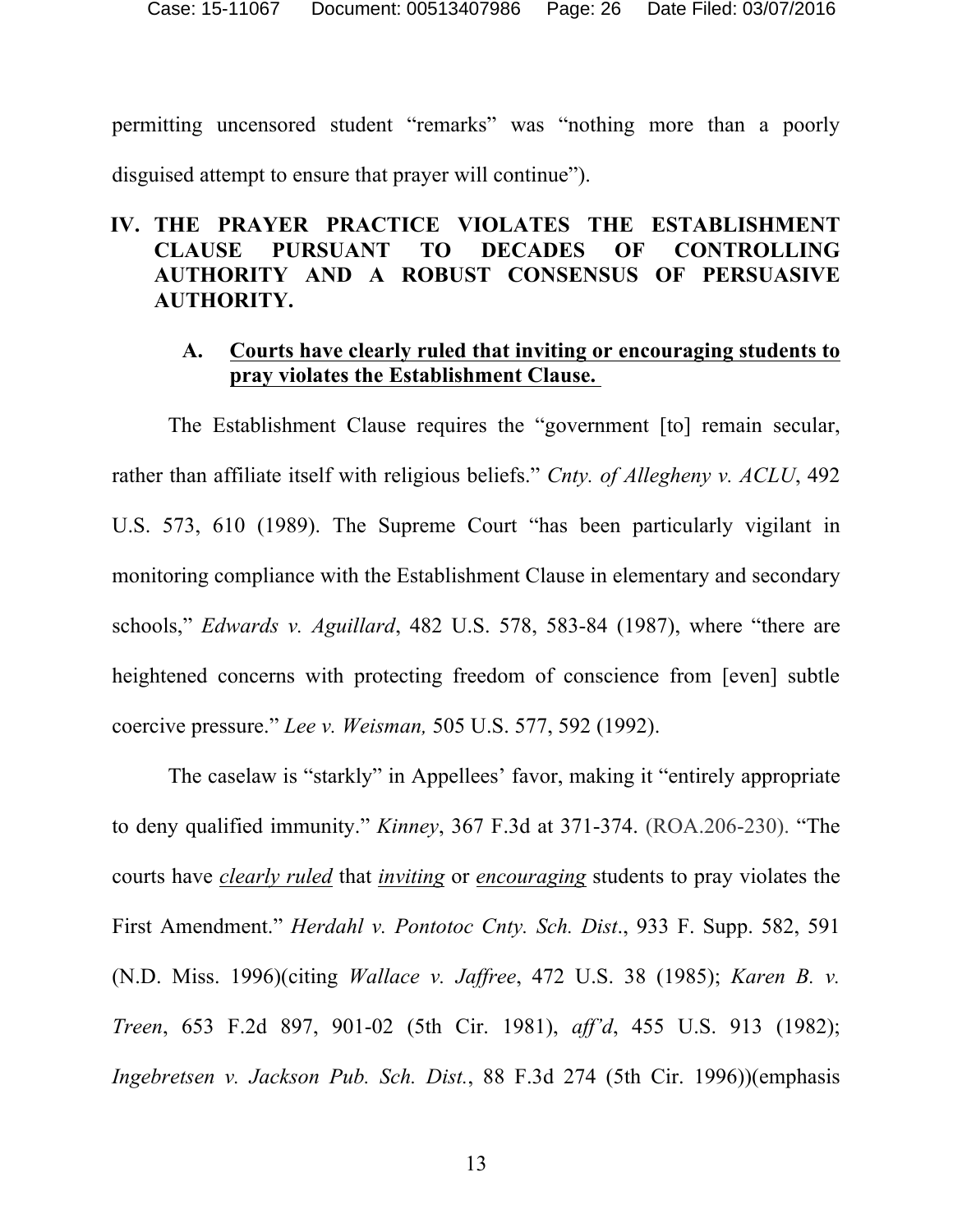permitting uncensored student "remarks" was "nothing more than a poorly disguised attempt to ensure that prayer will continue").

## IV. THE PRAYER PRACTICE VIOLATES THE ESTABLISHMENT CLAUSE PURSUANT TO DECADES OF CONTROLLING AUTHORITY AND A ROBUST CONSENSUS OF PERSUASIVE AUTHORITY.

### A. Courts have clearly ruled that inviting or encouraging students to pray violates the Establishment Clause.

The Establishment Clause requires the "government [to] remain secular, rather than affiliate itself with religious beliefs." *Cnty. of Allegheny v. ACLU*, 492 U.S. 573, 610 (1989). The Supreme Court "has been particularly vigilant in monitoring compliance with the Establishment Clause in elementary and secondary schools," *Edwards v. Aguillard*, 482 U.S. 578, 583-84 (1987), where "there are heightened concerns with protecting freedom of conscience from [even] subtle coercive pressure." *Lee v. Weisman,* 505 U.S. 577, 592 (1992).

The caselaw is "starkly" in Appellees' favor, making it "entirely appropriate to deny qualified immunity." *Kinney*, 367 F.3d at 371-374. (ROA.206-230). "The courts have *clearly ruled* that *inviting* or *encouraging* students to pray violates the First Amendment." *Herdahl v. Pontotoc Cnty. Sch. Dist*., 933 F. Supp. 582, 591 (N.D. Miss. 1996)(citing *Wallace v. Jaffree*, 472 U.S. 38 (1985); *Karen B. v. Treen*, 653 F.2d 897, 901-02 (5th Cir. 1981), *aff'd*, 455 U.S. 913 (1982); *Ingebretsen v. Jackson Pub. Sch. Dist.*, 88 F.3d 274 (5th Cir. 1996))(emphasis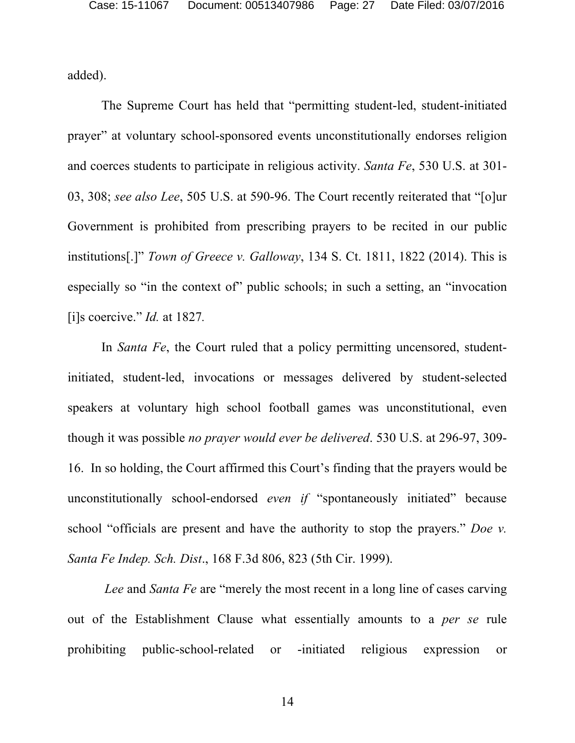added).

The Supreme Court has held that "permitting student-led, student-initiated prayer" at voluntary school-sponsored events unconstitutionally endorses religion and coerces students to participate in religious activity. *Santa Fe*, 530 U.S. at 301-03, 308; *see also Lee*, 505 U.S. at 590-96. The Court recently reiterated that "[o]ur Government is prohibited from prescribing prayers to be recited in our public institutions[.]" *Town of Greece v. Galloway*, 134 S. Ct. 1811, 1822 (2014). This is especially so "in the context of" public schools; in such a setting, an "invocation [i]s coercive." *Id.* at 1827.

In *Santa Fe*, the Court ruled that a policy permitting uncensored, student-initiated, student-led, invocations or messages delivered by student-selected speakers at voluntary high school football games was unconstitutional, even though it was possible *no prayer would ever be delivered*. 530 U.S. at 296-97, 309-16. In so holding, the Court affirmed this Court's finding that the prayers would be unconstitutionally school-endorsed *even if* "spontaneously initiated" because school "officials are present and have the authority to stop the prayers." *Doe v. Santa Fe Indep. Sch. Dist*., 168 F.3d 806, 823 (5th Cir. 1999).

*Lee* and *Santa Fe* are "merely the most recent in a long line of cases carving out of the Establishment Clause what essentially amounts to a *per se* rule prohibiting public-school-related or -initiated religious expression or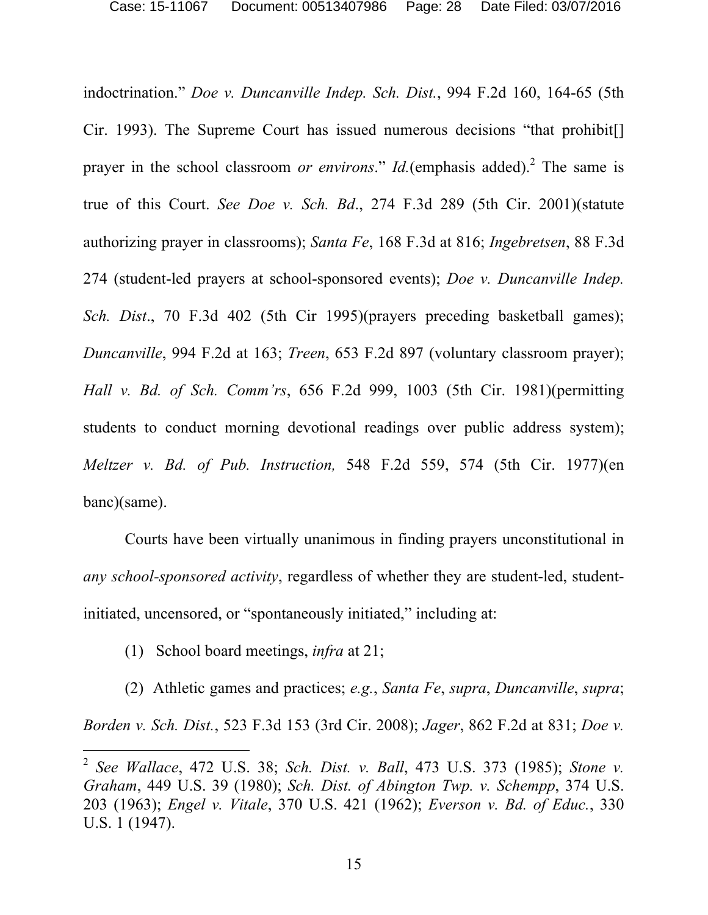indoctrination." *Doe v. Duncanville Indep. Sch. Dist.*, 994 F.2d 160, 164-65 (5th Cir. 1993). The Supreme Court has issued numerous decisions "that prohibit[] prayer in the school classroom *or environs*." *Id.*(emphasis added).[2] The same is true of this Court. *See Doe v. Sch. Bd*., 274 F.3d 289 (5th Cir. 2001)(statute authorizing prayer in classrooms); *Santa Fe*, 168 F.3d at 816; *Ingebretsen*, 88 F.3d 274 (student-led prayers at school-sponsored events); *Doe v. Duncanville Indep. Sch. Dist*., 70 F.3d 402 (5th Cir 1995)(prayers preceding basketball games); *Duncanville*, 994 F.2d at 163; *Treen*, 653 F.2d 897 (voluntary classroom prayer); *Hall v. Bd. of Sch. Comm'rs*, 656 F.2d 999, 1003 (5th Cir. 1981)(permitting students to conduct morning devotional readings over public address system); *Meltzer v. Bd. of Pub. Instruction,* 548 F.2d 559, 574 (5th Cir. 1977)(en banc)(same).

Courts have been virtually unanimous in finding prayers unconstitutional in *any school-sponsored activity*, regardless of whether they are student-led, student-initiated, uncensored, or "spontaneously initiated," including at:

(1) School board meetings, *infra* at 21;

(2) Athletic games and practices; *e.g.*, *Santa Fe*, *supra*, *Duncanville*, *supra*; *Borden v. Sch. Dist.*, 523 F.3d 153 (3rd Cir. 2008); *Jager*, 862 F.2d at 831; *Doe v.*

---

[2] *See Wallace*, 472 U.S. 38; *Sch. Dist. v. Ball*, 473 U.S. 373 (1985); *Stone v. Graham*, 449 U.S. 39 (1980); *Sch. Dist. of Abington Twp. v. Schempp*, 374 U.S. 203 (1963); *Engel v. Vitale*, 370 U.S. 421 (1962); *Everson v. Bd. of Educ.*, 330 U.S. 1 (1947).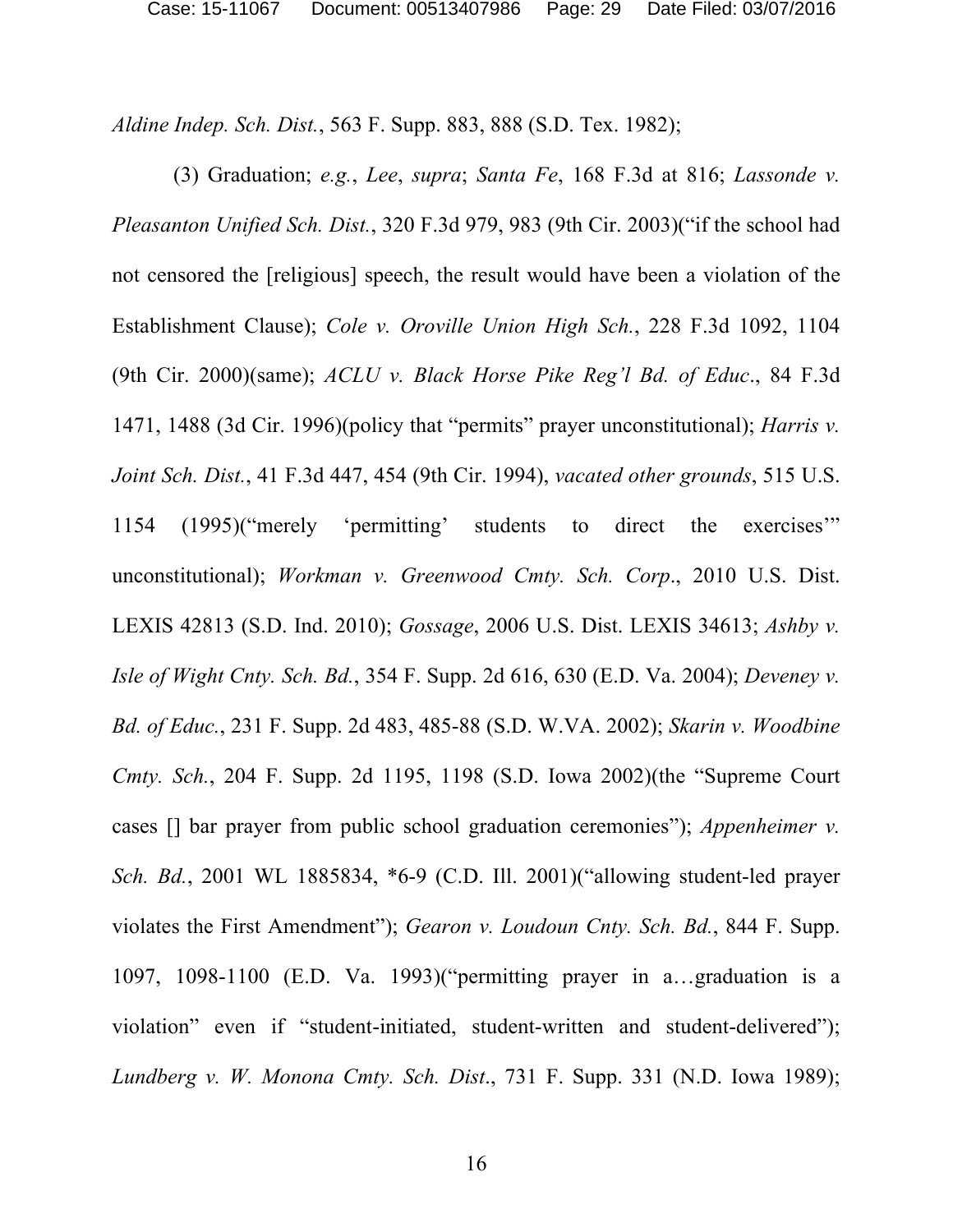*Aldine Indep. Sch. Dist.*, 563 F. Supp. 883, 888 (S.D. Tex. 1982);

(3) Graduation; *e.g.*, *Lee*, *supra*; *Santa Fe*, 168 F.3d at 816; *Lassonde v. Pleasanton Unified Sch. Dist.*, 320 F.3d 979, 983 (9th Cir. 2003)("if the school had not censored the [religious] speech, the result would have been a violation of the Establishment Clause); *Cole v. Oroville Union High Sch.*, 228 F.3d 1092, 1104 (9th Cir. 2000)(same); *ACLU v. Black Horse Pike Reg'l Bd. of Educ*., 84 F.3d 1471, 1488 (3d Cir. 1996)(policy that "permits" prayer unconstitutional); *Harris v. Joint Sch. Dist.*, 41 F.3d 447, 454 (9th Cir. 1994), *vacated other grounds*, 515 U.S. 1154 (1995)("merely 'permitting' students to direct the exercises'" unconstitutional); *Workman v. Greenwood Cmty. Sch. Corp*., 2010 U.S. Dist. LEXIS 42813 (S.D. Ind. 2010); *Gossage*, 2006 U.S. Dist. LEXIS 34613; *Ashby v. Isle of Wight Cnty. Sch. Bd.*, 354 F. Supp. 2d 616, 630 (E.D. Va. 2004); *Deveney v. Bd. of Educ.*, 231 F. Supp. 2d 483, 485-88 (S.D. W.VA. 2002); *Skarin v. Woodbine Cmty. Sch.*, 204 F. Supp. 2d 1195, 1198 (S.D. Iowa 2002)(the "Supreme Court cases [] bar prayer from public school graduation ceremonies"); *Appenheimer v. Sch. Bd.*, 2001 WL 1885834, *6-9 (C.D. Ill. 2001)("allowing student-led prayer violates the First Amendment"); *Gearon v. Loudoun Cnty. Sch. Bd.*, 844 F. Supp. 1097, 1098-1100 (E.D. Va. 1993)("permitting prayer in a…graduation is a violation" even if "student-initiated, student-written and student-delivered"); *Lundberg v. W. Monona Cmty. Sch. Dist*., 731 F. Supp. 331 (N.D. Iowa 1989);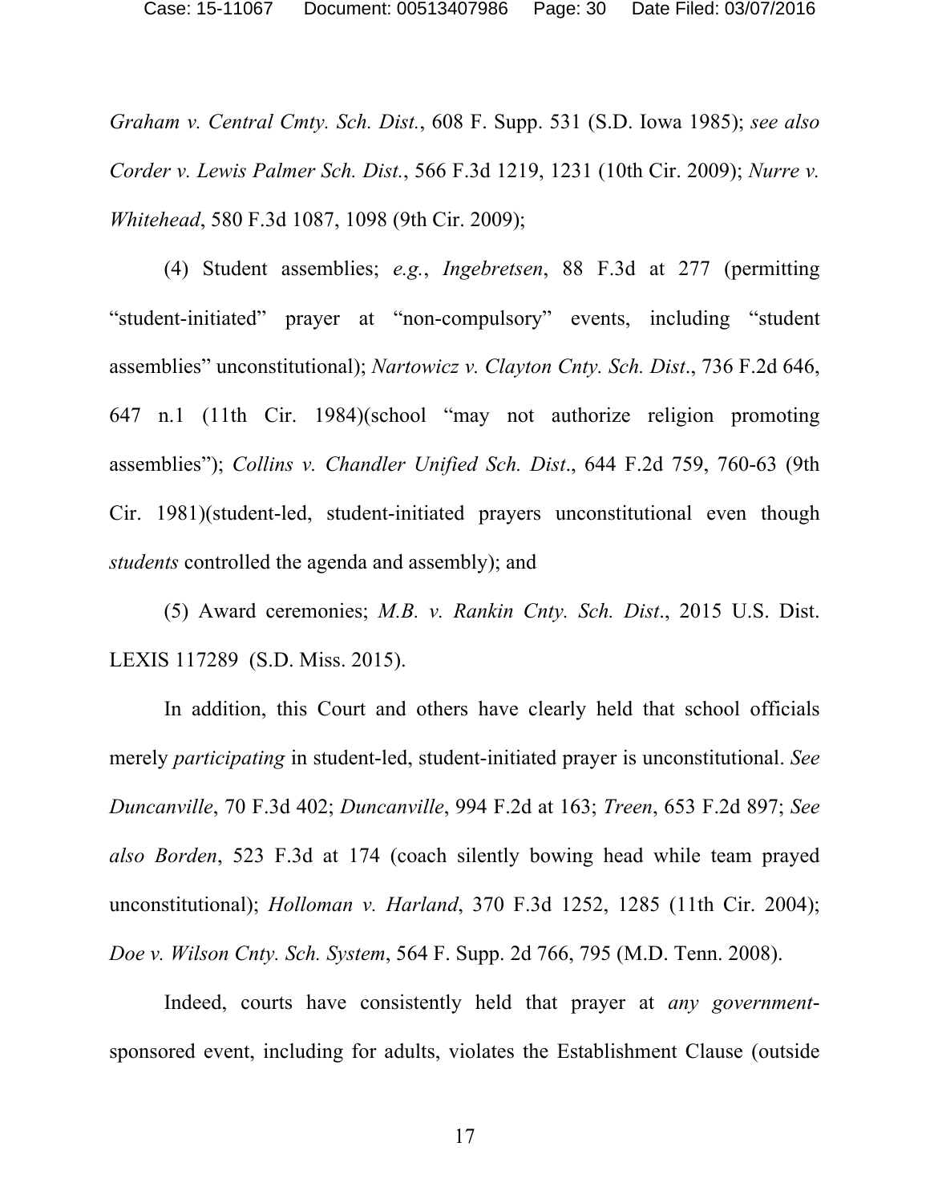*Graham v. Central Cmty. Sch. Dist.*, 608 F. Supp. 531 (S.D. Iowa 1985); *see also Corder v. Lewis Palmer Sch. Dist.*, 566 F.3d 1219, 1231 (10th Cir. 2009); *Nurre v. Whitehead*, 580 F.3d 1087, 1098 (9th Cir. 2009);

(4) Student assemblies; *e.g.*, *Ingebretsen*, 88 F.3d at 277 (permitting "student-initiated" prayer at "non-compulsory" events, including "student assemblies" unconstitutional); *Nartowicz v. Clayton Cnty. Sch. Dist*., 736 F.2d 646, 647 n.1 (11th Cir. 1984)(school "may not authorize religion promoting assemblies"); *Collins v. Chandler Unified Sch. Dist*., 644 F.2d 759, 760-63 (9th Cir. 1981)(student-led, student-initiated prayers unconstitutional even though *students* controlled the agenda and assembly); and

(5) Award ceremonies; *M.B. v. Rankin Cnty. Sch. Dist*., 2015 U.S. Dist. LEXIS 117289 (S.D. Miss. 2015).

In addition, this Court and others have clearly held that school officials merely *participating* in student-led, student-initiated prayer is unconstitutional. *See Duncanville*, 70 F.3d 402; *Duncanville*, 994 F.2d at 163; *Treen*, 653 F.2d 897; *See also Borden*, 523 F.3d at 174 (coach silently bowing head while team prayed unconstitutional); *Holloman v. Harland*, 370 F.3d 1252, 1285 (11th Cir. 2004); *Doe v. Wilson Cnty. Sch. System*, 564 F. Supp. 2d 766, 795 (M.D. Tenn. 2008).

Indeed, courts have consistently held that prayer at *any government*-sponsored event, including for adults, violates the Establishment Clause (outside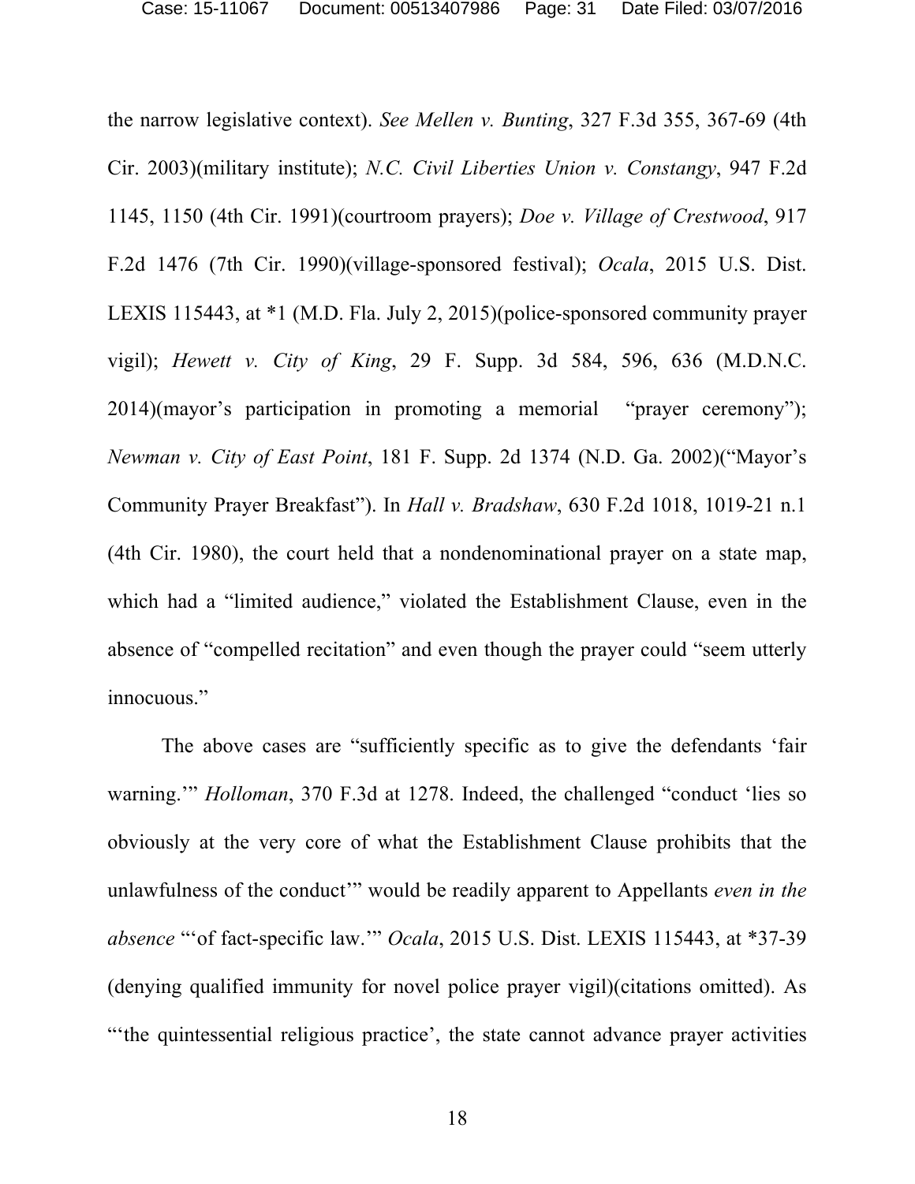the narrow legislative context). *See Mellen v. Bunting*, 327 F.3d 355, 367-69 (4th Cir. 2003)(military institute); *N.C. Civil Liberties Union v. Constangy*, 947 F.2d 1145, 1150 (4th Cir. 1991)(courtroom prayers); *Doe v. Village of Crestwood*, 917 F.2d 1476 (7th Cir. 1990)(village-sponsored festival); *Ocala*, 2015 U.S. Dist. LEXIS 115443, at *1 (M.D. Fla. July 2, 2015)(police-sponsored community prayer vigil); *Hewett v. City of King*, 29 F. Supp. 3d 584, 596, 636 (M.D.N.C. 2014)(mayor's participation in promoting a memorial "prayer ceremony"); *Newman v. City of East Point*, 181 F. Supp. 2d 1374 (N.D. Ga. 2002)("Mayor's Community Prayer Breakfast"). In *Hall v. Bradshaw*, 630 F.2d 1018, 1019-21 n.1 (4th Cir. 1980), the court held that a nondenominational prayer on a state map, which had a "limited audience," violated the Establishment Clause, even in the absence of "compelled recitation" and even though the prayer could "seem utterly innocuous."

The above cases are "sufficiently specific as to give the defendants 'fair warning.'" *Holloman*, 370 F.3d at 1278. Indeed, the challenged "conduct 'lies so obviously at the very core of what the Establishment Clause prohibits that the unlawfulness of the conduct'" would be readily apparent to Appellants *even in the absence* "'of fact-specific law.'" *Ocala*, 2015 U.S. Dist. LEXIS 115443, at *37-39 (denying qualified immunity for novel police prayer vigil)(citations omitted). As "'the quintessential religious practice', the state cannot advance prayer activities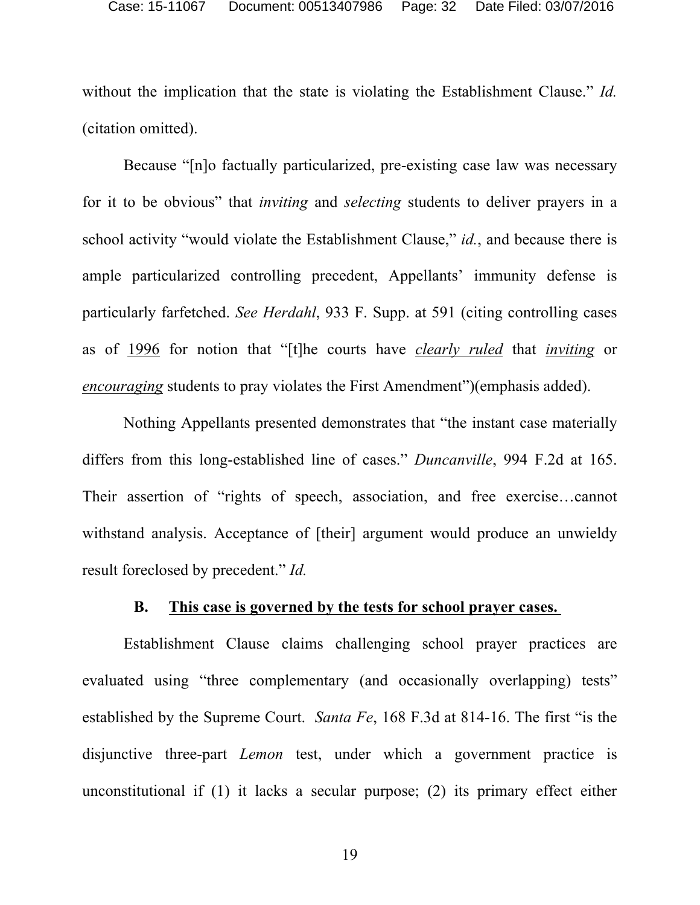without the implication that the state is violating the Establishment Clause." *Id.* (citation omitted).

Because "[n]o factually particularized, pre-existing case law was necessary for it to be obvious" that *inviting* and *selecting* students to deliver prayers in a school activity "would violate the Establishment Clause," *id.*, and because there is ample particularized controlling precedent, Appellants' immunity defense is particularly farfetched. *See Herdahl*, 933 F. Supp. at 591 (citing controlling cases as of <u>1996</u> for notion that "[t]he courts have <u>*clearly ruled*</u> that <u>*inviting*</u> or <u>*encouraging*</u> students to pray violates the First Amendment")(emphasis added).

Nothing Appellants presented demonstrates that "the instant case materially differs from this long-established line of cases." *Duncanville*, 994 F.2d at 165. Their assertion of "rights of speech, association, and free exercise…cannot withstand analysis. Acceptance of [their] argument would produce an unwieldy result foreclosed by precedent." *Id.*

### B. <u>This case is governed by the tests for school prayer cases.</u>

Establishment Clause claims challenging school prayer practices are evaluated using "three complementary (and occasionally overlapping) tests" established by the Supreme Court. *Santa Fe*, 168 F.3d at 814-16. The first "is the disjunctive three-part *Lemon* test, under which a government practice is unconstitutional if (1) it lacks a secular purpose; (2) its primary effect either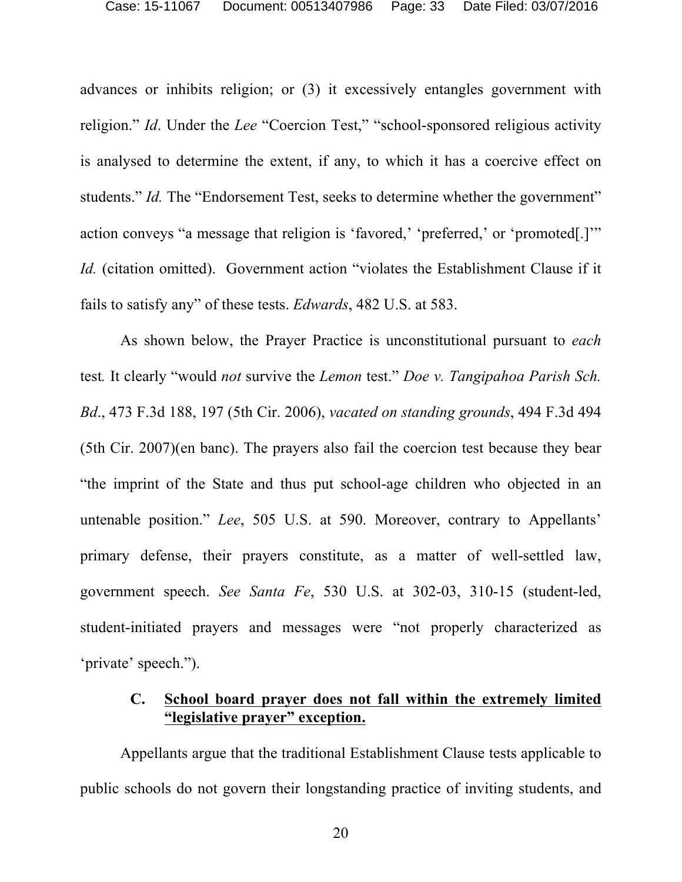advances or inhibits religion; or (3) it excessively entangles government with religion." *Id*. Under the *Lee* "Coercion Test," "school-sponsored religious activity is analysed to determine the extent, if any, to which it has a coercive effect on students." *Id.* The "Endorsement Test, seeks to determine whether the government" action conveys "a message that religion is 'favored,' 'preferred,' or 'promoted[.]'" *Id.* (citation omitted). Government action "violates the Establishment Clause if it fails to satisfy any" of these tests. *Edwards*, 482 U.S. at 583.

As shown below, the Prayer Practice is unconstitutional pursuant to *each* test*.* It clearly "would *not* survive the *Lemon* test." *Doe v. Tangipahoa Parish Sch. Bd*., 473 F.3d 188, 197 (5th Cir. 2006), *vacated on standing grounds*, 494 F.3d 494 (5th Cir. 2007)(en banc). The prayers also fail the coercion test because they bear "the imprint of the State and thus put school-age children who objected in an untenable position." *Lee*, 505 U.S. at 590. Moreover, contrary to Appellants' primary defense, their prayers constitute, as a matter of well-settled law, government speech. *See Santa Fe*, 530 U.S. at 302-03, 310-15 (student-led, student-initiated prayers and messages were "not properly characterized as 'private' speech.").

### C. <u>School board prayer does not fall within the extremely limited "legislative prayer" exception.</u>

Appellants argue that the traditional Establishment Clause tests applicable to public schools do not govern their longstanding practice of inviting students, and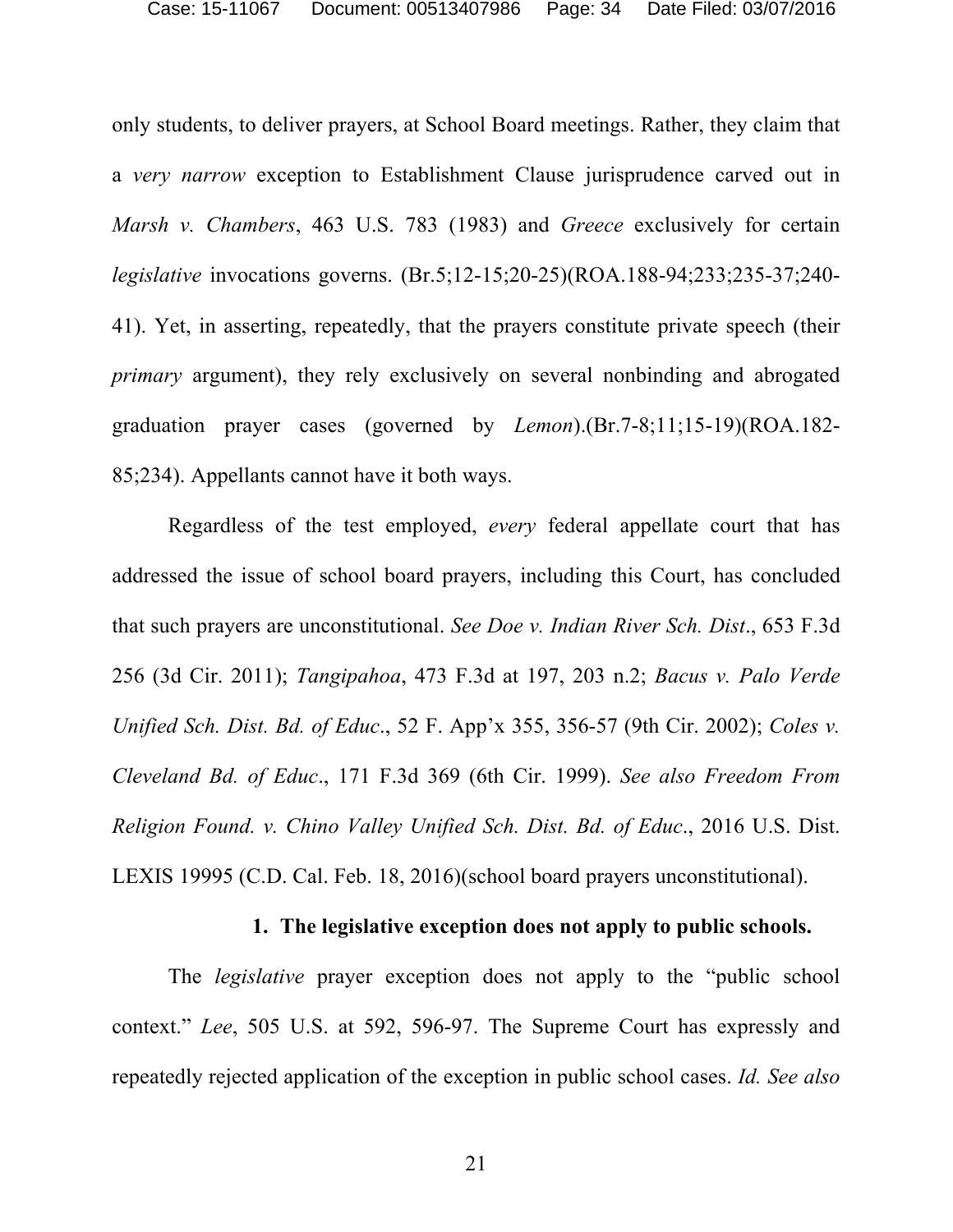only students, to deliver prayers, at School Board meetings. Rather, they claim that a *very narrow* exception to Establishment Clause jurisprudence carved out in *Marsh v. Chambers*, 463 U.S. 783 (1983) and *Greece* exclusively for certain *legislative* invocations governs. (Br.5;12-15;20-25)(ROA.188-94;233;235-37;240-41). Yet, in asserting, repeatedly, that the prayers constitute private speech (their *primary* argument), they rely exclusively on several nonbinding and abrogated graduation prayer cases (governed by *Lemon*).(Br.7-8;11;15-19)(ROA.182-85;234). Appellants cannot have it both ways.

Regardless of the test employed, *every* federal appellate court that has addressed the issue of school board prayers, including this Court, has concluded that such prayers are unconstitutional. *See Doe v. Indian River Sch. Dist*., 653 F.3d 256 (3d Cir. 2011); *Tangipahoa*, 473 F.3d at 197, 203 n.2; *Bacus v. Palo Verde Unified Sch. Dist. Bd. of Educ*., 52 F. App'x 355, 356-57 (9th Cir. 2002); *Coles v. Cleveland Bd. of Educ*., 171 F.3d 369 (6th Cir. 1999). *See also Freedom From Religion Found. v. Chino Valley Unified Sch. Dist. Bd. of Educ*., 2016 U.S. Dist. LEXIS 19995 (C.D. Cal. Feb. 18, 2016)(school board prayers unconstitutional).

**1. The legislative exception does not apply to public schools.**

The *legislative* prayer exception does not apply to the "public school context." *Lee*, 505 U.S. at 592, 596-97. The Supreme Court has expressly and repeatedly rejected application of the exception in public school cases. *Id. See also*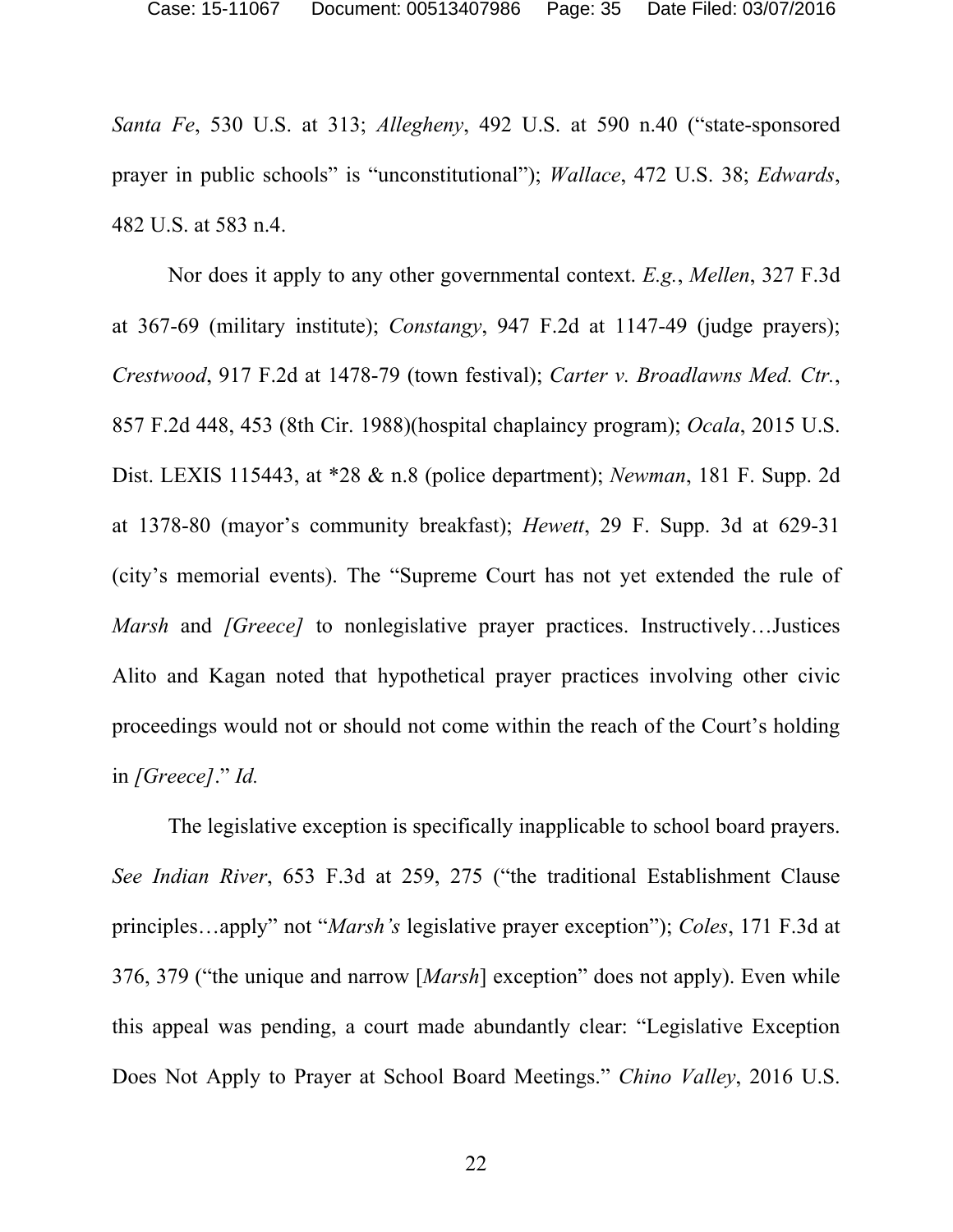*Santa Fe*, 530 U.S. at 313; *Allegheny*, 492 U.S. at 590 n.40 ("state-sponsored prayer in public schools" is "unconstitutional"); *Wallace*, 472 U.S. 38; *Edwards*, 482 U.S. at 583 n.4.

Nor does it apply to any other governmental context. *E.g.*, *Mellen*, 327 F.3d at 367-69 (military institute); *Constangy*, 947 F.2d at 1147-49 (judge prayers); *Crestwood*, 917 F.2d at 1478-79 (town festival); *Carter v. Broadlawns Med. Ctr.*, 857 F.2d 448, 453 (8th Cir. 1988)(hospital chaplaincy program); *Ocala*, 2015 U.S. Dist. LEXIS 115443, at *28 & n.8 (police department); *Newman*, 181 F. Supp. 2d at 1378-80 (mayor's community breakfast); *Hewett*, 29 F. Supp. 3d at 629-31 (city's memorial events). The "Supreme Court has not yet extended the rule of *Marsh* and *[Greece]* to nonlegislative prayer practices. Instructively…Justices Alito and Kagan noted that hypothetical prayer practices involving other civic proceedings would not or should not come within the reach of the Court's holding in *[Greece]*." *Id.*

The legislative exception is specifically inapplicable to school board prayers. *See Indian River*, 653 F.3d at 259, 275 ("the traditional Establishment Clause principles…apply" not "*Marsh's* legislative prayer exception"); *Coles*, 171 F.3d at 376, 379 ("the unique and narrow [*Marsh*] exception" does not apply). Even while this appeal was pending, a court made abundantly clear: "Legislative Exception Does Not Apply to Prayer at School Board Meetings." *Chino Valley*, 2016 U.S.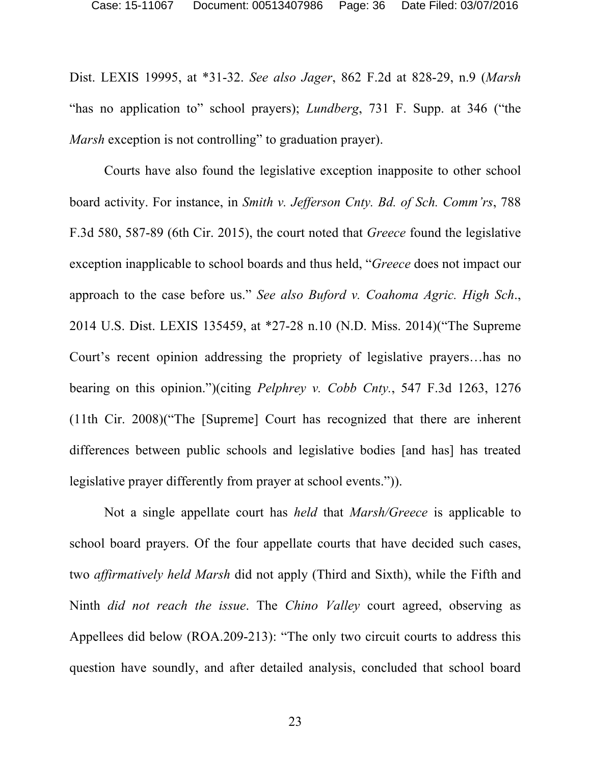Dist. LEXIS 19995, at *31-32. *See also Jager*, 862 F.2d at 828-29, n.9 (*Marsh* "has no application to" school prayers); *Lundberg*, 731 F. Supp. at 346 ("the *Marsh* exception is not controlling" to graduation prayer).

Courts have also found the legislative exception inapposite to other school board activity. For instance, in *Smith v. Jefferson Cnty. Bd. of Sch. Comm'rs*, 788 F.3d 580, 587-89 (6th Cir. 2015), the court noted that *Greece* found the legislative exception inapplicable to school boards and thus held, "*Greece* does not impact our approach to the case before us." *See also Buford v. Coahoma Agric. High Sch*., 2014 U.S. Dist. LEXIS 135459, at *27-28 n.10 (N.D. Miss. 2014)("The Supreme Court's recent opinion addressing the propriety of legislative prayers…has no bearing on this opinion.")(citing *Pelphrey v. Cobb Cnty.*, 547 F.3d 1263, 1276 (11th Cir. 2008)("The [Supreme] Court has recognized that there are inherent differences between public schools and legislative bodies [and has] has treated legislative prayer differently from prayer at school events.")).

Not a single appellate court has *held* that *Marsh/Greece* is applicable to school board prayers. Of the four appellate courts that have decided such cases, two *affirmatively held Marsh* did not apply (Third and Sixth), while the Fifth and Ninth *did not reach the issue*. The *Chino Valley* court agreed, observing as Appellees did below (ROA.209-213): "The only two circuit courts to address this question have soundly, and after detailed analysis, concluded that school board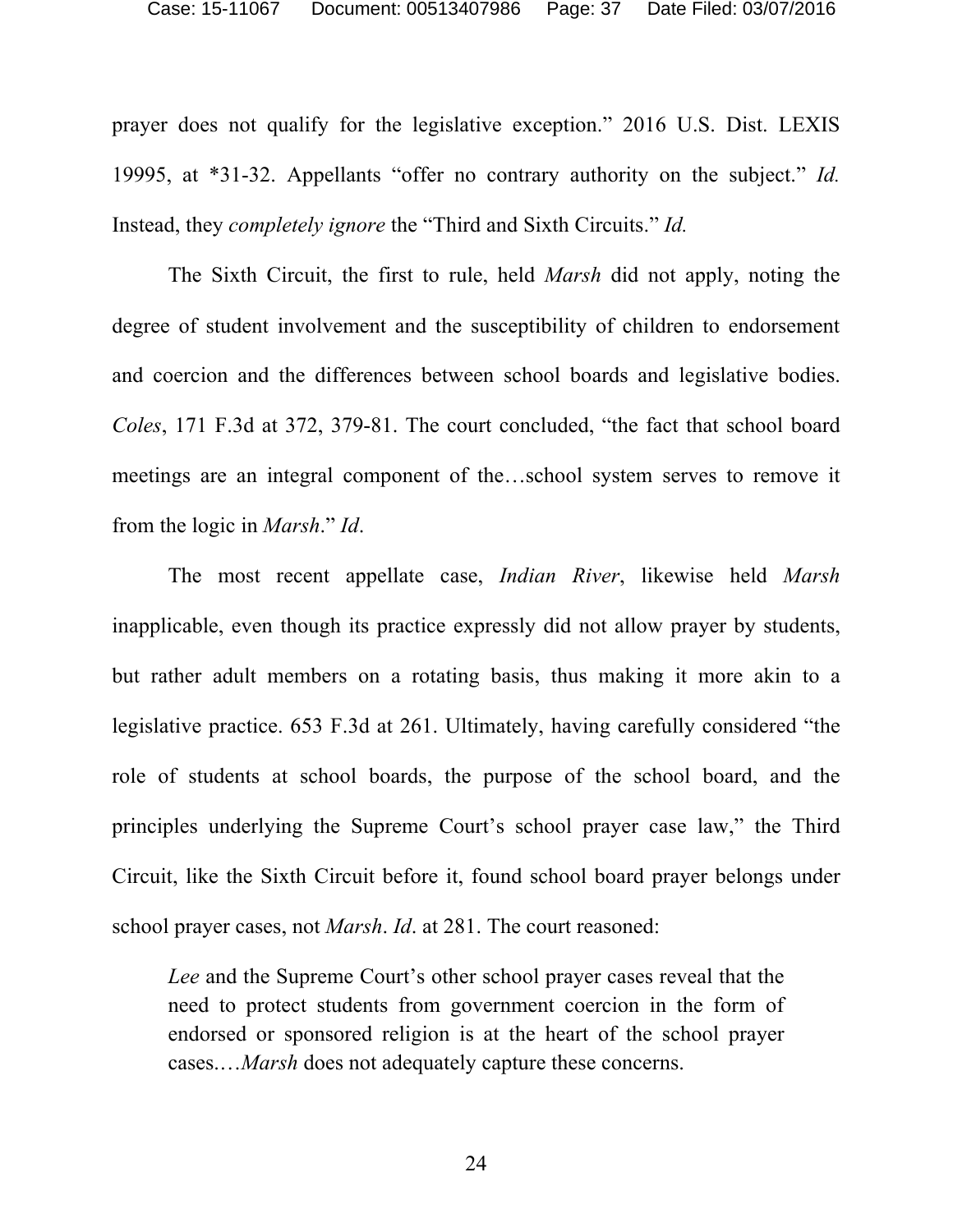prayer does not qualify for the legislative exception." 2016 U.S. Dist. LEXIS 19995, at *31-32. Appellants "offer no contrary authority on the subject." *Id.* Instead, they *completely ignore* the "Third and Sixth Circuits." *Id.*

The Sixth Circuit, the first to rule, held *Marsh* did not apply, noting the degree of student involvement and the susceptibility of children to endorsement and coercion and the differences between school boards and legislative bodies. *Coles*, 171 F.3d at 372, 379-81. The court concluded, "the fact that school board meetings are an integral component of the…school system serves to remove it from the logic in *Marsh*." *Id*.

The most recent appellate case, *Indian River*, likewise held *Marsh* inapplicable, even though its practice expressly did not allow prayer by students, but rather adult members on a rotating basis, thus making it more akin to a legislative practice. 653 F.3d at 261. Ultimately, having carefully considered "the role of students at school boards, the purpose of the school board, and the principles underlying the Supreme Court's school prayer case law," the Third Circuit, like the Sixth Circuit before it, found school board prayer belongs under school prayer cases, not *Marsh*. *Id*. at 281. The court reasoned:

> *Lee* and the Supreme Court's other school prayer cases reveal that the need to protect students from government coercion in the form of endorsed or sponsored religion is at the heart of the school prayer cases.…*Marsh* does not adequately capture these concerns.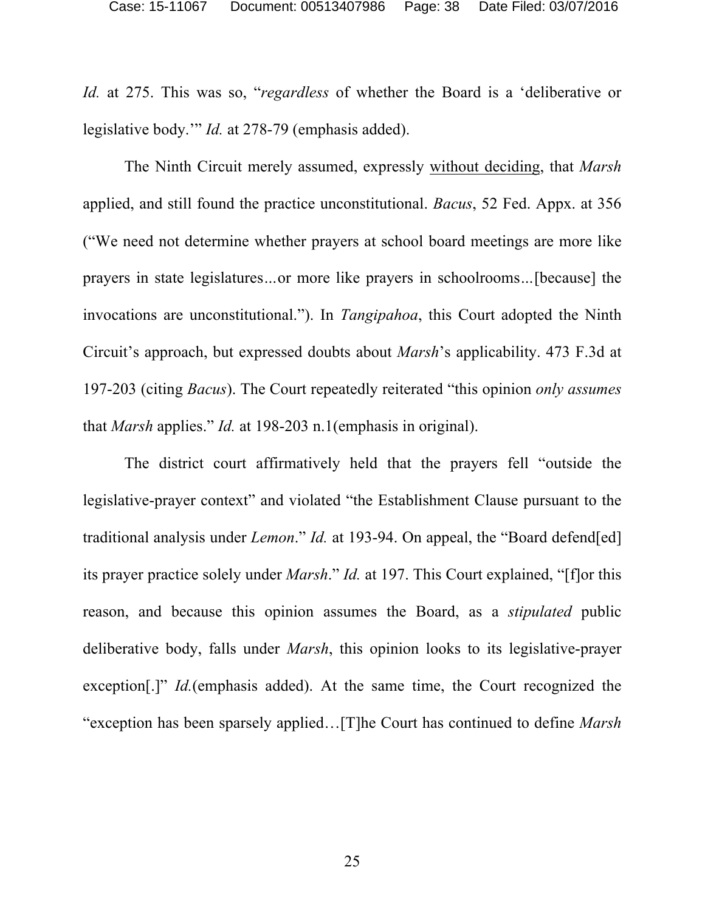*Id.* at 275. This was so, "*regardless* of whether the Board is a 'deliberative or legislative body.'" *Id.* at 278-79 (emphasis added).

The Ninth Circuit merely assumed, expressly <u>without deciding</u>, that *Marsh* applied, and still found the practice unconstitutional. *Bacus*, 52 Fed. Appx. at 356 ("We need not determine whether prayers at school board meetings are more like prayers in state legislatures...or more like prayers in schoolrooms...[because] the invocations are unconstitutional."). In *Tangipahoa*, this Court adopted the Ninth Circuit's approach, but expressed doubts about *Marsh*'s applicability. 473 F.3d at 197-203 (citing *Bacus*). The Court repeatedly reiterated "this opinion *only assumes* that *Marsh* applies." *Id.* at 198-203 n.1(emphasis in original).

The district court affirmatively held that the prayers fell "outside the legislative-prayer context" and violated "the Establishment Clause pursuant to the traditional analysis under *Lemon*." *Id.* at 193-94. On appeal, the "Board defend[ed] its prayer practice solely under *Marsh*." *Id.* at 197. This Court explained, "[f]or this reason, and because this opinion assumes the Board, as a *stipulated* public deliberative body, falls under *Marsh*, this opinion looks to its legislative-prayer exception[.]" *Id.*(emphasis added). At the same time, the Court recognized the "exception has been sparsely applied…[T]he Court has continued to define *Marsh*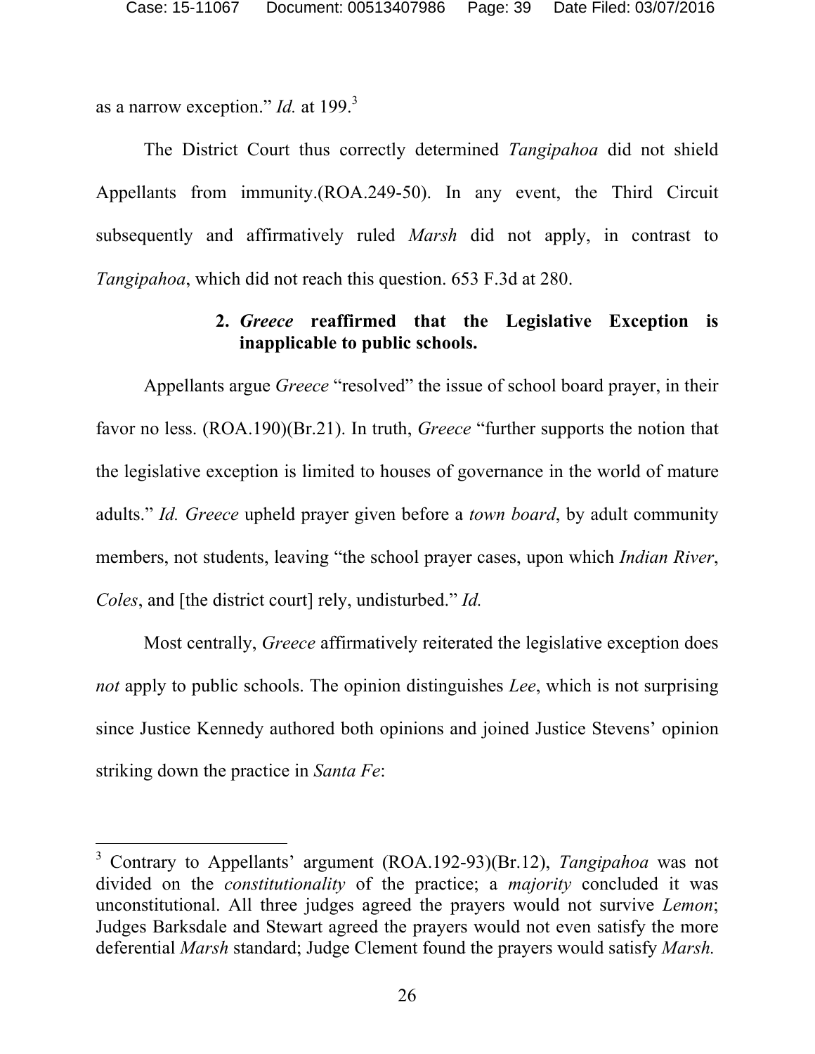as a narrow exception." *Id.* at 199.[3]

The District Court thus correctly determined *Tangipahoa* did not shield Appellants from immunity.(ROA.249-50). In any event, the Third Circuit subsequently and affirmatively ruled *Marsh* did not apply, in contrast to *Tangipahoa*, which did not reach this question. 653 F.3d at 280.

### 2. *Greece* reaffirmed that the Legislative Exception is inapplicable to public schools.

Appellants argue *Greece* "resolved" the issue of school board prayer, in their favor no less. (ROA.190)(Br.21). In truth, *Greece* "further supports the notion that the legislative exception is limited to houses of governance in the world of mature adults." *Id. Greece* upheld prayer given before a *town board*, by adult community members, not students, leaving "the school prayer cases, upon which *Indian River*, *Coles*, and [the district court] rely, undisturbed." *Id.*

Most centrally, *Greece* affirmatively reiterated the legislative exception does *not* apply to public schools. The opinion distinguishes *Lee*, which is not surprising since Justice Kennedy authored both opinions and joined Justice Stevens' opinion striking down the practice in *Santa Fe*:

---

[3] Contrary to Appellants' argument (ROA.192-93)(Br.12), *Tangipahoa* was not divided on the *constitutionality* of the practice; a *majority* concluded it was unconstitutional. All three judges agreed the prayers would not survive *Lemon*; Judges Barksdale and Stewart agreed the prayers would not even satisfy the more deferential *Marsh* standard; Judge Clement found the prayers would satisfy *Marsh.*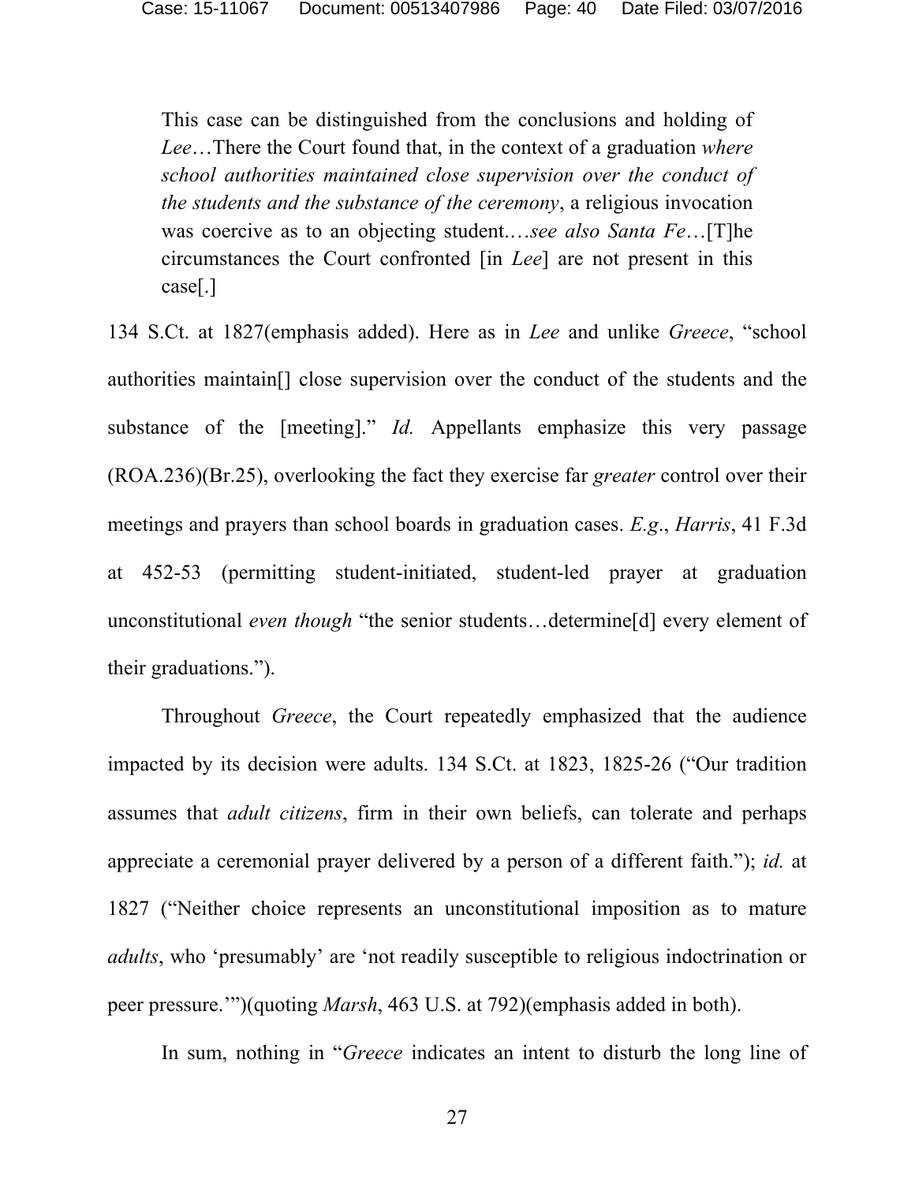> This case can be distinguished from the conclusions and holding of *Lee*…There the Court found that, in the context of a graduation *where school authorities maintained close supervision over the conduct of the students and the substance of the ceremony*, a religious invocation was coercive as to an objecting student.…*see also Santa Fe*…[T]he circumstances the Court confronted [in *Lee*] are not present in this case[.]

134 S.Ct. at 1827(emphasis added). Here as in *Lee* and unlike *Greece*, "school authorities maintain[] close supervision over the conduct of the students and the substance of the [meeting]." *Id.* Appellants emphasize this very passage (ROA.236)(Br.25), overlooking the fact they exercise far *greater* control over their meetings and prayers than school boards in graduation cases. *E.g*., *Harris*, 41 F.3d at 452-53 (permitting student-initiated, student-led prayer at graduation unconstitutional *even though* "the senior students…determine[d] every element of their graduations.").

Throughout *Greece*, the Court repeatedly emphasized that the audience impacted by its decision were adults. 134 S.Ct. at 1823, 1825-26 ("Our tradition assumes that *adult citizens*, firm in their own beliefs, can tolerate and perhaps appreciate a ceremonial prayer delivered by a person of a different faith."); *id.* at 1827 ("Neither choice represents an unconstitutional imposition as to mature *adults*, who 'presumably' are 'not readily susceptible to religious indoctrination or peer pressure.'")(quoting *Marsh*, 463 U.S. at 792)(emphasis added in both).

In sum, nothing in "*Greece* indicates an intent to disturb the long line of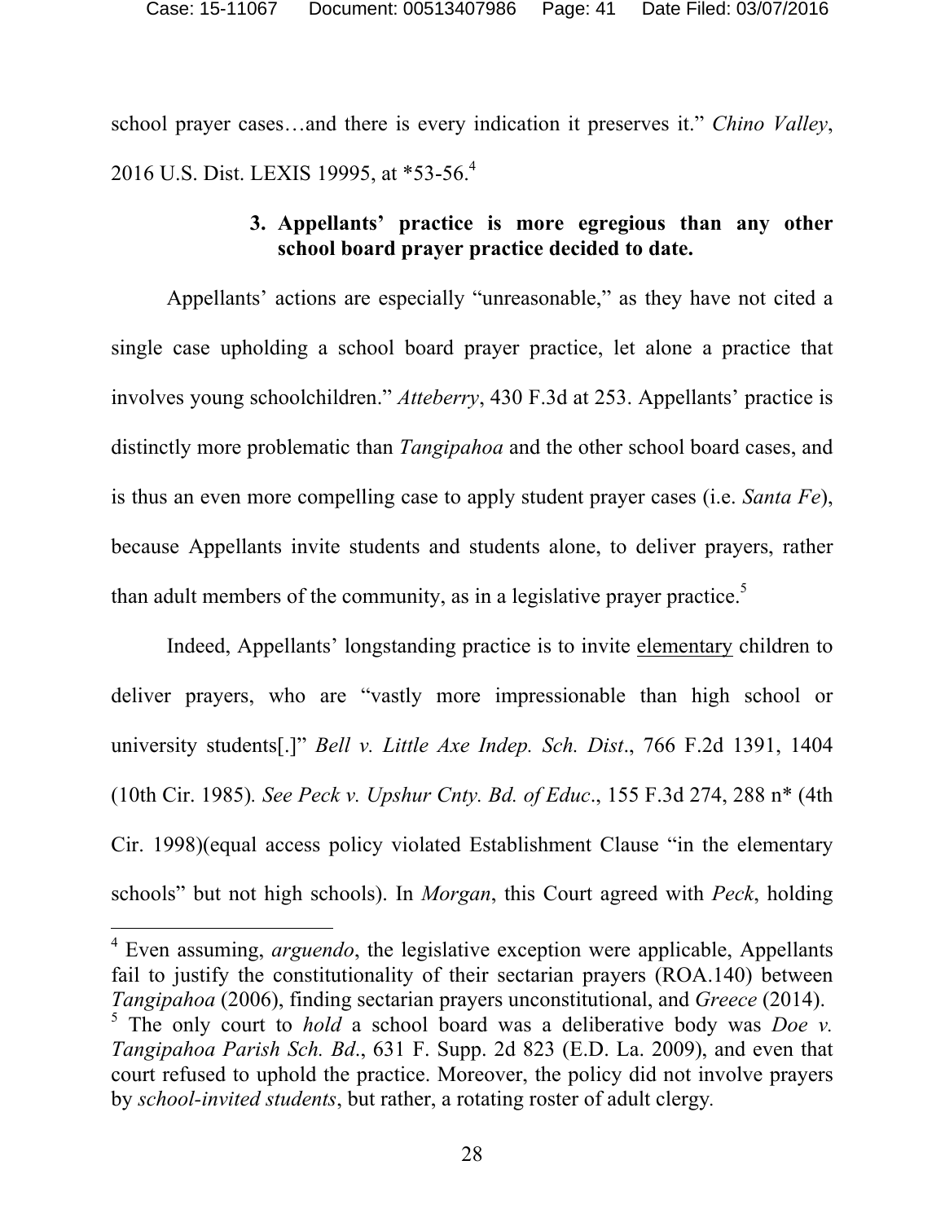school prayer cases…and there is every indication it preserves it." *Chino Valley*, 2016 U.S. Dist. LEXIS 19995, at *53-56.[4]

### 3. Appellants' practice is more egregious than any other school board prayer practice decided to date.

Appellants' actions are especially "unreasonable," as they have not cited a single case upholding a school board prayer practice, let alone a practice that involves young schoolchildren." *Atteberry*, 430 F.3d at 253. Appellants' practice is distinctly more problematic than *Tangipahoa* and the other school board cases, and is thus an even more compelling case to apply student prayer cases (i.e. *Santa Fe*), because Appellants invite students and students alone, to deliver prayers, rather than adult members of the community, as in a legislative prayer practice.[5]

Indeed, Appellants' longstanding practice is to invite elementary children to deliver prayers, who are "vastly more impressionable than high school or university students[.]" *Bell v. Little Axe Indep. Sch. Dist*., 766 F.2d 1391, 1404 (10th Cir. 1985). *See Peck v. Upshur Cnty. Bd. of Educ*., 155 F.3d 274, 288 n* (4th Cir. 1998)(equal access policy violated Establishment Clause "in the elementary schools" but not high schools). In *Morgan*, this Court agreed with *Peck*, holding

---

[4] Even assuming, *arguendo*, the legislative exception were applicable, Appellants fail to justify the constitutionality of their sectarian prayers (ROA.140) between *Tangipahoa* (2006), finding sectarian prayers unconstitutional, and *Greece* (2014).

[5] The only court to *hold* a school board was a deliberative body was *Doe v. Tangipahoa Parish Sch. Bd*., 631 F. Supp. 2d 823 (E.D. La. 2009), and even that court refused to uphold the practice. Moreover, the policy did not involve prayers by *school-invited students*, but rather, a rotating roster of adult clergy.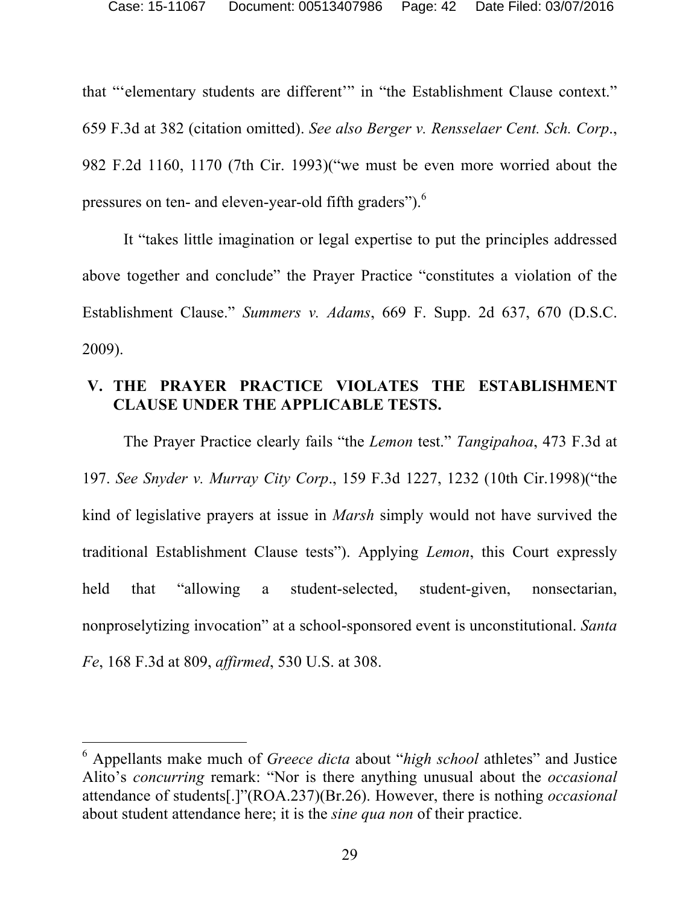that "'elementary students are different'" in "the Establishment Clause context." 659 F.3d at 382 (citation omitted). *See also Berger v. Rensselaer Cent. Sch. Corp.*, 982 F.2d 1160, 1170 (7th Cir. 1993)("we must be even more worried about the pressures on ten- and eleven-year-old fifth graders").[6]

It "takes little imagination or legal expertise to put the principles addressed above together and conclude" the Prayer Practice "constitutes a violation of the Establishment Clause." *Summers v. Adams*, 669 F. Supp. 2d 637, 670 (D.S.C. 2009).

## V. THE PRAYER PRACTICE VIOLATES THE ESTABLISHMENT CLAUSE UNDER THE APPLICABLE TESTS.

The Prayer Practice clearly fails "the *Lemon* test." *Tangipahoa*, 473 F.3d at 197. *See Snyder v. Murray City Corp.*, 159 F.3d 1227, 1232 (10th Cir.1998)("the kind of legislative prayers at issue in *Marsh* simply would not have survived the traditional Establishment Clause tests"). Applying *Lemon*, this Court expressly held that "allowing a student-selected, student-given, nonsectarian, nonproselytizing invocation" at a school-sponsored event is unconstitutional. *Santa Fe*, 168 F.3d at 809, *affirmed*, 530 U.S. at 308.

---

[6] Appellants make much of *Greece dicta* about "*high school* athletes" and Justice Alito's *concurring* remark: "Nor is there anything unusual about the *occasional* attendance of students[.]"(ROA.237)(Br.26). However, there is nothing *occasional* about student attendance here; it is the *sine qua non* of their practice.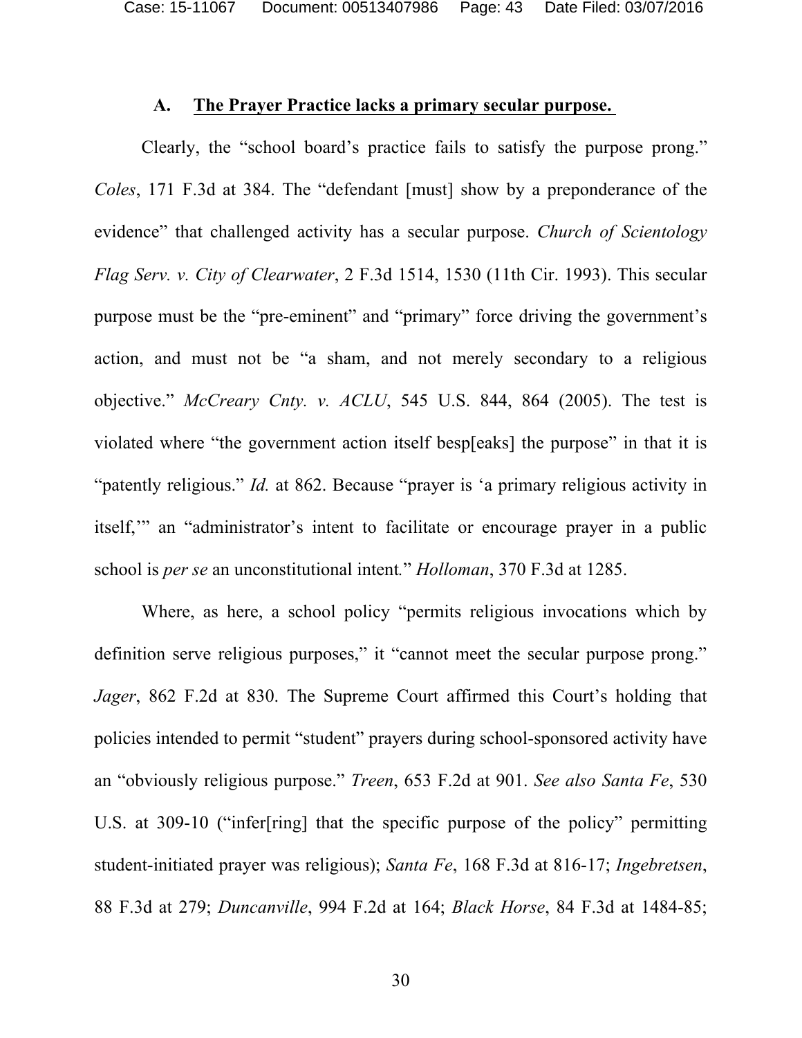### A. <u>The Prayer Practice lacks a primary secular purpose.</u>

Clearly, the "school board's practice fails to satisfy the purpose prong." *Coles*, 171 F.3d at 384. The "defendant [must] show by a preponderance of the evidence" that challenged activity has a secular purpose. *Church of Scientology Flag Serv. v. City of Clearwater*, 2 F.3d 1514, 1530 (11th Cir. 1993). This secular purpose must be the "pre-eminent" and "primary" force driving the government's action, and must not be "a sham, and not merely secondary to a religious objective." *McCreary Cnty. v. ACLU*, 545 U.S. 844, 864 (2005). The test is violated where "the government action itself besp[eaks] the purpose" in that it is "patently religious." *Id.* at 862. Because "prayer is 'a primary religious activity in itself,'" an "administrator's intent to facilitate or encourage prayer in a public school is *per se* an unconstitutional intent." *Holloman*, 370 F.3d at 1285.

Where, as here, a school policy "permits religious invocations which by definition serve religious purposes," it "cannot meet the secular purpose prong." *Jager*, 862 F.2d at 830. The Supreme Court affirmed this Court's holding that policies intended to permit "student" prayers during school-sponsored activity have an "obviously religious purpose." *Treen*, 653 F.2d at 901. *See also Santa Fe*, 530 U.S. at 309-10 ("infer[ring] that the specific purpose of the policy" permitting student-initiated prayer was religious); *Santa Fe*, 168 F.3d at 816-17; *Ingebretsen*, 88 F.3d at 279; *Duncanville*, 994 F.2d at 164; *Black Horse*, 84 F.3d at 1484-85;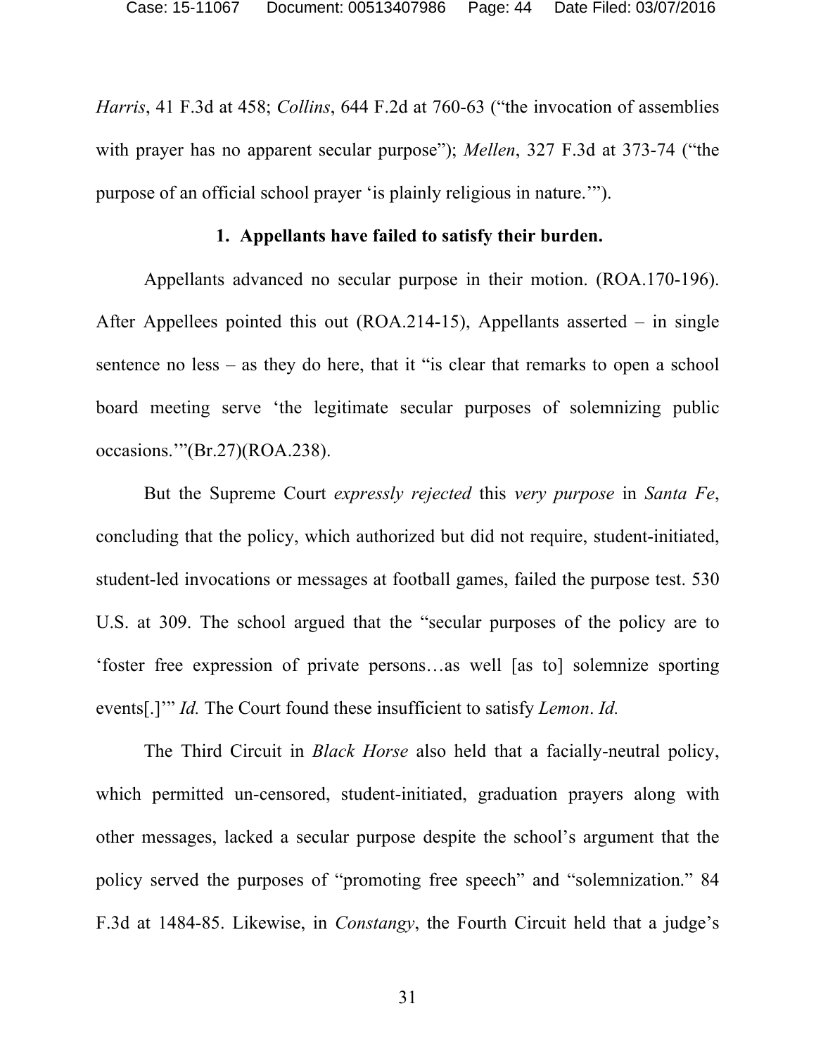*Harris*, 41 F.3d at 458; *Collins*, 644 F.2d at 760-63 ("the invocation of assemblies with prayer has no apparent secular purpose"); *Mellen*, 327 F.3d at 373-74 ("the purpose of an official school prayer 'is plainly religious in nature.'").

**1. Appellants have failed to satisfy their burden.**

Appellants advanced no secular purpose in their motion. (ROA.170-196). After Appellees pointed this out (ROA.214-15), Appellants asserted – in single sentence no less – as they do here, that it "is clear that remarks to open a school board meeting serve 'the legitimate secular purposes of solemnizing public occasions.'"(Br.27)(ROA.238).

But the Supreme Court *expressly rejected* this *very purpose* in *Santa Fe*, concluding that the policy, which authorized but did not require, student-initiated, student-led invocations or messages at football games, failed the purpose test. 530 U.S. at 309. The school argued that the "secular purposes of the policy are to 'foster free expression of private persons…as well [as to] solemnize sporting events[.]'" *Id.* The Court found these insufficient to satisfy *Lemon*. *Id.*

The Third Circuit in *Black Horse* also held that a facially-neutral policy, which permitted un-censored, student-initiated, graduation prayers along with other messages, lacked a secular purpose despite the school's argument that the policy served the purposes of "promoting free speech" and "solemnization." 84 F.3d at 1484-85. Likewise, in *Constangy*, the Fourth Circuit held that a judge's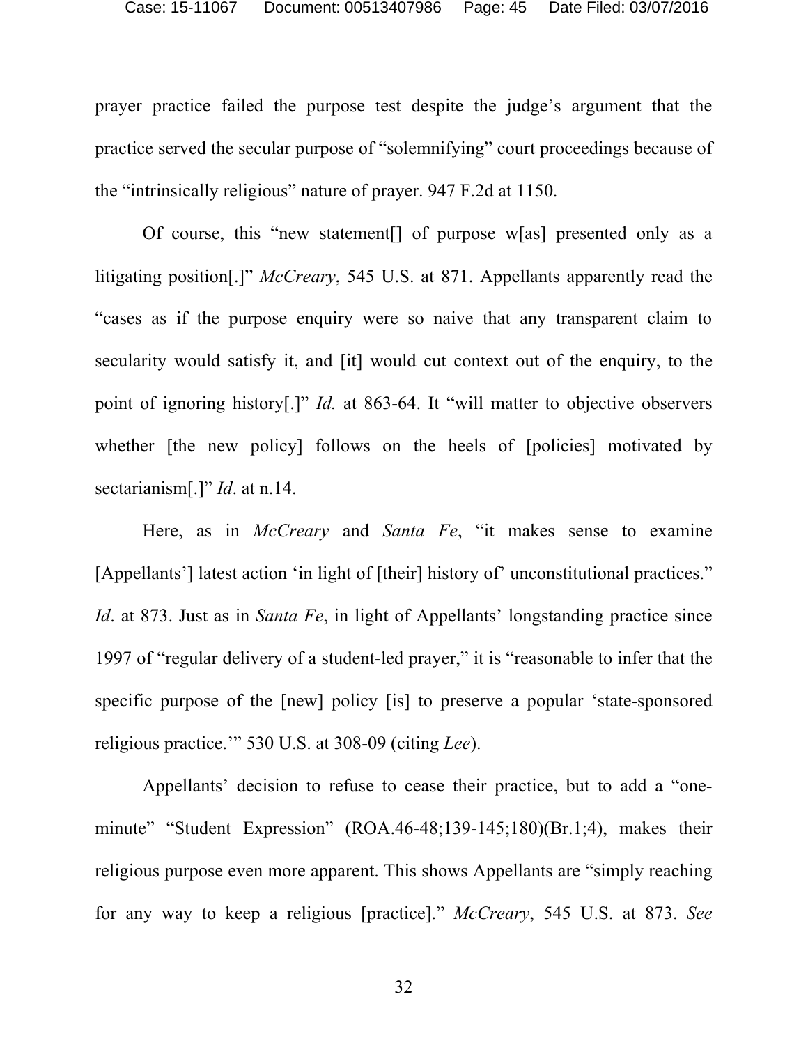prayer practice failed the purpose test despite the judge's argument that the practice served the secular purpose of "solemnifying" court proceedings because of the "intrinsically religious" nature of prayer. 947 F.2d at 1150.

Of course, this "new statement[] of purpose w[as] presented only as a litigating position[.]" *McCreary*, 545 U.S. at 871. Appellants apparently read the "cases as if the purpose enquiry were so naive that any transparent claim to secularity would satisfy it, and [it] would cut context out of the enquiry, to the point of ignoring history[.]" *Id.* at 863-64. It "will matter to objective observers whether [the new policy] follows on the heels of [policies] motivated by sectarianism[.]" *Id*. at n.14.

Here, as in *McCreary* and *Santa Fe*, "it makes sense to examine [Appellants'] latest action 'in light of [their] history of' unconstitutional practices." *Id*. at 873. Just as in *Santa Fe*, in light of Appellants' longstanding practice since 1997 of "regular delivery of a student-led prayer," it is "reasonable to infer that the specific purpose of the [new] policy [is] to preserve a popular 'state-sponsored religious practice.'" 530 U.S. at 308-09 (citing *Lee*).

Appellants' decision to refuse to cease their practice, but to add a "one-minute" "Student Expression" (ROA.46-48;139-145;180)(Br.1;4), makes their religious purpose even more apparent. This shows Appellants are "simply reaching for any way to keep a religious [practice]." *McCreary*, 545 U.S. at 873. *See*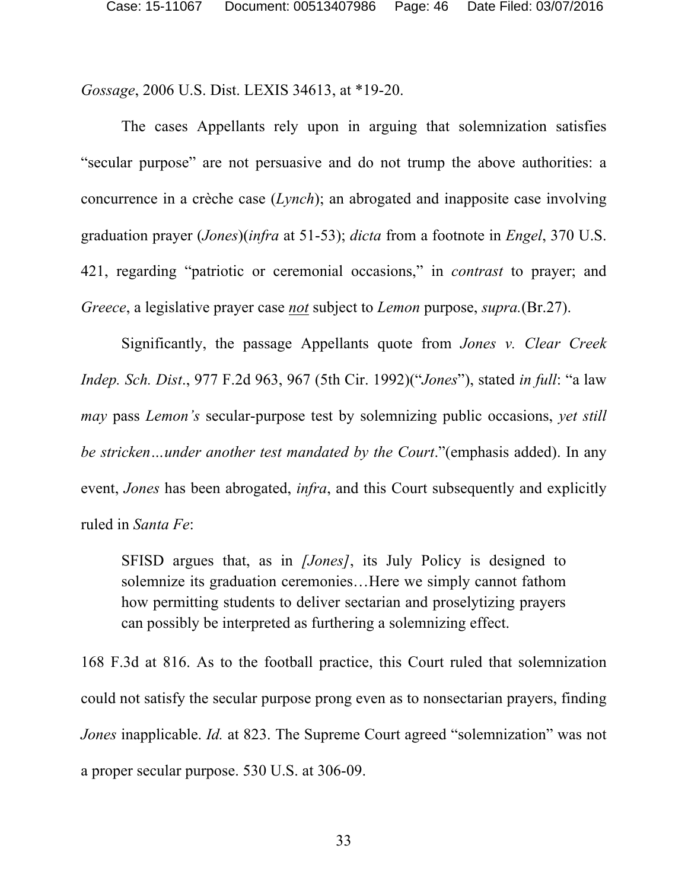*Gossage*, 2006 U.S. Dist. LEXIS 34613, at *19-20.

The cases Appellants rely upon in arguing that solemnization satisfies "secular purpose" are not persuasive and do not trump the above authorities: a concurrence in a crèche case (*Lynch*); an abrogated and inapposite case involving graduation prayer (*Jones*)(*infra* at 51-53); *dicta* from a footnote in *Engel*, 370 U.S. 421, regarding "patriotic or ceremonial occasions," in *contrast* to prayer; and *Greece*, a legislative prayer case <u>*not*</u> subject to *Lemon* purpose, *supra.*(Br.27).

Significantly, the passage Appellants quote from *Jones v. Clear Creek Indep. Sch. Dist*., 977 F.2d 963, 967 (5th Cir. 1992)("*Jones*"), stated *in full*: "a law *may* pass *Lemon's* secular-purpose test by solemnizing public occasions, *yet still be stricken…under another test mandated by the Court*."(emphasis added). In any event, *Jones* has been abrogated, *infra*, and this Court subsequently and explicitly ruled in *Santa Fe*:

> SFISD argues that, as in *[Jones]*, its July Policy is designed to solemnize its graduation ceremonies…Here we simply cannot fathom how permitting students to deliver sectarian and proselytizing prayers can possibly be interpreted as furthering a solemnizing effect.

168 F.3d at 816. As to the football practice, this Court ruled that solemnization could not satisfy the secular purpose prong even as to nonsectarian prayers, finding *Jones* inapplicable. *Id.* at 823. The Supreme Court agreed "solemnization" was not a proper secular purpose. 530 U.S. at 306-09.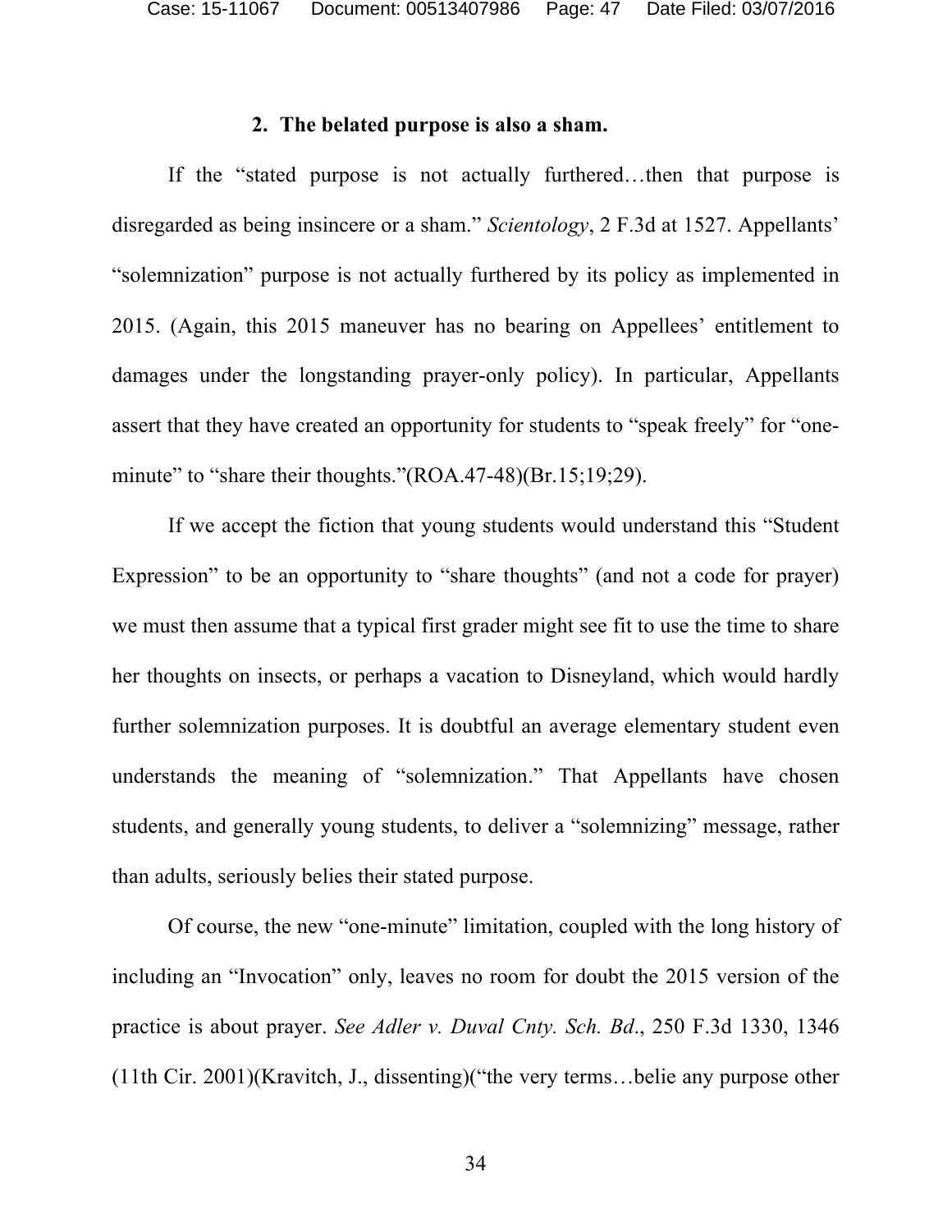### 2. The belated purpose is also a sham.

If the "stated purpose is not actually furthered…then that purpose is disregarded as being insincere or a sham." *Scientology*, 2 F.3d at 1527. Appellants' "solemnization" purpose is not actually furthered by its policy as implemented in 2015. (Again, this 2015 maneuver has no bearing on Appellees' entitlement to damages under the longstanding prayer-only policy). In particular, Appellants assert that they have created an opportunity for students to "speak freely" for "one-minute" to "share their thoughts."(ROA.47-48)(Br.15;19;29).

If we accept the fiction that young students would understand this "Student Expression" to be an opportunity to "share thoughts" (and not a code for prayer) we must then assume that a typical first grader might see fit to use the time to share her thoughts on insects, or perhaps a vacation to Disneyland, which would hardly further solemnization purposes. It is doubtful an average elementary student even understands the meaning of "solemnization." That Appellants have chosen students, and generally young students, to deliver a "solemnizing" message, rather than adults, seriously belies their stated purpose.

Of course, the new "one-minute" limitation, coupled with the long history of including an "Invocation" only, leaves no room for doubt the 2015 version of the practice is about prayer. *See Adler v. Duval Cnty. Sch. Bd*., 250 F.3d 1330, 1346 (11th Cir. 2001)(Kravitch, J., dissenting)("the very terms…belie any purpose other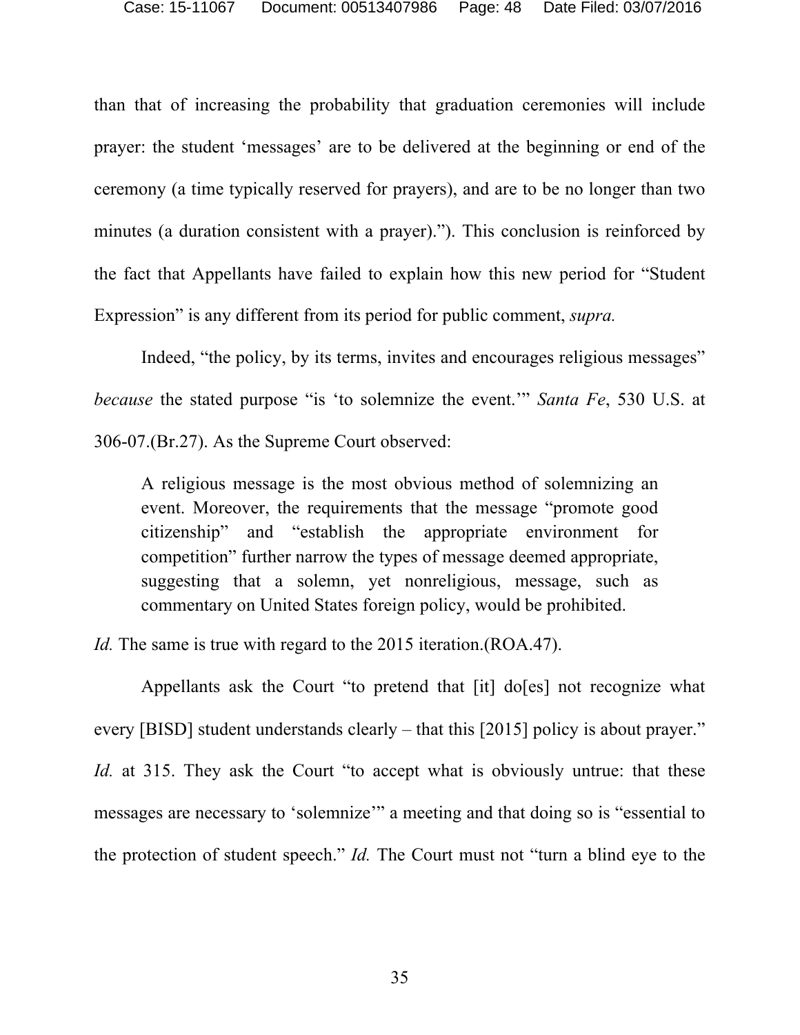than that of increasing the probability that graduation ceremonies will include prayer: the student 'messages' are to be delivered at the beginning or end of the ceremony (a time typically reserved for prayers), and are to be no longer than two minutes (a duration consistent with a prayer)."). This conclusion is reinforced by the fact that Appellants have failed to explain how this new period for "Student Expression" is any different from its period for public comment, *supra.*

Indeed, "the policy, by its terms, invites and encourages religious messages" *because* the stated purpose "is 'to solemnize the event.'" *Santa Fe*, 530 U.S. at 306-07.(Br.27). As the Supreme Court observed:

> A religious message is the most obvious method of solemnizing an event. Moreover, the requirements that the message "promote good citizenship" and "establish the appropriate environment for competition" further narrow the types of message deemed appropriate, suggesting that a solemn, yet nonreligious, message, such as commentary on United States foreign policy, would be prohibited.

*Id.* The same is true with regard to the 2015 iteration.(ROA.47).

Appellants ask the Court "to pretend that [it] do[es] not recognize what every [BISD] student understands clearly – that this [2015] policy is about prayer." *Id.* at 315. They ask the Court "to accept what is obviously untrue: that these messages are necessary to 'solemnize'" a meeting and that doing so is "essential to the protection of student speech." *Id.* The Court must not "turn a blind eye to the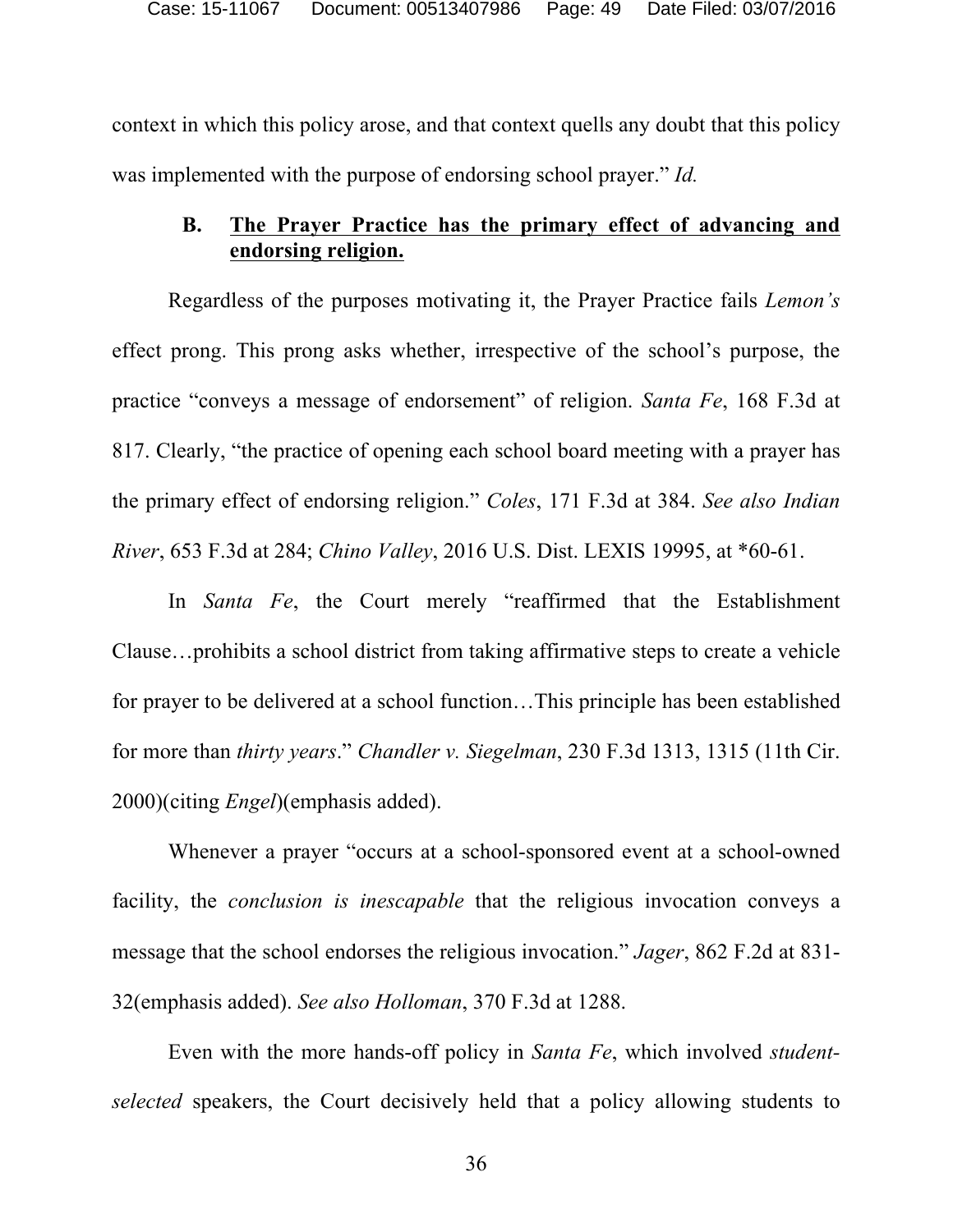context in which this policy arose, and that context quells any doubt that this policy was implemented with the purpose of endorsing school prayer." *Id.*

### B. <u>The Prayer Practice has the primary effect of advancing and endorsing religion.</u>

Regardless of the purposes motivating it, the Prayer Practice fails *Lemon's* effect prong. This prong asks whether, irrespective of the school's purpose, the practice "conveys a message of endorsement" of religion. *Santa Fe*, 168 F.3d at 817. Clearly, "the practice of opening each school board meeting with a prayer has the primary effect of endorsing religion." *Coles*, 171 F.3d at 384. *See also Indian River*, 653 F.3d at 284; *Chino Valley*, 2016 U.S. Dist. LEXIS 19995, at *60-61.

In *Santa Fe*, the Court merely "reaffirmed that the Establishment Clause…prohibits a school district from taking affirmative steps to create a vehicle for prayer to be delivered at a school function…This principle has been established for more than *thirty years*." *Chandler v. Siegelman*, 230 F.3d 1313, 1315 (11th Cir. 2000)(citing *Engel*)(emphasis added).

Whenever a prayer "occurs at a school-sponsored event at a school-owned facility, the *conclusion is inescapable* that the religious invocation conveys a message that the school endorses the religious invocation." *Jager*, 862 F.2d at 831-32(emphasis added). *See also Holloman*, 370 F.3d at 1288.

Even with the more hands-off policy in *Santa Fe*, which involved *student-selected* speakers, the Court decisively held that a policy allowing students to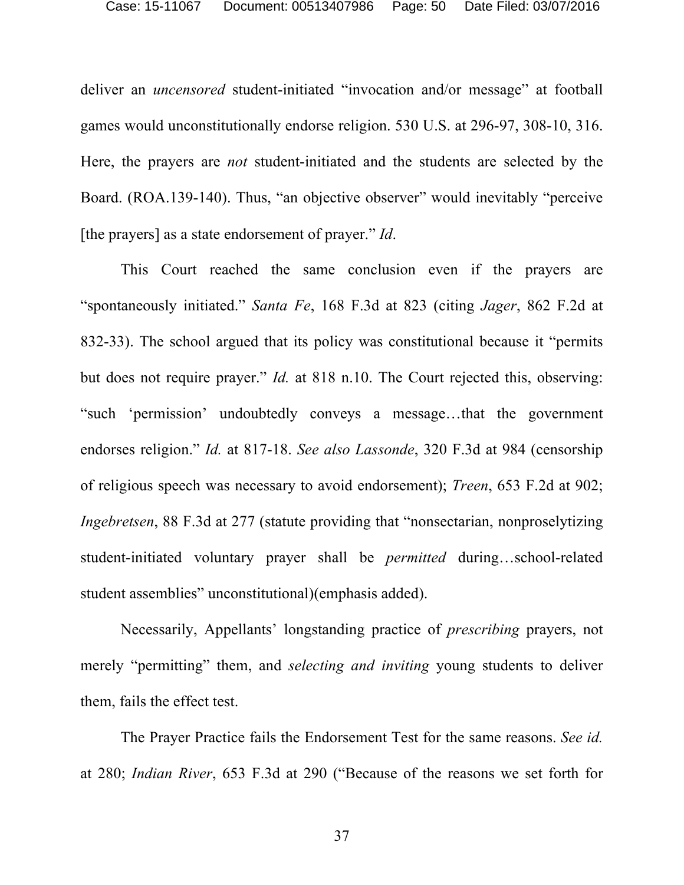deliver an *uncensored* student-initiated "invocation and/or message" at football games would unconstitutionally endorse religion. 530 U.S. at 296-97, 308-10, 316. Here, the prayers are *not* student-initiated and the students are selected by the Board. (ROA.139-140). Thus, "an objective observer" would inevitably "perceive [the prayers] as a state endorsement of prayer." *Id*.

This Court reached the same conclusion even if the prayers are "spontaneously initiated." *Santa Fe*, 168 F.3d at 823 (citing *Jager*, 862 F.2d at 832-33). The school argued that its policy was constitutional because it "permits but does not require prayer." *Id.* at 818 n.10. The Court rejected this, observing: "such 'permission' undoubtedly conveys a message…that the government endorses religion." *Id.* at 817-18. *See also Lassonde*, 320 F.3d at 984 (censorship of religious speech was necessary to avoid endorsement); *Treen*, 653 F.2d at 902; *Ingebretsen*, 88 F.3d at 277 (statute providing that "nonsectarian, nonproselytizing student-initiated voluntary prayer shall be *permitted* during…school-related student assemblies" unconstitutional)(emphasis added).

Necessarily, Appellants' longstanding practice of *prescribing* prayers, not merely "permitting" them, and *selecting and inviting* young students to deliver them, fails the effect test.

The Prayer Practice fails the Endorsement Test for the same reasons. *See id.* at 280; *Indian River*, 653 F.3d at 290 ("Because of the reasons we set forth for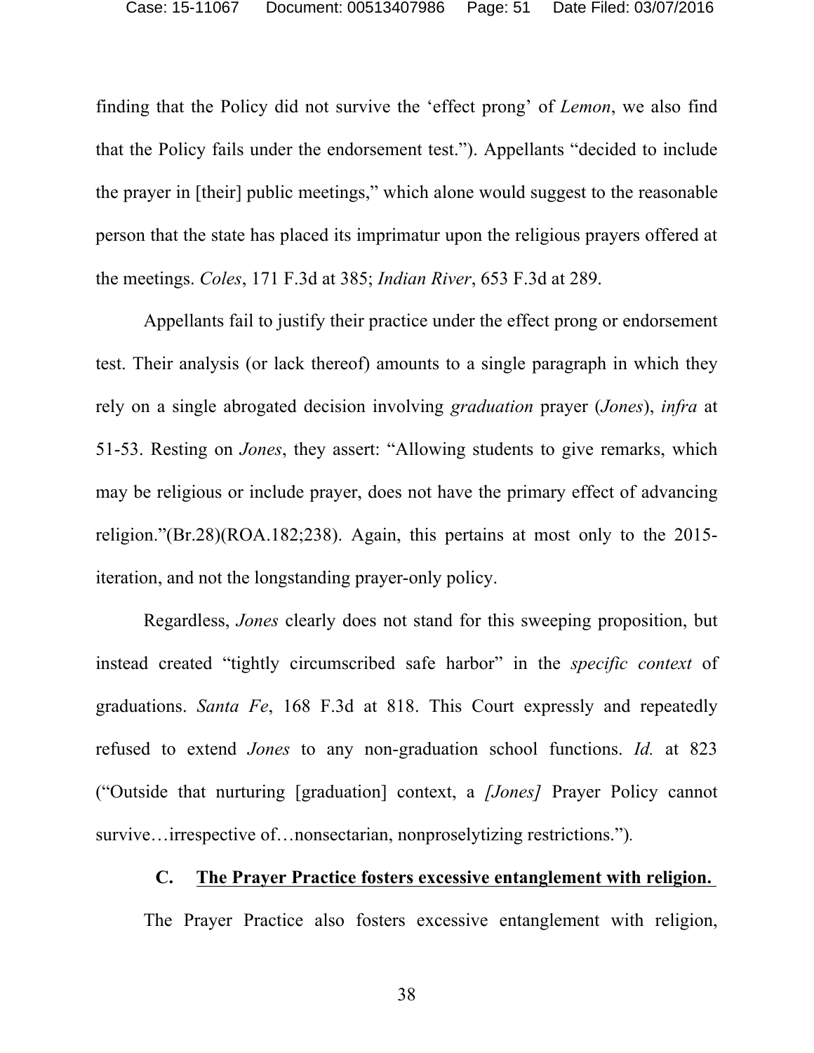finding that the Policy did not survive the 'effect prong' of *Lemon*, we also find that the Policy fails under the endorsement test."). Appellants "decided to include the prayer in [their] public meetings," which alone would suggest to the reasonable person that the state has placed its imprimatur upon the religious prayers offered at the meetings. *Coles*, 171 F.3d at 385; *Indian River*, 653 F.3d at 289.

Appellants fail to justify their practice under the effect prong or endorsement test. Their analysis (or lack thereof) amounts to a single paragraph in which they rely on a single abrogated decision involving *graduation* prayer (*Jones*), *infra* at 51-53. Resting on *Jones*, they assert: "Allowing students to give remarks, which may be religious or include prayer, does not have the primary effect of advancing religion."(Br.28)(ROA.182;238). Again, this pertains at most only to the 2015-iteration, and not the longstanding prayer-only policy.

Regardless, *Jones* clearly does not stand for this sweeping proposition, but instead created "tightly circumscribed safe harbor" in the *specific context* of graduations. *Santa Fe*, 168 F.3d at 818. This Court expressly and repeatedly refused to extend *Jones* to any non-graduation school functions. *Id.* at 823 ("Outside that nurturing [graduation] context, a *[Jones]* Prayer Policy cannot survive…irrespective of…nonsectarian, nonproselytizing restrictions.").

### C. <u>The Prayer Practice fosters excessive entanglement with religion.</u>

The Prayer Practice also fosters excessive entanglement with religion,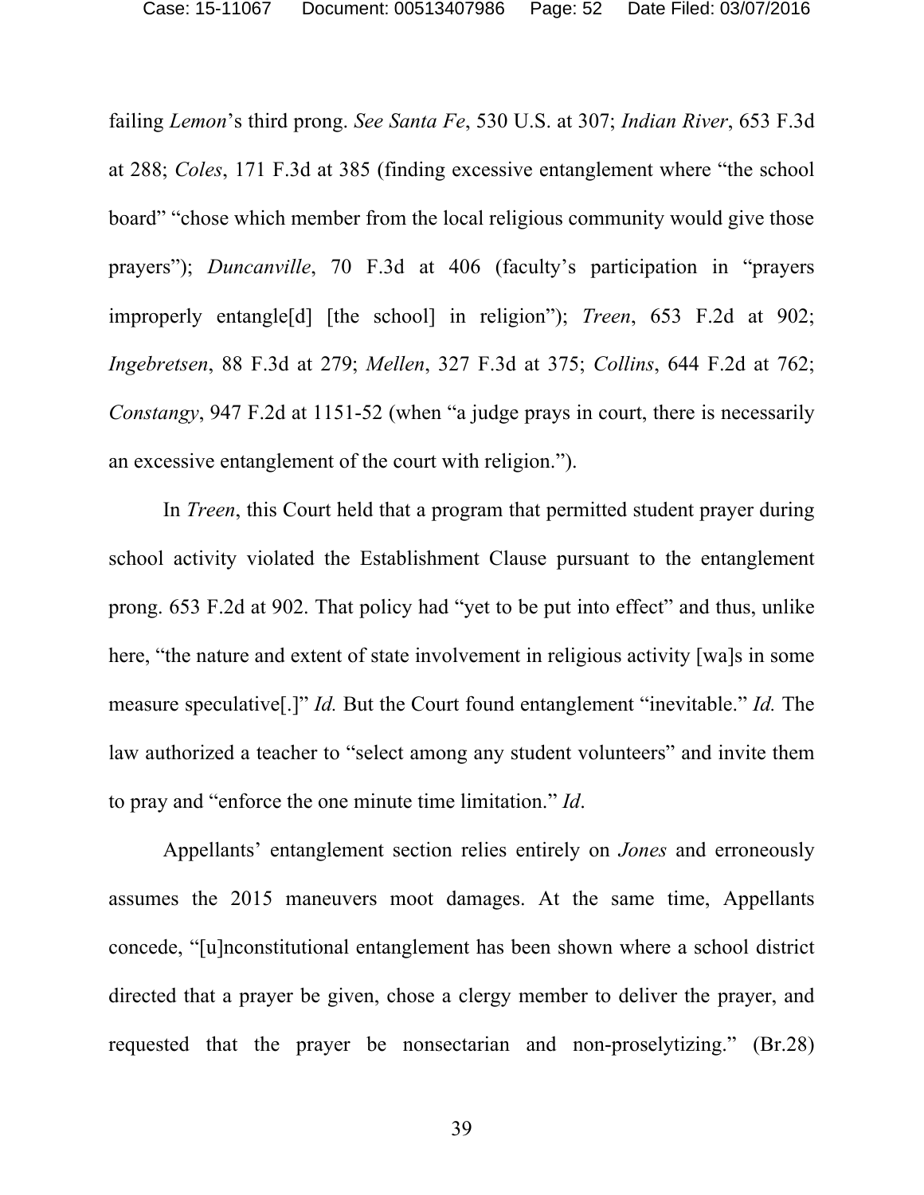failing *Lemon*'s third prong. *See Santa Fe*, 530 U.S. at 307; *Indian River*, 653 F.3d at 288; *Coles*, 171 F.3d at 385 (finding excessive entanglement where "the school board" "chose which member from the local religious community would give those prayers"); *Duncanville*, 70 F.3d at 406 (faculty's participation in "prayers improperly entangle[d] [the school] in religion"); *Treen*, 653 F.2d at 902; *Ingebretsen*, 88 F.3d at 279; *Mellen*, 327 F.3d at 375; *Collins*, 644 F.2d at 762; *Constangy*, 947 F.2d at 1151-52 (when "a judge prays in court, there is necessarily an excessive entanglement of the court with religion.").

In *Treen*, this Court held that a program that permitted student prayer during school activity violated the Establishment Clause pursuant to the entanglement prong. 653 F.2d at 902. That policy had "yet to be put into effect" and thus, unlike here, "the nature and extent of state involvement in religious activity [wa]s in some measure speculative[.]" *Id.* But the Court found entanglement "inevitable." *Id.* The law authorized a teacher to "select among any student volunteers" and invite them to pray and "enforce the one minute time limitation." *Id*.

Appellants' entanglement section relies entirely on *Jones* and erroneously assumes the 2015 maneuvers moot damages. At the same time, Appellants concede, "[u]nconstitutional entanglement has been shown where a school district directed that a prayer be given, chose a clergy member to deliver the prayer, and requested that the prayer be nonsectarian and non-proselytizing." (Br.28)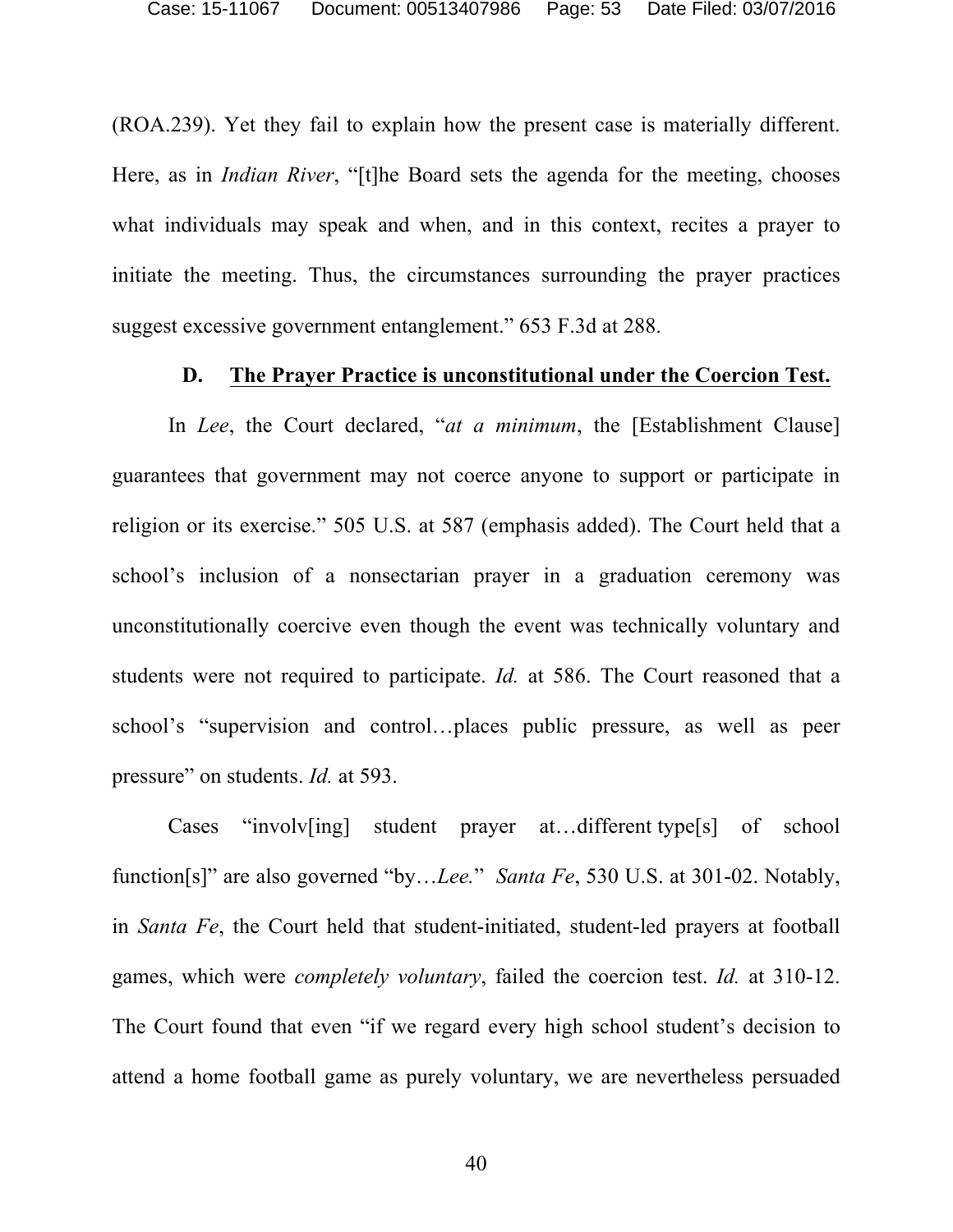(ROA.239). Yet they fail to explain how the present case is materially different. Here, as in *Indian River*, "[t]he Board sets the agenda for the meeting, chooses what individuals may speak and when, and in this context, recites a prayer to initiate the meeting. Thus, the circumstances surrounding the prayer practices suggest excessive government entanglement." 653 F.3d at 288.

### D. The Prayer Practice is unconstitutional under the Coercion Test.

In *Lee*, the Court declared, "*at a minimum*, the [Establishment Clause] guarantees that government may not coerce anyone to support or participate in religion or its exercise." 505 U.S. at 587 (emphasis added). The Court held that a school's inclusion of a nonsectarian prayer in a graduation ceremony was unconstitutionally coercive even though the event was technically voluntary and students were not required to participate. *Id.* at 586. The Court reasoned that a school's "supervision and control…places public pressure, as well as peer pressure" on students. *Id.* at 593.

Cases "involv[ing] student prayer at…different type[s] of school function[s]" are also governed "by…*Lee.*" *Santa Fe*, 530 U.S. at 301-02. Notably, in *Santa Fe*, the Court held that student-initiated, student-led prayers at football games, which were *completely voluntary*, failed the coercion test. *Id.* at 310-12. The Court found that even "if we regard every high school student's decision to attend a home football game as purely voluntary, we are nevertheless persuaded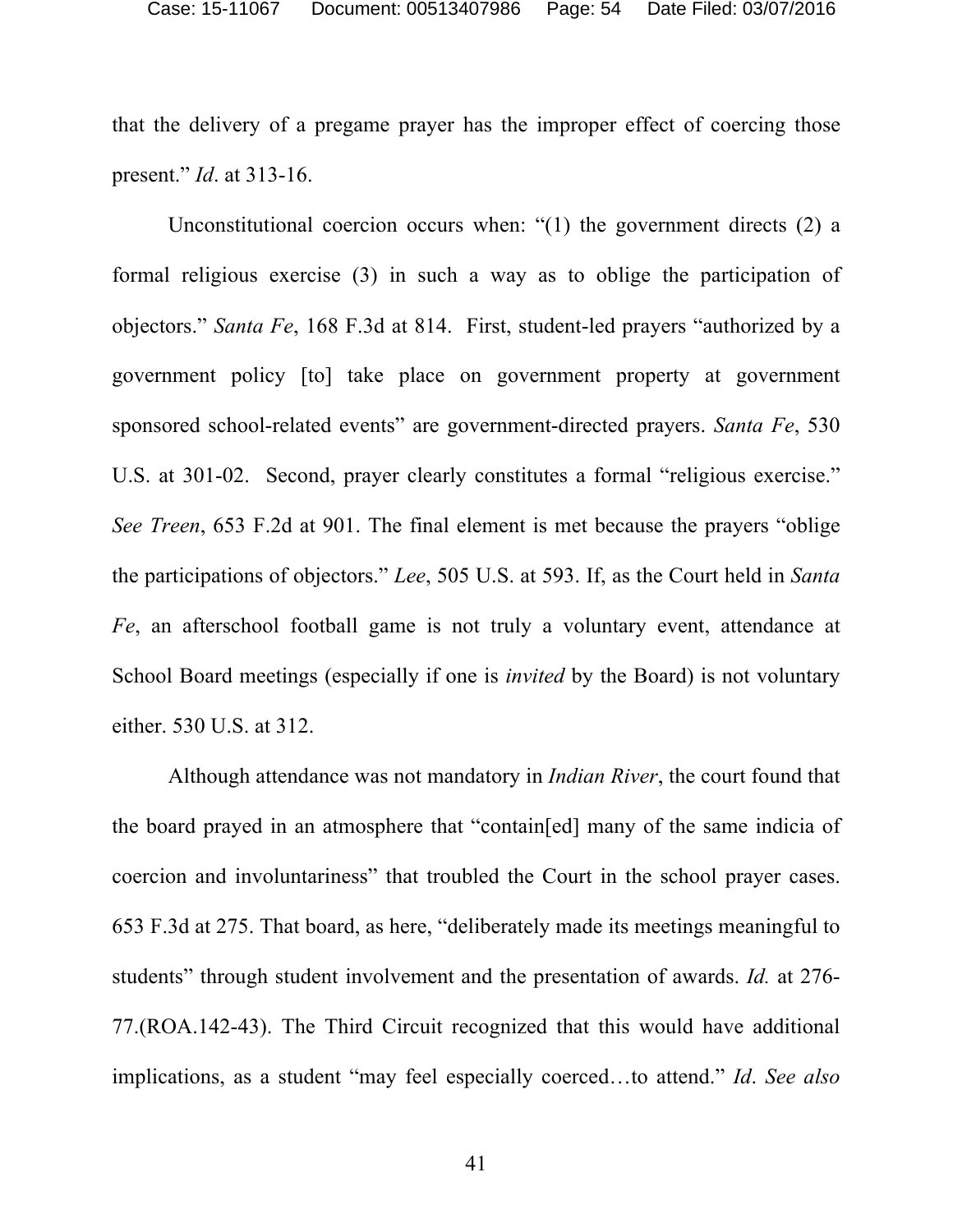that the delivery of a pregame prayer has the improper effect of coercing those present." *Id*. at 313-16.

Unconstitutional coercion occurs when: "(1) the government directs (2) a formal religious exercise (3) in such a way as to oblige the participation of objectors." *Santa Fe*, 168 F.3d at 814. First, student-led prayers "authorized by a government policy [to] take place on government property at government sponsored school-related events" are government-directed prayers. *Santa Fe*, 530 U.S. at 301-02. Second, prayer clearly constitutes a formal "religious exercise." *See Treen*, 653 F.2d at 901. The final element is met because the prayers "oblige the participations of objectors." *Lee*, 505 U.S. at 593. If, as the Court held in *Santa Fe*, an afterschool football game is not truly a voluntary event, attendance at School Board meetings (especially if one is *invited* by the Board) is not voluntary either. 530 U.S. at 312.

Although attendance was not mandatory in *Indian River*, the court found that the board prayed in an atmosphere that "contain[ed] many of the same indicia of coercion and involuntariness" that troubled the Court in the school prayer cases. 653 F.3d at 275. That board, as here, "deliberately made its meetings meaningful to students" through student involvement and the presentation of awards. *Id.* at 276-77.(ROA.142-43). The Third Circuit recognized that this would have additional implications, as a student "may feel especially coerced…to attend." *Id*. *See also*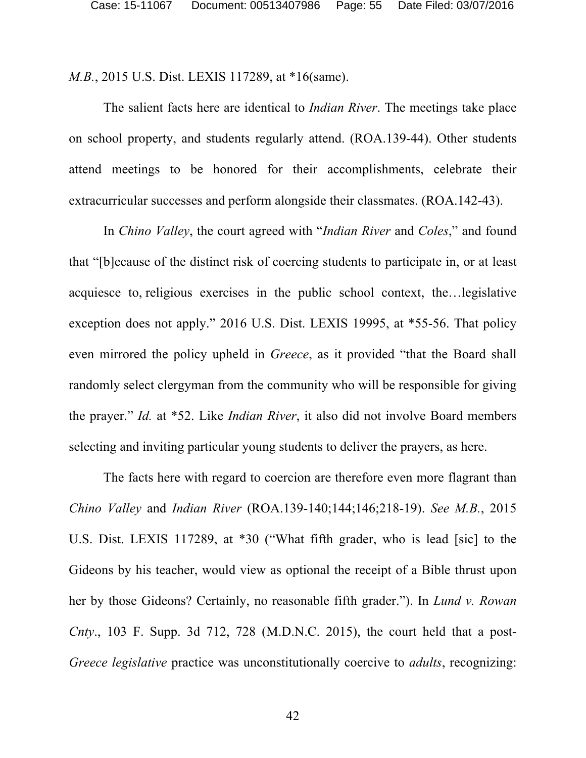*M.B.*, 2015 U.S. Dist. LEXIS 117289, at *16(same).

The salient facts here are identical to *Indian River*. The meetings take place on school property, and students regularly attend. (ROA.139-44). Other students attend meetings to be honored for their accomplishments, celebrate their extracurricular successes and perform alongside their classmates. (ROA.142-43).

In *Chino Valley*, the court agreed with "*Indian River* and *Coles*," and found that "[b]ecause of the distinct risk of coercing students to participate in, or at least acquiesce to, religious exercises in the public school context, the…legislative exception does not apply." 2016 U.S. Dist. LEXIS 19995, at *55-56. That policy even mirrored the policy upheld in *Greece*, as it provided "that the Board shall randomly select clergyman from the community who will be responsible for giving the prayer." *Id.* at *52. Like *Indian River*, it also did not involve Board members selecting and inviting particular young students to deliver the prayers, as here.

The facts here with regard to coercion are therefore even more flagrant than *Chino Valley* and *Indian River* (ROA.139-140;144;146;218-19). *See M.B.*, 2015 U.S. Dist. LEXIS 117289, at *30 ("What fifth grader, who is lead [sic] to the Gideons by his teacher, would view as optional the receipt of a Bible thrust upon her by those Gideons? Certainly, no reasonable fifth grader."). In *Lund v. Rowan Cnty.*, 103 F. Supp. 3d 712, 728 (M.D.N.C. 2015), the court held that a post-*Greece legislative* practice was unconstitutionally coercive to *adults*, recognizing: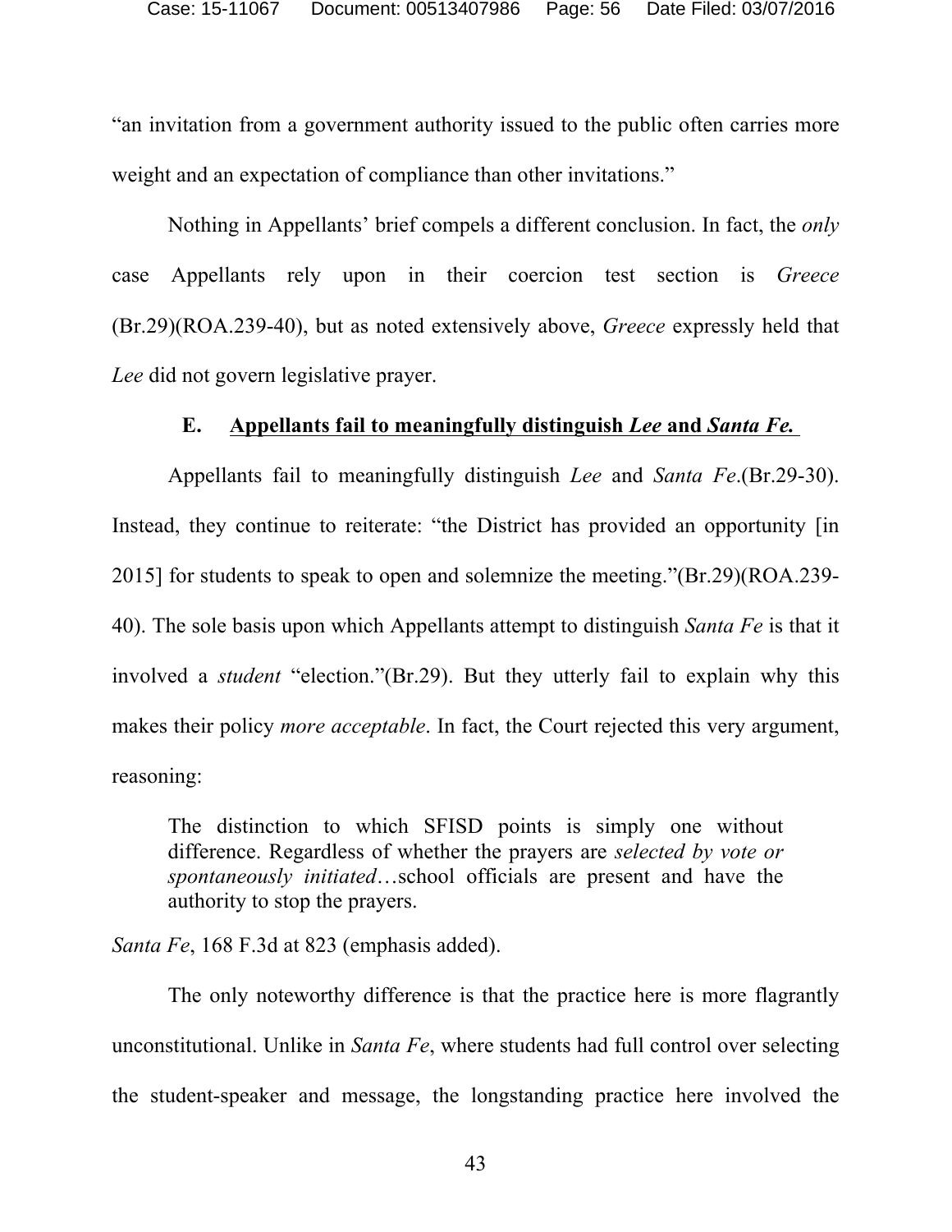"an invitation from a government authority issued to the public often carries more weight and an expectation of compliance than other invitations."

Nothing in Appellants' brief compels a different conclusion. In fact, the *only* case Appellants rely upon in their coercion test section is *Greece* (Br.29)(ROA.239-40), but as noted extensively above, *Greece* expressly held that *Lee* did not govern legislative prayer.

### E. Appellants fail to meaningfully distinguish *Lee* and *Santa Fe.*

Appellants fail to meaningfully distinguish *Lee* and *Santa Fe*.(Br.29-30). Instead, they continue to reiterate: "the District has provided an opportunity [in 2015] for students to speak to open and solemnize the meeting."(Br.29)(ROA.239-40). The sole basis upon which Appellants attempt to distinguish *Santa Fe* is that it involved a *student* "election."(Br.29). But they utterly fail to explain why this makes their policy *more acceptable*. In fact, the Court rejected this very argument, reasoning:

> The distinction to which SFISD points is simply one without difference. Regardless of whether the prayers are *selected by vote or spontaneously initiated*…school officials are present and have the authority to stop the prayers.

*Santa Fe*, 168 F.3d at 823 (emphasis added).

The only noteworthy difference is that the practice here is more flagrantly unconstitutional. Unlike in *Santa Fe*, where students had full control over selecting the student-speaker and message, the longstanding practice here involved the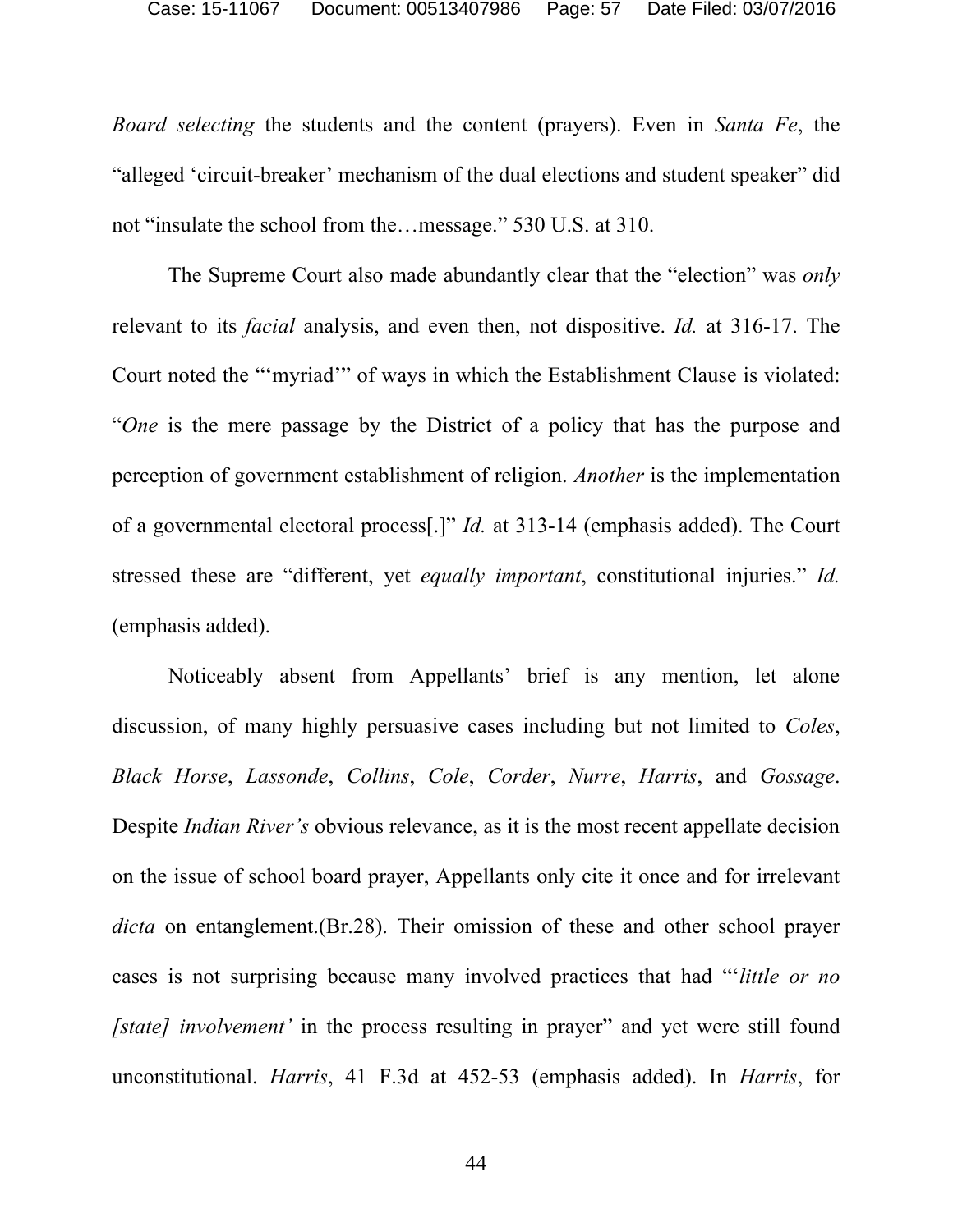*Board selecting* the students and the content (prayers). Even in *Santa Fe*, the "alleged 'circuit-breaker' mechanism of the dual elections and student speaker" did not "insulate the school from the…message." 530 U.S. at 310.

The Supreme Court also made abundantly clear that the "election" was *only* relevant to its *facial* analysis, and even then, not dispositive. *Id.* at 316-17. The Court noted the "'myriad'" of ways in which the Establishment Clause is violated: "*One* is the mere passage by the District of a policy that has the purpose and perception of government establishment of religion. *Another* is the implementation of a governmental electoral process[.]" *Id.* at 313-14 (emphasis added). The Court stressed these are "different, yet *equally important*, constitutional injuries." *Id.* (emphasis added).

Noticeably absent from Appellants' brief is any mention, let alone discussion, of many highly persuasive cases including but not limited to *Coles*, *Black Horse*, *Lassonde*, *Collins*, *Cole*, *Corder*, *Nurre*, *Harris*, and *Gossage*. Despite *Indian River's* obvious relevance, as it is the most recent appellate decision on the issue of school board prayer, Appellants only cite it once and for irrelevant *dicta* on entanglement.(Br.28). Their omission of these and other school prayer cases is not surprising because many involved practices that had "'*little or no [state] involvement'* in the process resulting in prayer" and yet were still found unconstitutional. *Harris*, 41 F.3d at 452-53 (emphasis added). In *Harris*, for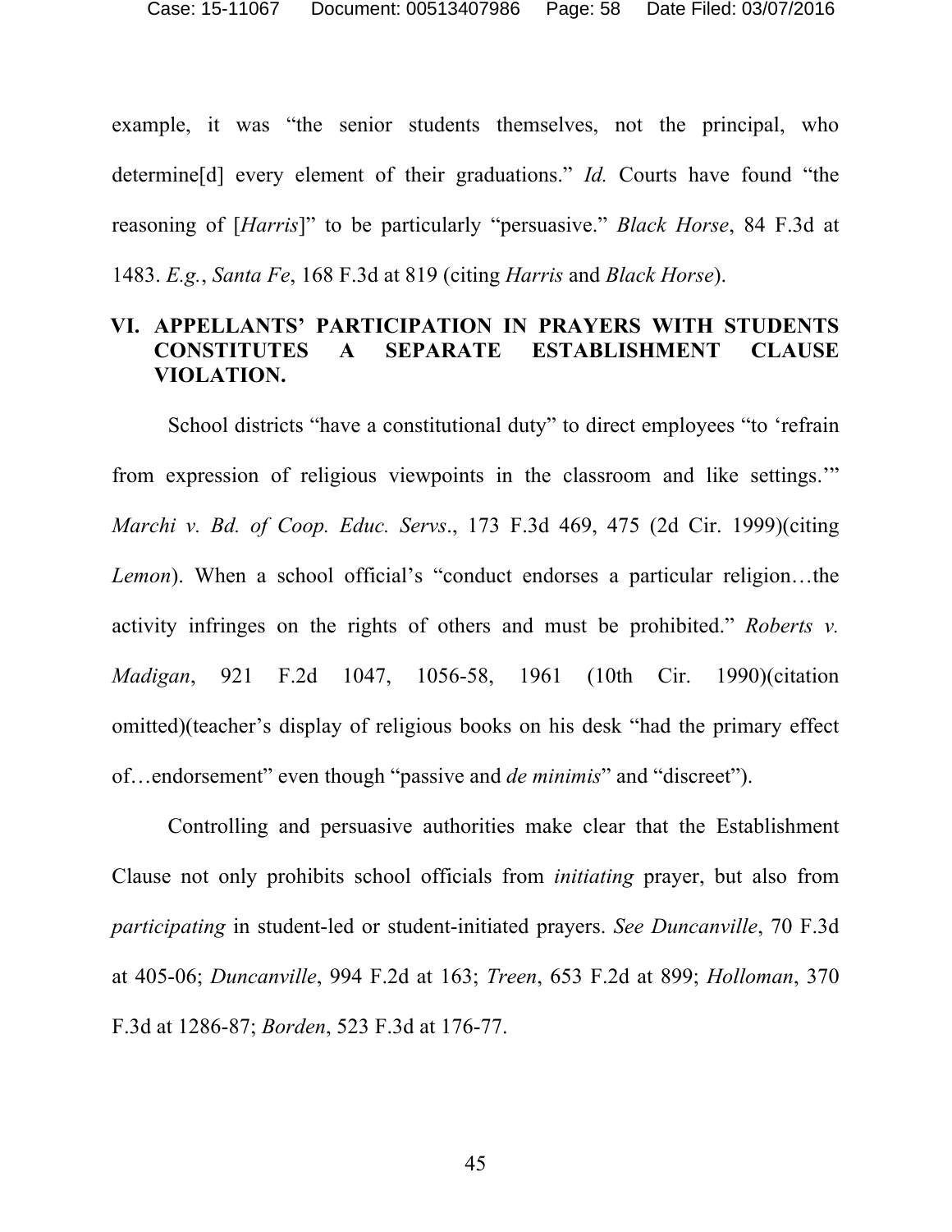example, it was "the senior students themselves, not the principal, who determine[d] every element of their graduations." *Id.* Courts have found "the reasoning of [*Harris*]" to be particularly "persuasive." *Black Horse*, 84 F.3d at 1483. *E.g.*, *Santa Fe*, 168 F.3d at 819 (citing *Harris* and *Black Horse*).

## VI. APPELLANTS' PARTICIPATION IN PRAYERS WITH STUDENTS CONSTITUTES A SEPARATE ESTABLISHMENT CLAUSE VIOLATION.

School districts "have a constitutional duty" to direct employees "to 'refrain from expression of religious viewpoints in the classroom and like settings.'" *Marchi v. Bd. of Coop. Educ. Servs.*, 173 F.3d 469, 475 (2d Cir. 1999)(citing *Lemon*). When a school official's "conduct endorses a particular religion…the activity infringes on the rights of others and must be prohibited." *Roberts v. Madigan*, 921 F.2d 1047, 1056-58, 1961 (10th Cir. 1990)(citation omitted)(teacher's display of religious books on his desk "had the primary effect of…endorsement" even though "passive and *de minimis*" and "discreet").

Controlling and persuasive authorities make clear that the Establishment Clause not only prohibits school officials from *initiating* prayer, but also from *participating* in student-led or student-initiated prayers. *See Duncanville*, 70 F.3d at 405-06; *Duncanville*, 994 F.2d at 163; *Treen*, 653 F.2d at 899; *Holloman*, 370 F.3d at 1286-87; *Borden*, 523 F.3d at 176-77.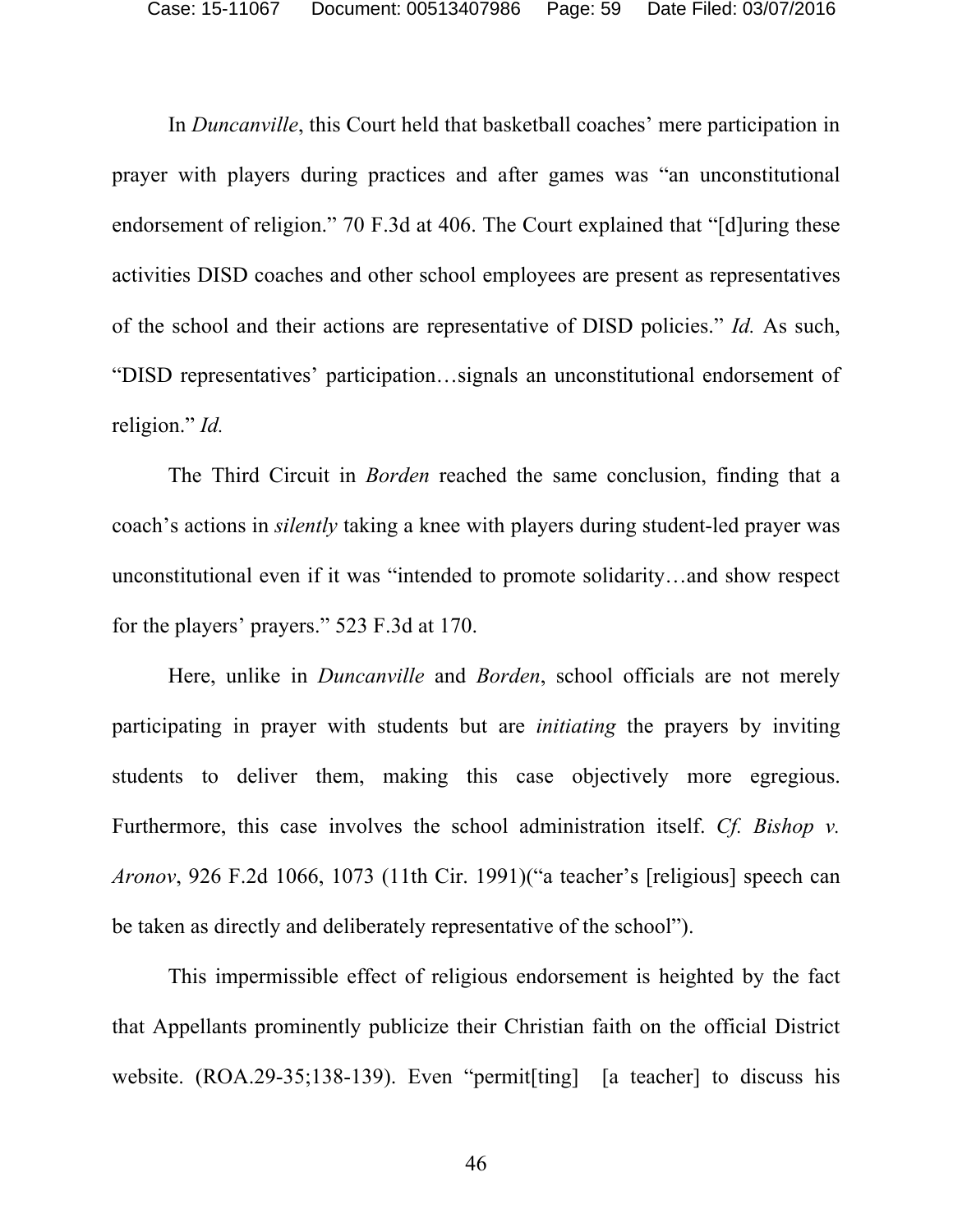In *Duncanville*, this Court held that basketball coaches' mere participation in prayer with players during practices and after games was "an unconstitutional endorsement of religion." 70 F.3d at 406. The Court explained that "[d]uring these activities DISD coaches and other school employees are present as representatives of the school and their actions are representative of DISD policies." *Id.* As such, "DISD representatives' participation…signals an unconstitutional endorsement of religion." *Id.*

The Third Circuit in *Borden* reached the same conclusion, finding that a coach's actions in *silently* taking a knee with players during student-led prayer was unconstitutional even if it was "intended to promote solidarity…and show respect for the players' prayers." 523 F.3d at 170.

Here, unlike in *Duncanville* and *Borden*, school officials are not merely participating in prayer with students but are *initiating* the prayers by inviting students to deliver them, making this case objectively more egregious. Furthermore, this case involves the school administration itself. *Cf. Bishop v. Aronov*, 926 F.2d 1066, 1073 (11th Cir. 1991)("a teacher's [religious] speech can be taken as directly and deliberately representative of the school").

This impermissible effect of religious endorsement is heighted by the fact that Appellants prominently publicize their Christian faith on the official District website. (ROA.29-35;138-139). Even "permit[ting] [a teacher] to discuss his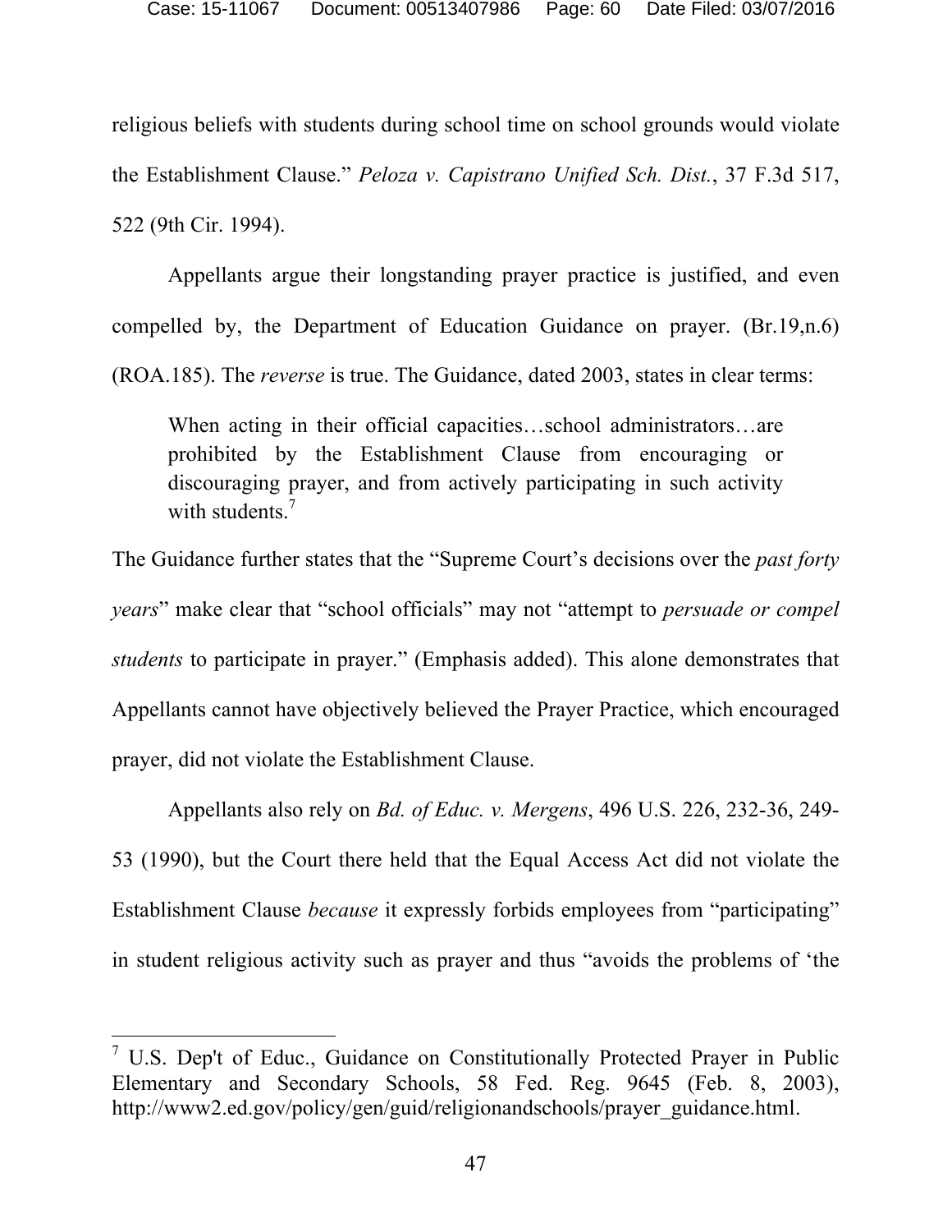religious beliefs with students during school time on school grounds would violate the Establishment Clause." *Peloza v. Capistrano Unified Sch. Dist.*, 37 F.3d 517, 522 (9th Cir. 1994).

Appellants argue their longstanding prayer practice is justified, and even compelled by, the Department of Education Guidance on prayer. (Br.19,n.6) (ROA.185). The *reverse* is true. The Guidance, dated 2003, states in clear terms:

> When acting in their official capacities…school administrators…are prohibited by the Establishment Clause from encouraging or discouraging prayer, and from actively participating in such activity with students.[7]

The Guidance further states that the "Supreme Court's decisions over the *past forty years*" make clear that "school officials" may not "attempt to *persuade or compel students* to participate in prayer." (Emphasis added). This alone demonstrates that Appellants cannot have objectively believed the Prayer Practice, which encouraged prayer, did not violate the Establishment Clause.

Appellants also rely on *Bd. of Educ. v. Mergens*, 496 U.S. 226, 232-36, 249-53 (1990), but the Court there held that the Equal Access Act did not violate the Establishment Clause *because* it expressly forbids employees from "participating" in student religious activity such as prayer and thus "avoids the problems of 'the

---

[7] U.S. Dep't of Educ., Guidance on Constitutionally Protected Prayer in Public Elementary and Secondary Schools, 58 Fed. Reg. 9645 (Feb. 8, 2003), http://www2.ed.gov/policy/gen/guid/religionandschools/prayer_guidance.html.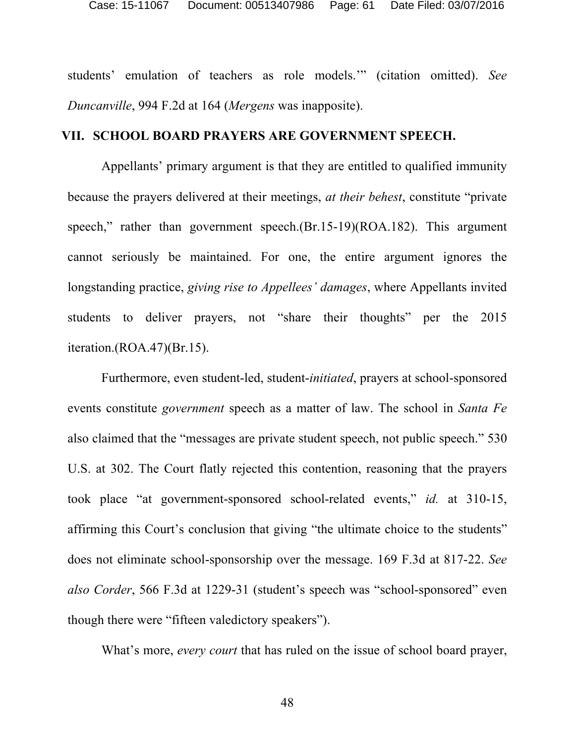students' emulation of teachers as role models.'" (citation omitted). *See Duncanville*, 994 F.2d at 164 (*Mergens* was inapposite).

## VII. SCHOOL BOARD PRAYERS ARE GOVERNMENT SPEECH.

Appellants' primary argument is that they are entitled to qualified immunity because the prayers delivered at their meetings, *at their behest*, constitute "private speech," rather than government speech.(Br.15-19)(ROA.182). This argument cannot seriously be maintained. For one, the entire argument ignores the longstanding practice, *giving rise to Appellees' damages*, where Appellants invited students to deliver prayers, not "share their thoughts" per the 2015 iteration.(ROA.47)(Br.15).

Furthermore, even student-led, student-*initiated*, prayers at school-sponsored events constitute *government* speech as a matter of law. The school in *Santa Fe* also claimed that the "messages are private student speech, not public speech." 530 U.S. at 302. The Court flatly rejected this contention, reasoning that the prayers took place "at government-sponsored school-related events," *id.* at 310-15, affirming this Court's conclusion that giving "the ultimate choice to the students" does not eliminate school-sponsorship over the message. 169 F.3d at 817-22. *See also Corder*, 566 F.3d at 1229-31 (student's speech was "school-sponsored" even though there were "fifteen valedictory speakers").

What's more, *every court* that has ruled on the issue of school board prayer,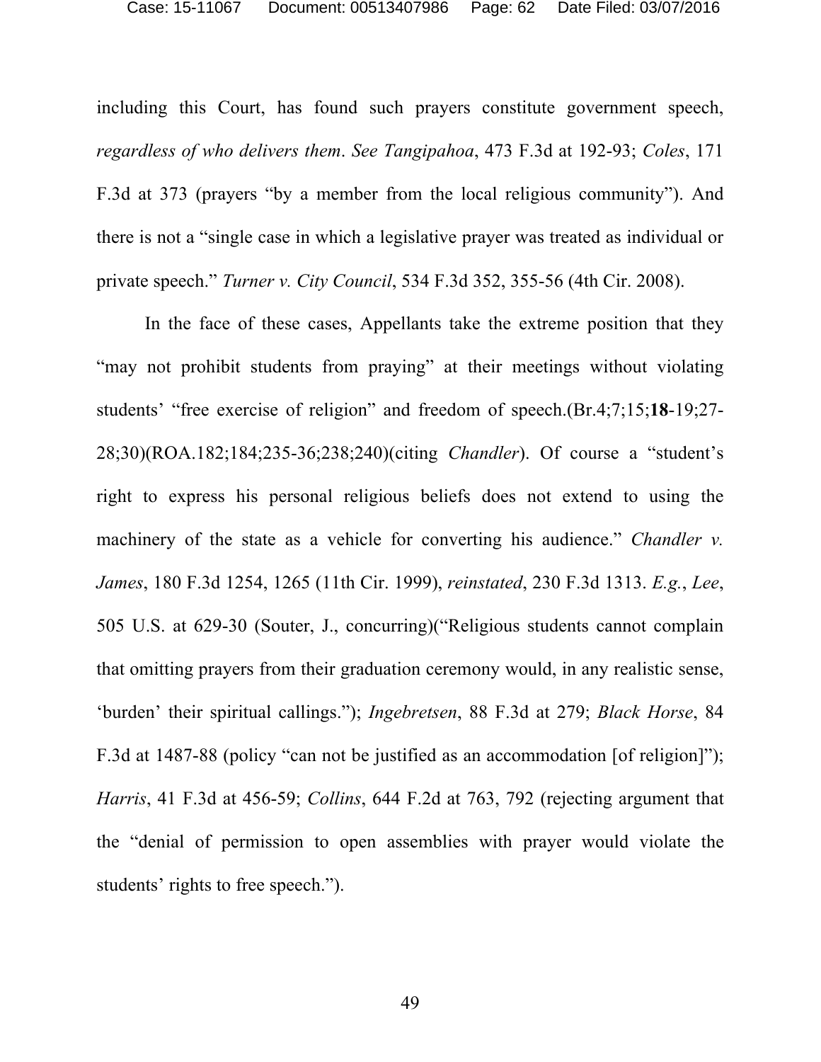including this Court, has found such prayers constitute government speech, *regardless of who delivers them*. *See Tangipahoa*, 473 F.3d at 192-93; *Coles*, 171 F.3d at 373 (prayers "by a member from the local religious community"). And there is not a "single case in which a legislative prayer was treated as individual or private speech." *Turner v. City Council*, 534 F.3d 352, 355-56 (4th Cir. 2008).

In the face of these cases, Appellants take the extreme position that they "may not prohibit students from praying" at their meetings without violating students' "free exercise of religion" and freedom of speech.(Br.4;7;15;**18**-19;27-28;30)(ROA.182;184;235-36;238;240)(citing *Chandler*). Of course a "student's right to express his personal religious beliefs does not extend to using the machinery of the state as a vehicle for converting his audience." *Chandler v. James*, 180 F.3d 1254, 1265 (11th Cir. 1999), *reinstated*, 230 F.3d 1313. *E.g.*, *Lee*, 505 U.S. at 629-30 (Souter, J., concurring)("Religious students cannot complain that omitting prayers from their graduation ceremony would, in any realistic sense, 'burden' their spiritual callings."); *Ingebretsen*, 88 F.3d at 279; *Black Horse*, 84 F.3d at 1487-88 (policy "can not be justified as an accommodation [of religion]"); *Harris*, 41 F.3d at 456-59; *Collins*, 644 F.2d at 763, 792 (rejecting argument that the "denial of permission to open assemblies with prayer would violate the students' rights to free speech.").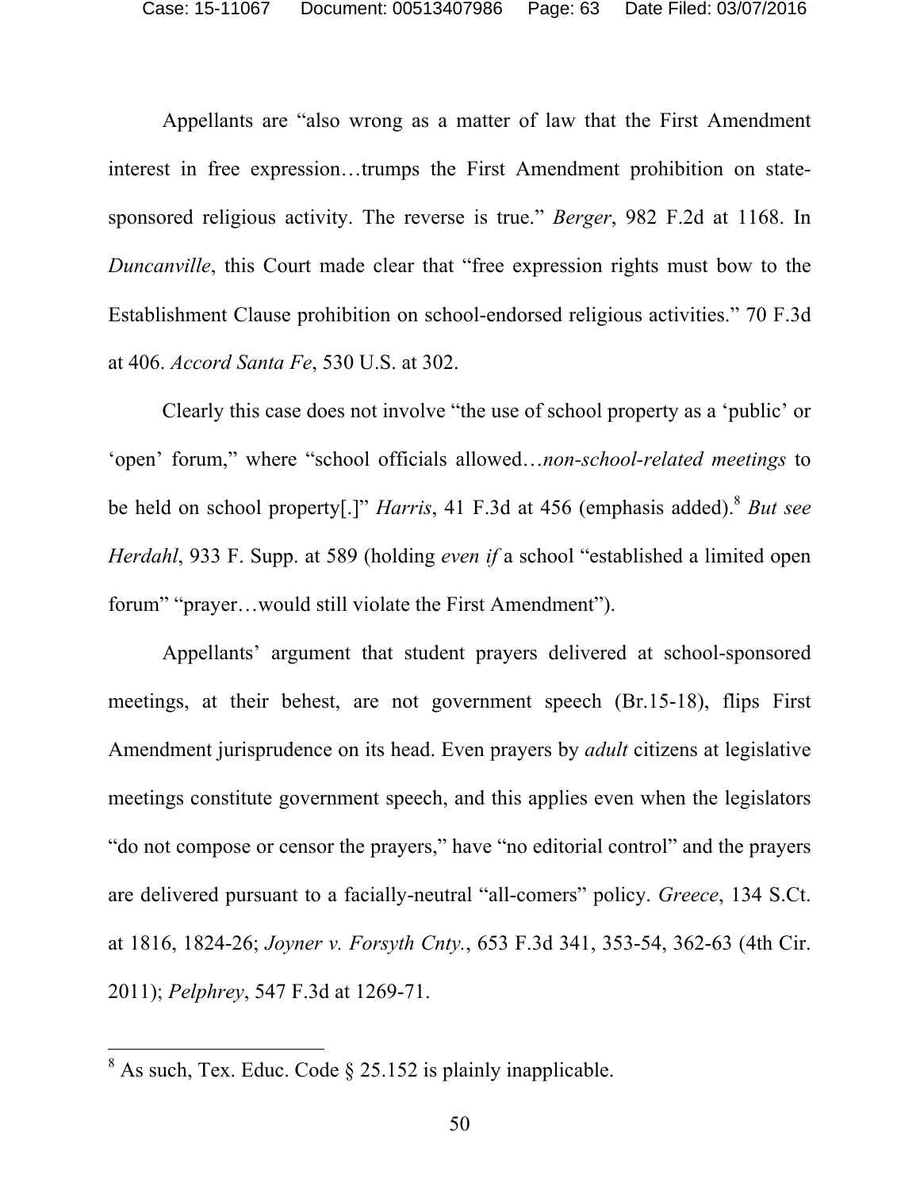Appellants are "also wrong as a matter of law that the First Amendment interest in free expression…trumps the First Amendment prohibition on state-sponsored religious activity. The reverse is true." *Berger*, 982 F.2d at 1168. In *Duncanville*, this Court made clear that "free expression rights must bow to the Establishment Clause prohibition on school-endorsed religious activities." 70 F.3d at 406. *Accord Santa Fe*, 530 U.S. at 302.

Clearly this case does not involve "the use of school property as a 'public' or 'open' forum," where "school officials allowed…*non-school-related meetings* to be held on school property[.]" *Harris*, 41 F.3d at 456 (emphasis added).[8] *But see Herdahl*, 933 F. Supp. at 589 (holding *even if* a school "established a limited open forum" "prayer…would still violate the First Amendment").

Appellants' argument that student prayers delivered at school-sponsored meetings, at their behest, are not government speech (Br.15-18), flips First Amendment jurisprudence on its head. Even prayers by *adult* citizens at legislative meetings constitute government speech, and this applies even when the legislators "do not compose or censor the prayers," have "no editorial control" and the prayers are delivered pursuant to a facially-neutral "all-comers" policy. *Greece*, 134 S.Ct. at 1816, 1824-26; *Joyner v. Forsyth Cnty.*, 653 F.3d 341, 353-54, 362-63 (4th Cir. 2011); *Pelphrey*, 547 F.3d at 1269-71.

[8] As such, Tex. Educ. Code § 25.152 is plainly inapplicable.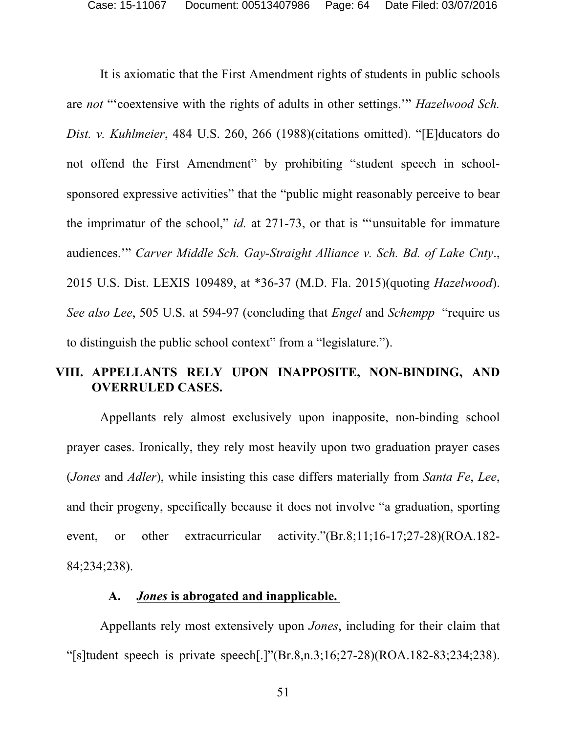It is axiomatic that the First Amendment rights of students in public schools are *not* "'coextensive with the rights of adults in other settings.'" *Hazelwood Sch. Dist. v. Kuhlmeier*, 484 U.S. 260, 266 (1988)(citations omitted). "[E]ducators do not offend the First Amendment" by prohibiting "student speech in school-sponsored expressive activities" that the "public might reasonably perceive to bear the imprimatur of the school," *id.* at 271-73, or that is "'unsuitable for immature audiences.'" *Carver Middle Sch. Gay-Straight Alliance v. Sch. Bd. of Lake Cnty*., 2015 U.S. Dist. LEXIS 109489, at *36-37 (M.D. Fla. 2015)(quoting *Hazelwood*). *See also Lee*, 505 U.S. at 594-97 (concluding that *Engel* and *Schempp* "require us to distinguish the public school context" from a "legislature.").

## VIII. APPELLANTS RELY UPON INAPPOSITE, NON-BINDING, AND OVERRULED CASES.

Appellants rely almost exclusively upon inapposite, non-binding school prayer cases. Ironically, they rely most heavily upon two graduation prayer cases (*Jones* and *Adler*), while insisting this case differs materially from *Santa Fe*, *Lee*, and their progeny, specifically because it does not involve "a graduation, sporting event, or other extracurricular activity."(Br.8;11;16-17;27-28)(ROA.182-84;234;238).

### A. ***Jones* is abrogated and inapplicable.**

Appellants rely most extensively upon *Jones*, including for their claim that "[s]tudent speech is private speech[.]"(Br.8,n.3;16;27-28)(ROA.182-83;234;238).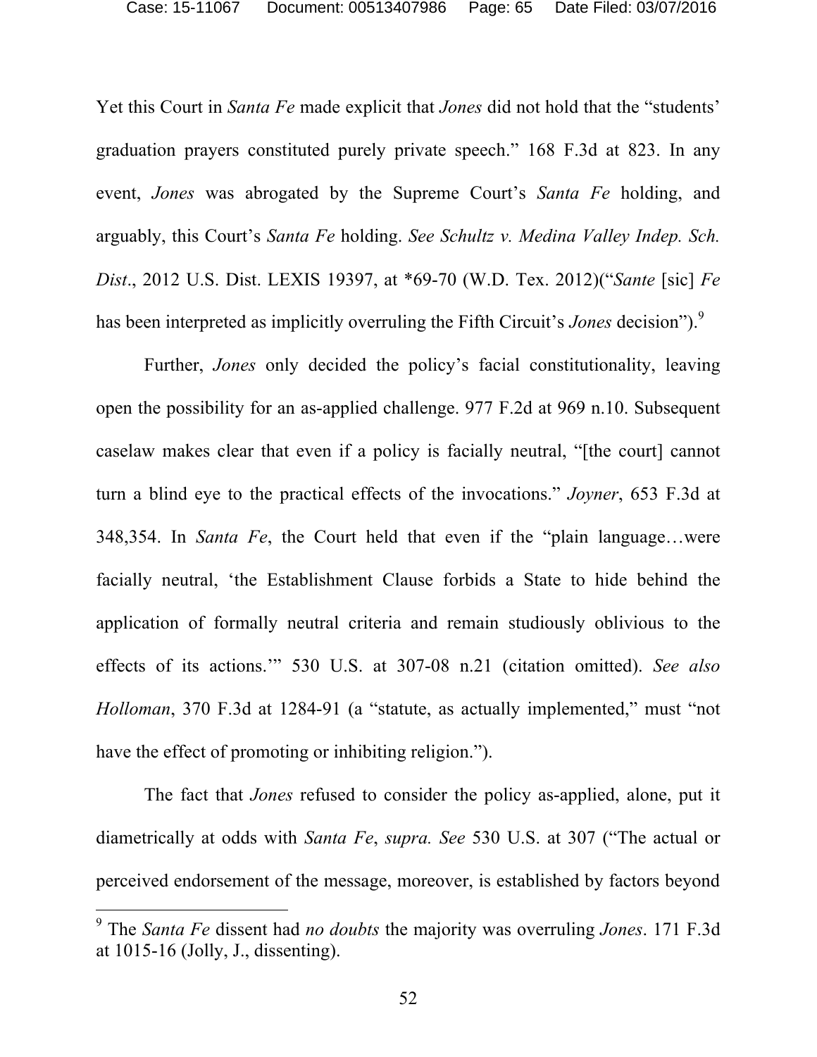Yet this Court in *Santa Fe* made explicit that *Jones* did not hold that the "students' graduation prayers constituted purely private speech." 168 F.3d at 823. In any event, *Jones* was abrogated by the Supreme Court's *Santa Fe* holding, and arguably, this Court's *Santa Fe* holding. *See Schultz v. Medina Valley Indep. Sch. Dist*., 2012 U.S. Dist. LEXIS 19397, at *69-70 (W.D. Tex. 2012)("*Sante* [sic] *Fe* has been interpreted as implicitly overruling the Fifth Circuit's *Jones* decision").[9]

Further, *Jones* only decided the policy's facial constitutionality, leaving open the possibility for an as-applied challenge. 977 F.2d at 969 n.10. Subsequent caselaw makes clear that even if a policy is facially neutral, "[the court] cannot turn a blind eye to the practical effects of the invocations." *Joyner*, 653 F.3d at 348,354. In *Santa Fe*, the Court held that even if the "plain language…were facially neutral, 'the Establishment Clause forbids a State to hide behind the application of formally neutral criteria and remain studiously oblivious to the effects of its actions.'" 530 U.S. at 307-08 n.21 (citation omitted). *See also Holloman*, 370 F.3d at 1284-91 (a "statute, as actually implemented," must "not have the effect of promoting or inhibiting religion.").

The fact that *Jones* refused to consider the policy as-applied, alone, put it diametrically at odds with *Santa Fe*, *supra. See* 530 U.S. at 307 ("The actual or perceived endorsement of the message, moreover, is established by factors beyond

---

[9] The *Santa Fe* dissent had *no doubts* the majority was overruling *Jones*. 171 F.3d at 1015-16 (Jolly, J., dissenting).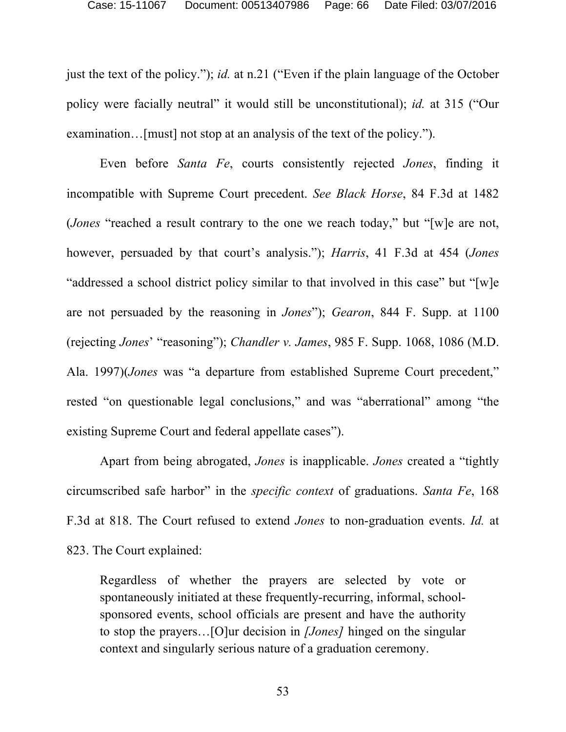just the text of the policy."); *id.* at n.21 ("Even if the plain language of the October policy were facially neutral" it would still be unconstitutional); *id.* at 315 ("Our examination…[must] not stop at an analysis of the text of the policy.").

Even before *Santa Fe*, courts consistently rejected *Jones*, finding it incompatible with Supreme Court precedent. *See Black Horse*, 84 F.3d at 1482 (*Jones* "reached a result contrary to the one we reach today," but "[w]e are not, however, persuaded by that court's analysis."); *Harris*, 41 F.3d at 454 (*Jones* "addressed a school district policy similar to that involved in this case" but "[w]e are not persuaded by the reasoning in *Jones*"); *Gearon*, 844 F. Supp. at 1100 (rejecting *Jones*' "reasoning"); *Chandler v. James*, 985 F. Supp. 1068, 1086 (M.D. Ala. 1997)(*Jones* was "a departure from established Supreme Court precedent," rested "on questionable legal conclusions," and was "aberrational" among "the existing Supreme Court and federal appellate cases").

Apart from being abrogated, *Jones* is inapplicable. *Jones* created a "tightly circumscribed safe harbor" in the *specific context* of graduations. *Santa Fe*, 168 F.3d at 818. The Court refused to extend *Jones* to non-graduation events. *Id.* at 823. The Court explained:

> Regardless of whether the prayers are selected by vote or spontaneously initiated at these frequently-recurring, informal, school-sponsored events, school officials are present and have the authority to stop the prayers…[O]ur decision in *[Jones]* hinged on the singular context and singularly serious nature of a graduation ceremony.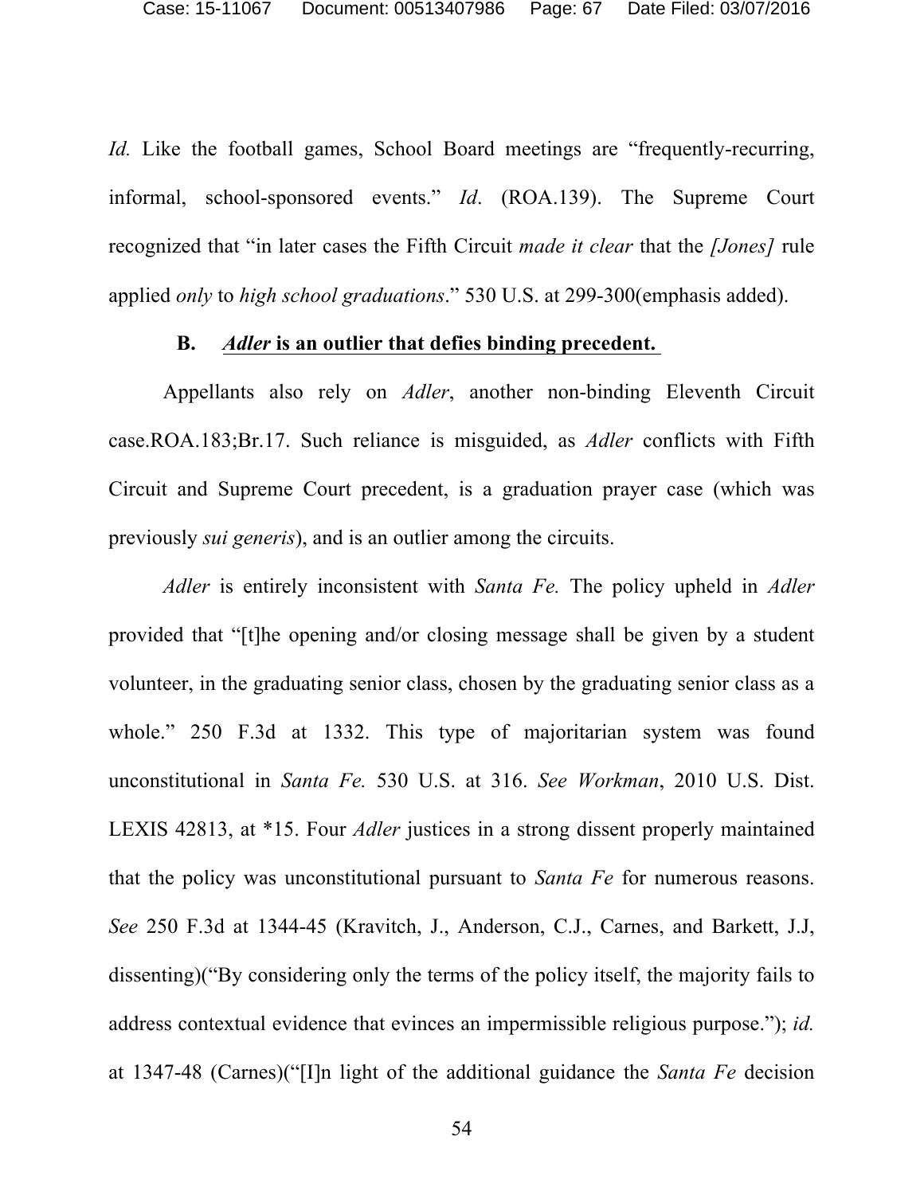*Id.* Like the football games, School Board meetings are "frequently-recurring, informal, school-sponsored events." *Id*. (ROA.139). The Supreme Court recognized that "in later cases the Fifth Circuit *made it clear* that the *[Jones]* rule applied *only* to *high school graduations*." 530 U.S. at 299-300(emphasis added).

### B. *Adler* is an outlier that defies binding precedent.

Appellants also rely on *Adler*, another non-binding Eleventh Circuit case.ROA.183;Br.17. Such reliance is misguided, as *Adler* conflicts with Fifth Circuit and Supreme Court precedent, is a graduation prayer case (which was previously *sui generis*), and is an outlier among the circuits.

*Adler* is entirely inconsistent with *Santa Fe.* The policy upheld in *Adler* provided that "[t]he opening and/or closing message shall be given by a student volunteer, in the graduating senior class, chosen by the graduating senior class as a whole." 250 F.3d at 1332. This type of majoritarian system was found unconstitutional in *Santa Fe.* 530 U.S. at 316. *See Workman*, 2010 U.S. Dist. LEXIS 42813, at *15. Four *Adler* justices in a strong dissent properly maintained that the policy was unconstitutional pursuant to *Santa Fe* for numerous reasons. *See* 250 F.3d at 1344-45 (Kravitch, J., Anderson, C.J., Carnes, and Barkett, J.J, dissenting)("By considering only the terms of the policy itself, the majority fails to address contextual evidence that evinces an impermissible religious purpose."); *id.* at 1347-48 (Carnes)("[I]n light of the additional guidance the *Santa Fe* decision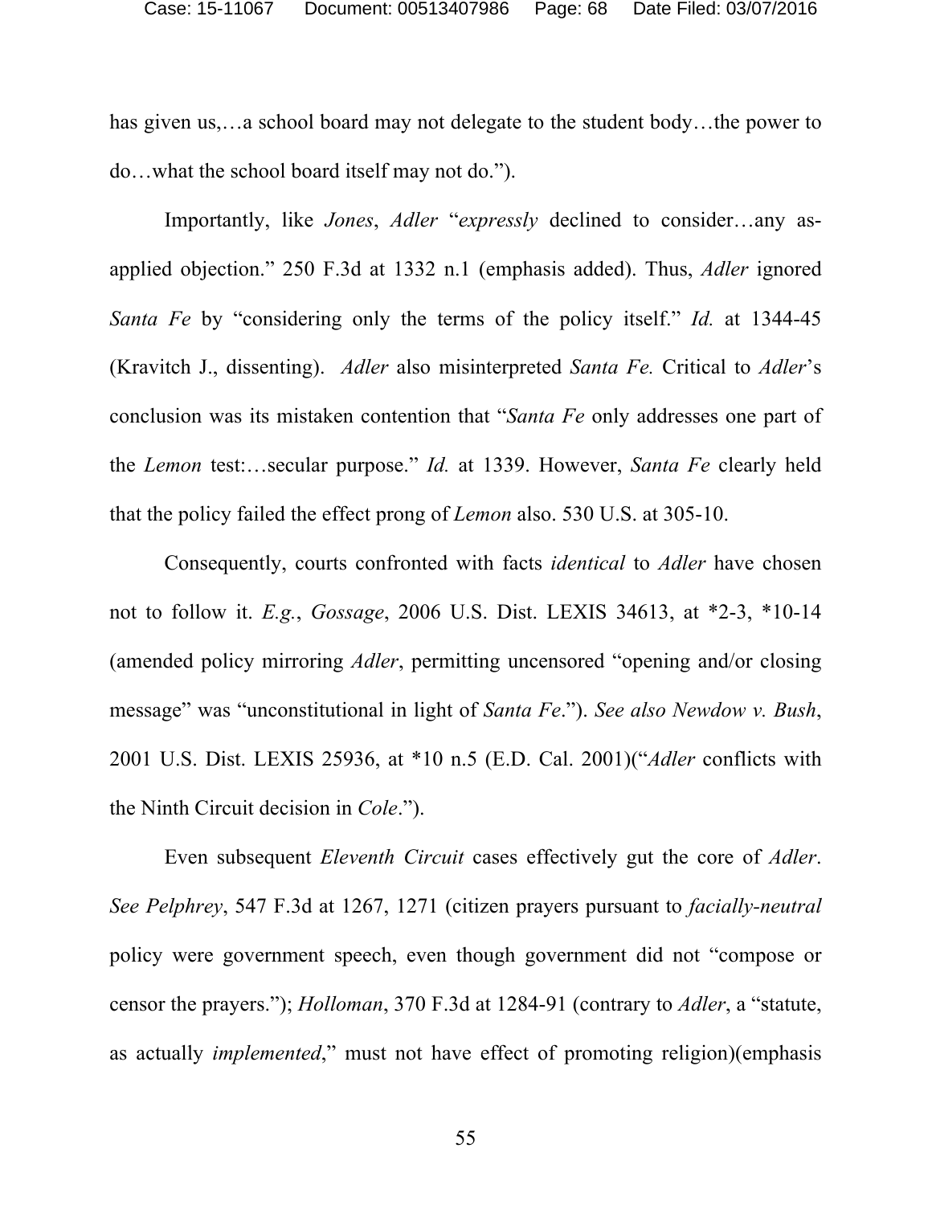has given us,…a school board may not delegate to the student body…the power to do…what the school board itself may not do.").

Importantly, like *Jones*, *Adler* "*expressly* declined to consider…any as-applied objection." 250 F.3d at 1332 n.1 (emphasis added). Thus, *Adler* ignored *Santa Fe* by "considering only the terms of the policy itself." *Id.* at 1344-45 (Kravitch J., dissenting). *Adler* also misinterpreted *Santa Fe.* Critical to *Adler*'s conclusion was its mistaken contention that "*Santa Fe* only addresses one part of the *Lemon* test:…secular purpose." *Id.* at 1339. However, *Santa Fe* clearly held that the policy failed the effect prong of *Lemon* also. 530 U.S. at 305-10.

Consequently, courts confronted with facts *identical* to *Adler* have chosen not to follow it. *E.g.*, *Gossage*, 2006 U.S. Dist. LEXIS 34613, at *2-3, *10-14 (amended policy mirroring *Adler*, permitting uncensored "opening and/or closing message" was "unconstitutional in light of *Santa Fe*."). *See also Newdow v. Bush*, 2001 U.S. Dist. LEXIS 25936, at *10 n.5 (E.D. Cal. 2001)("*Adler* conflicts with the Ninth Circuit decision in *Cole*.").

Even subsequent *Eleventh Circuit* cases effectively gut the core of *Adler*. *See Pelphrey*, 547 F.3d at 1267, 1271 (citizen prayers pursuant to *facially-neutral* policy were government speech, even though government did not "compose or censor the prayers."); *Holloman*, 370 F.3d at 1284-91 (contrary to *Adler*, a "statute, as actually *implemented*," must not have effect of promoting religion)(emphasis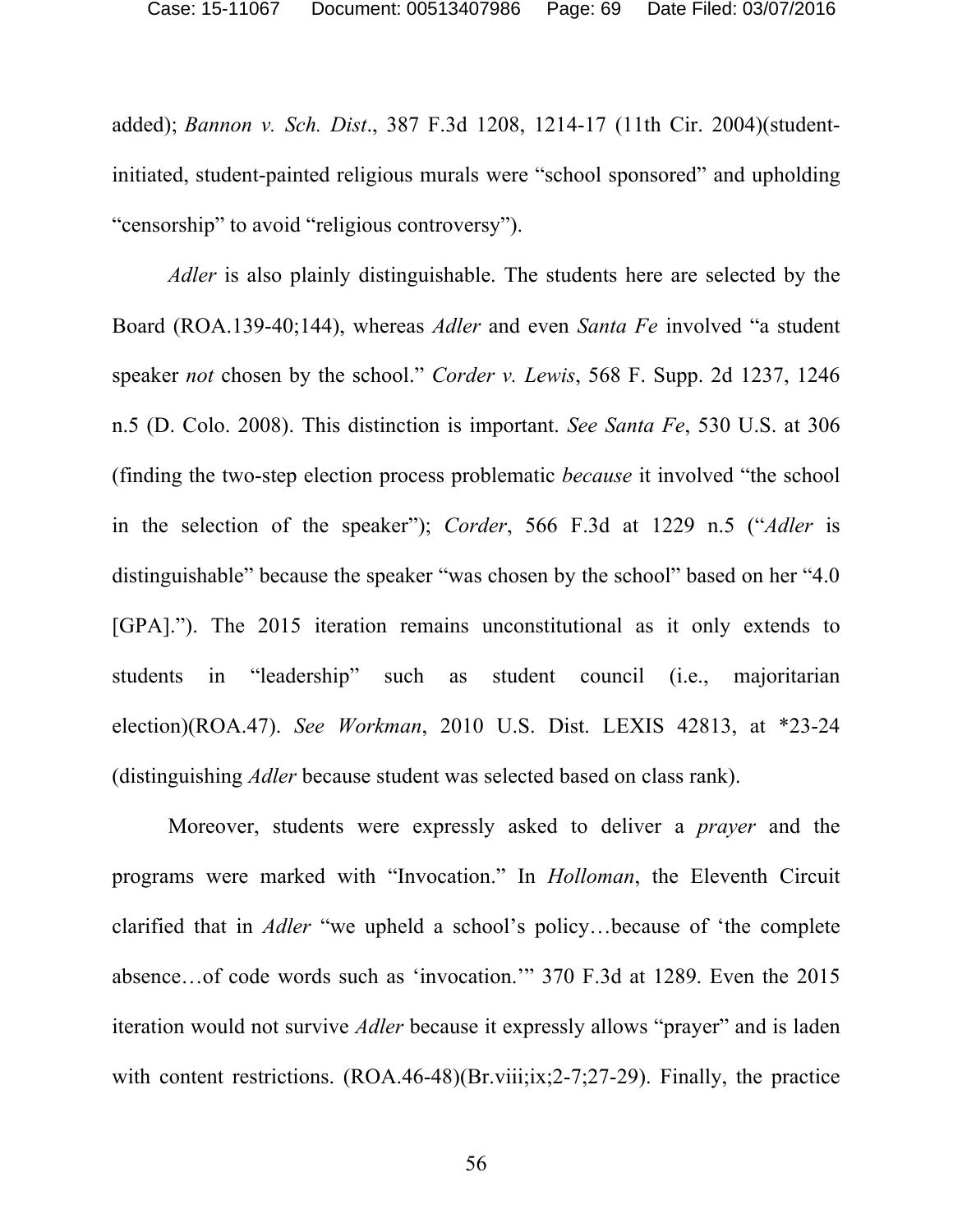added); *Bannon v. Sch. Dist*., 387 F.3d 1208, 1214-17 (11th Cir. 2004)(student-initiated, student-painted religious murals were "school sponsored" and upholding "censorship" to avoid "religious controversy").

*Adler* is also plainly distinguishable. The students here are selected by the Board (ROA.139-40;144), whereas *Adler* and even *Santa Fe* involved "a student speaker *not* chosen by the school." *Corder v. Lewis*, 568 F. Supp. 2d 1237, 1246 n.5 (D. Colo. 2008). This distinction is important. *See Santa Fe*, 530 U.S. at 306 (finding the two-step election process problematic *because* it involved "the school in the selection of the speaker"); *Corder*, 566 F.3d at 1229 n.5 ("*Adler* is distinguishable" because the speaker "was chosen by the school" based on her "4.0 [GPA]."). The 2015 iteration remains unconstitutional as it only extends to students in "leadership" such as student council (i.e., majoritarian election)(ROA.47). *See Workman*, 2010 U.S. Dist. LEXIS 42813, at *23-24 (distinguishing *Adler* because student was selected based on class rank).

Moreover, students were expressly asked to deliver a *prayer* and the programs were marked with "Invocation." In *Holloman*, the Eleventh Circuit clarified that in *Adler* "we upheld a school's policy…because of 'the complete absence…of code words such as 'invocation.'" 370 F.3d at 1289. Even the 2015 iteration would not survive *Adler* because it expressly allows "prayer" and is laden with content restrictions. (ROA.46-48)(Br.viii;ix;2-7;27-29). Finally, the practice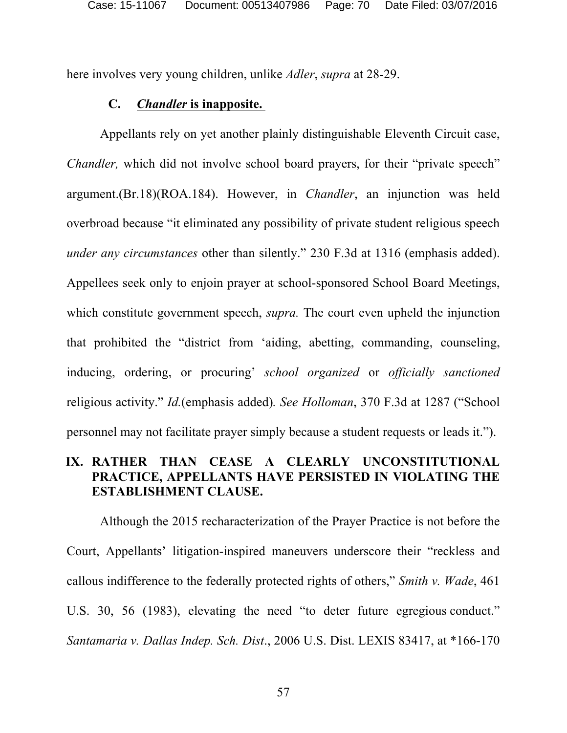here involves very young children, unlike *Adler*, *supra* at 28-29.

### C. ***Chandler* is inapposite.**

Appellants rely on yet another plainly distinguishable Eleventh Circuit case, *Chandler,* which did not involve school board prayers, for their "private speech" argument.(Br.18)(ROA.184). However, in *Chandler*, an injunction was held overbroad because "it eliminated any possibility of private student religious speech *under any circumstances* other than silently." 230 F.3d at 1316 (emphasis added). Appellees seek only to enjoin prayer at school-sponsored School Board Meetings, which constitute government speech, *supra.* The court even upheld the injunction that prohibited the "district from 'aiding, abetting, commanding, counseling, inducing, ordering, or procuring' *school organized* or *officially sanctioned* religious activity." *Id.*(emphasis added). *See Holloman*, 370 F.3d at 1287 ("School personnel may not facilitate prayer simply because a student requests or leads it.").

## IX. RATHER THAN CEASE A CLEARLY UNCONSTITUTIONAL PRACTICE, APPELLANTS HAVE PERSISTED IN VIOLATING THE ESTABLISHMENT CLAUSE.

Although the 2015 recharacterization of the Prayer Practice is not before the Court, Appellants' litigation-inspired maneuvers underscore their "reckless and callous indifference to the federally protected rights of others," *Smith v. Wade*, 461 U.S. 30, 56 (1983), elevating the need "to deter future egregious conduct." *Santamaria v. Dallas Indep. Sch. Dist*., 2006 U.S. Dist. LEXIS 83417, at *166-170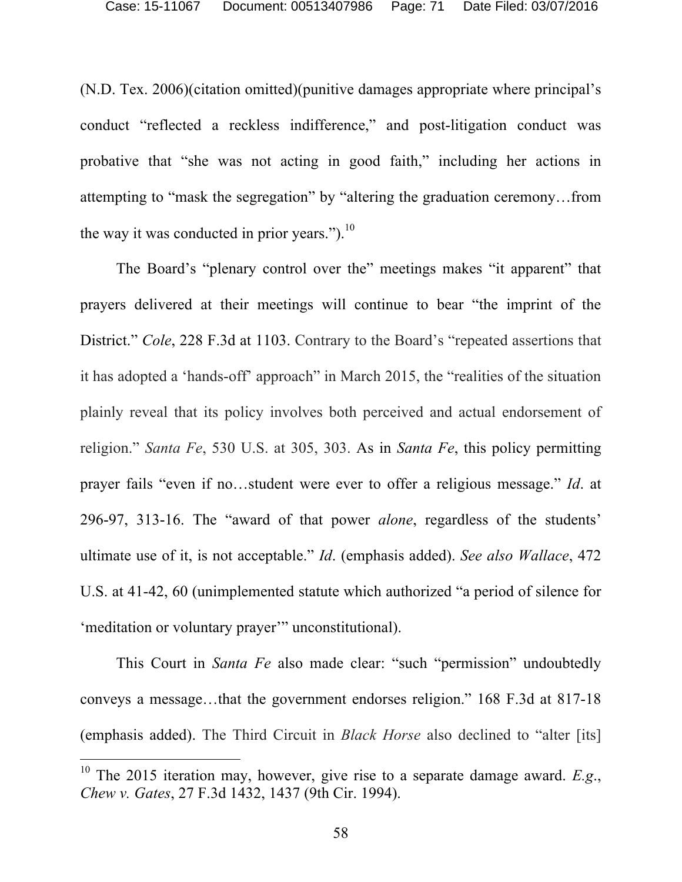(N.D. Tex. 2006)(citation omitted)(punitive damages appropriate where principal's conduct "reflected a reckless indifference," and post-litigation conduct was probative that "she was not acting in good faith," including her actions in attempting to "mask the segregation" by "altering the graduation ceremony…from the way it was conducted in prior years.").[10]

The Board's "plenary control over the" meetings makes "it apparent" that prayers delivered at their meetings will continue to bear "the imprint of the District." *Cole*, 228 F.3d at 1103. Contrary to the Board's "repeated assertions that it has adopted a 'hands-off' approach" in March 2015, the "realities of the situation plainly reveal that its policy involves both perceived and actual endorsement of religion." *Santa Fe*, 530 U.S. at 305, 303. As in *Santa Fe*, this policy permitting prayer fails "even if no…student were ever to offer a religious message." *Id*. at 296-97, 313-16. The "award of that power *alone*, regardless of the students' ultimate use of it, is not acceptable." *Id*. (emphasis added). *See also Wallace*, 472 U.S. at 41-42, 60 (unimplemented statute which authorized "a period of silence for 'meditation or voluntary prayer'" unconstitutional).

This Court in *Santa Fe* also made clear: "such "permission" undoubtedly conveys a message…that the government endorses religion." 168 F.3d at 817-18 (emphasis added). The Third Circuit in *Black Horse* also declined to "alter [its]

---

[10] The 2015 iteration may, however, give rise to a separate damage award. *E.g.*, *Chew v. Gates*, 27 F.3d 1432, 1437 (9th Cir. 1994).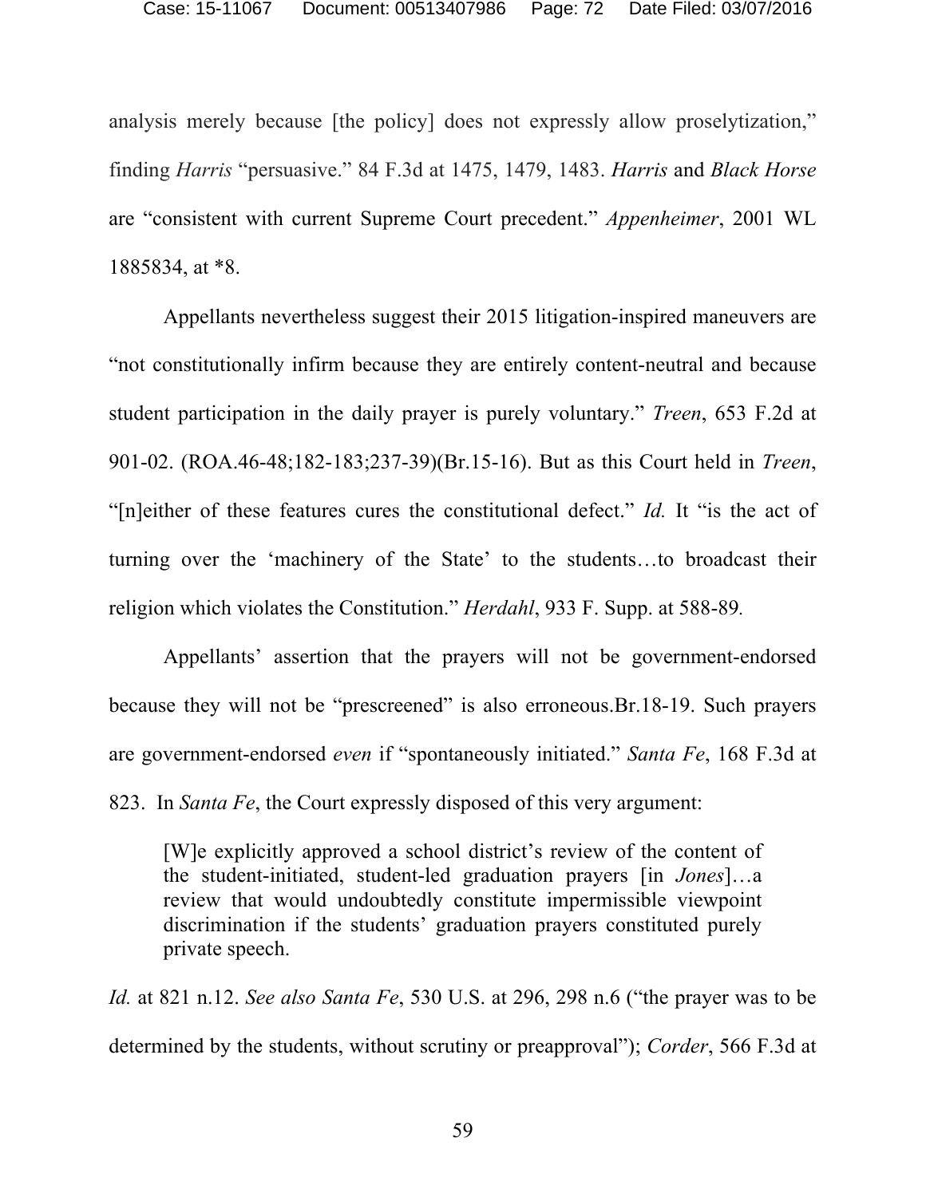analysis merely because [the policy] does not expressly allow proselytization," finding *Harris* "persuasive." 84 F.3d at 1475, 1479, 1483. *Harris* and *Black Horse* are "consistent with current Supreme Court precedent." *Appenheimer*, 2001 WL 1885834, at *8.

Appellants nevertheless suggest their 2015 litigation-inspired maneuvers are "not constitutionally infirm because they are entirely content-neutral and because student participation in the daily prayer is purely voluntary." *Treen*, 653 F.2d at 901-02. (ROA.46-48;182-183;237-39)(Br.15-16). But as this Court held in *Treen*, "[n]either of these features cures the constitutional defect." *Id.* It "is the act of turning over the 'machinery of the State' to the students…to broadcast their religion which violates the Constitution." *Herdahl*, 933 F. Supp. at 588-89.

Appellants' assertion that the prayers will not be government-endorsed because they will not be "prescreened" is also erroneous.Br.18-19. Such prayers are government-endorsed *even* if "spontaneously initiated." *Santa Fe*, 168 F.3d at 823. In *Santa Fe*, the Court expressly disposed of this very argument:

> [W]e explicitly approved a school district's review of the content of the student-initiated, student-led graduation prayers [in *Jones*]…a review that would undoubtedly constitute impermissible viewpoint discrimination if the students' graduation prayers constituted purely private speech.

*Id.* at 821 n.12. *See also Santa Fe*, 530 U.S. at 296, 298 n.6 ("the prayer was to be determined by the students, without scrutiny or preapproval"); *Corder*, 566 F.3d at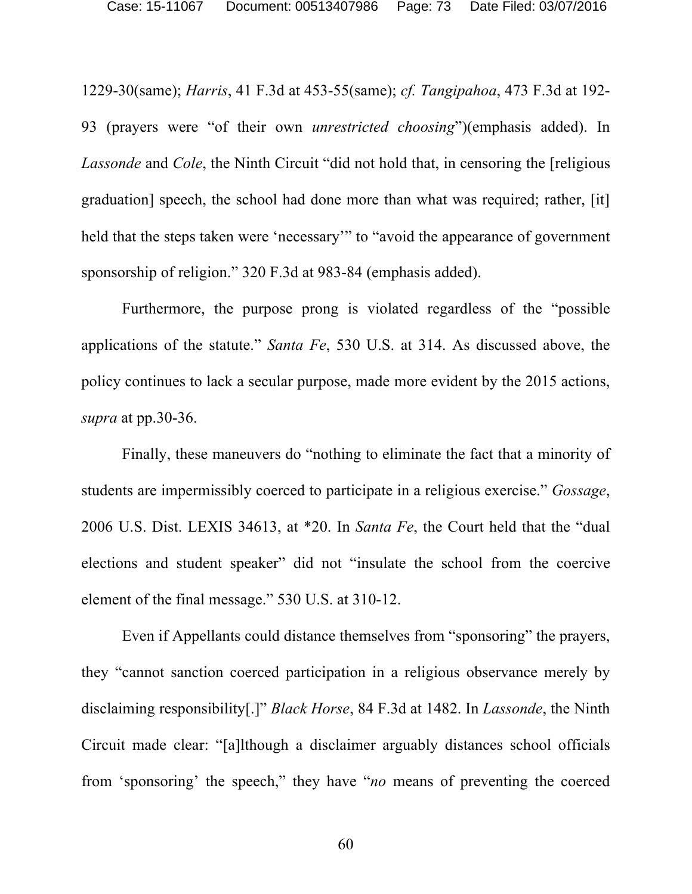1229-30(same); *Harris*, 41 F.3d at 453-55(same); *cf. Tangipahoa*, 473 F.3d at 192-93 (prayers were "of their own *unrestricted choosing*")(emphasis added). In *Lassonde* and *Cole*, the Ninth Circuit "did not hold that, in censoring the [religious graduation] speech, the school had done more than what was required; rather, [it] held that the steps taken were 'necessary'" to "avoid the appearance of government sponsorship of religion." 320 F.3d at 983-84 (emphasis added).

Furthermore, the purpose prong is violated regardless of the "possible applications of the statute." *Santa Fe*, 530 U.S. at 314. As discussed above, the policy continues to lack a secular purpose, made more evident by the 2015 actions, *supra* at pp.30-36.

Finally, these maneuvers do "nothing to eliminate the fact that a minority of students are impermissibly coerced to participate in a religious exercise." *Gossage*, 2006 U.S. Dist. LEXIS 34613, at *20. In *Santa Fe*, the Court held that the "dual elections and student speaker" did not "insulate the school from the coercive element of the final message." 530 U.S. at 310-12.

Even if Appellants could distance themselves from "sponsoring" the prayers, they "cannot sanction coerced participation in a religious observance merely by disclaiming responsibility[.]" *Black Horse*, 84 F.3d at 1482. In *Lassonde*, the Ninth Circuit made clear: "[a]lthough a disclaimer arguably distances school officials from 'sponsoring' the speech," they have "*no* means of preventing the coerced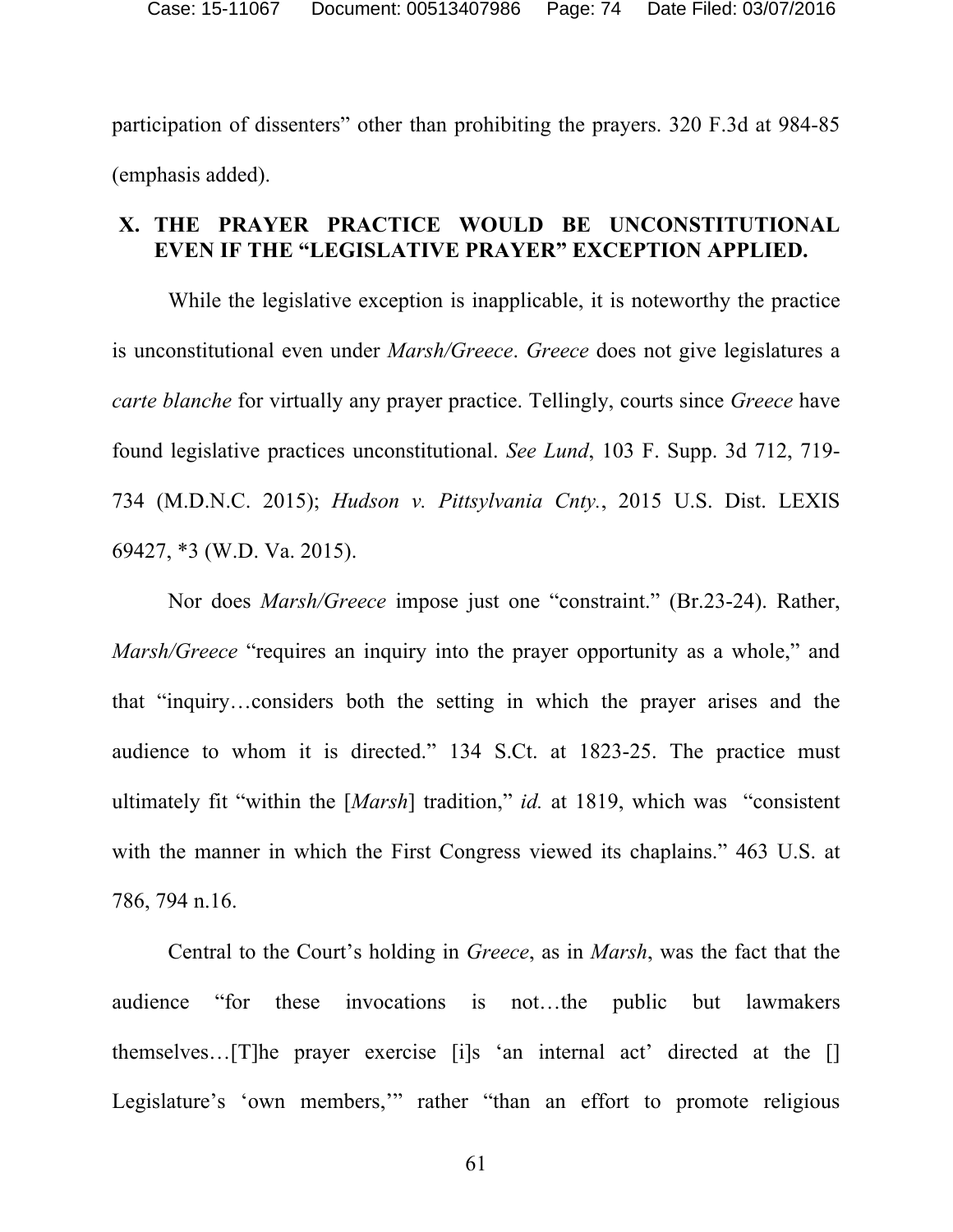participation of dissenters" other than prohibiting the prayers. 320 F.3d at 984-85 (emphasis added).

## X. THE PRAYER PRACTICE WOULD BE UNCONSTITUTIONAL EVEN IF THE "LEGISLATIVE PRAYER" EXCEPTION APPLIED.

While the legislative exception is inapplicable, it is noteworthy the practice is unconstitutional even under *Marsh/Greece*. *Greece* does not give legislatures a *carte blanche* for virtually any prayer practice. Tellingly, courts since *Greece* have found legislative practices unconstitutional. *See Lund*, 103 F. Supp. 3d 712, 719-734 (M.D.N.C. 2015); *Hudson v. Pittsylvania Cnty.*, 2015 U.S. Dist. LEXIS 69427, *3 (W.D. Va. 2015).

Nor does *Marsh/Greece* impose just one "constraint." (Br.23-24). Rather, *Marsh/Greece* "requires an inquiry into the prayer opportunity as a whole," and that "inquiry…considers both the setting in which the prayer arises and the audience to whom it is directed." 134 S.Ct. at 1823-25. The practice must ultimately fit "within the [*Marsh*] tradition," *id.* at 1819, which was "consistent with the manner in which the First Congress viewed its chaplains." 463 U.S. at 786, 794 n.16.

Central to the Court's holding in *Greece*, as in *Marsh*, was the fact that the audience "for these invocations is not…the public but lawmakers themselves…[T]he prayer exercise [i]s 'an internal act' directed at the [] Legislature's 'own members,'" rather "than an effort to promote religious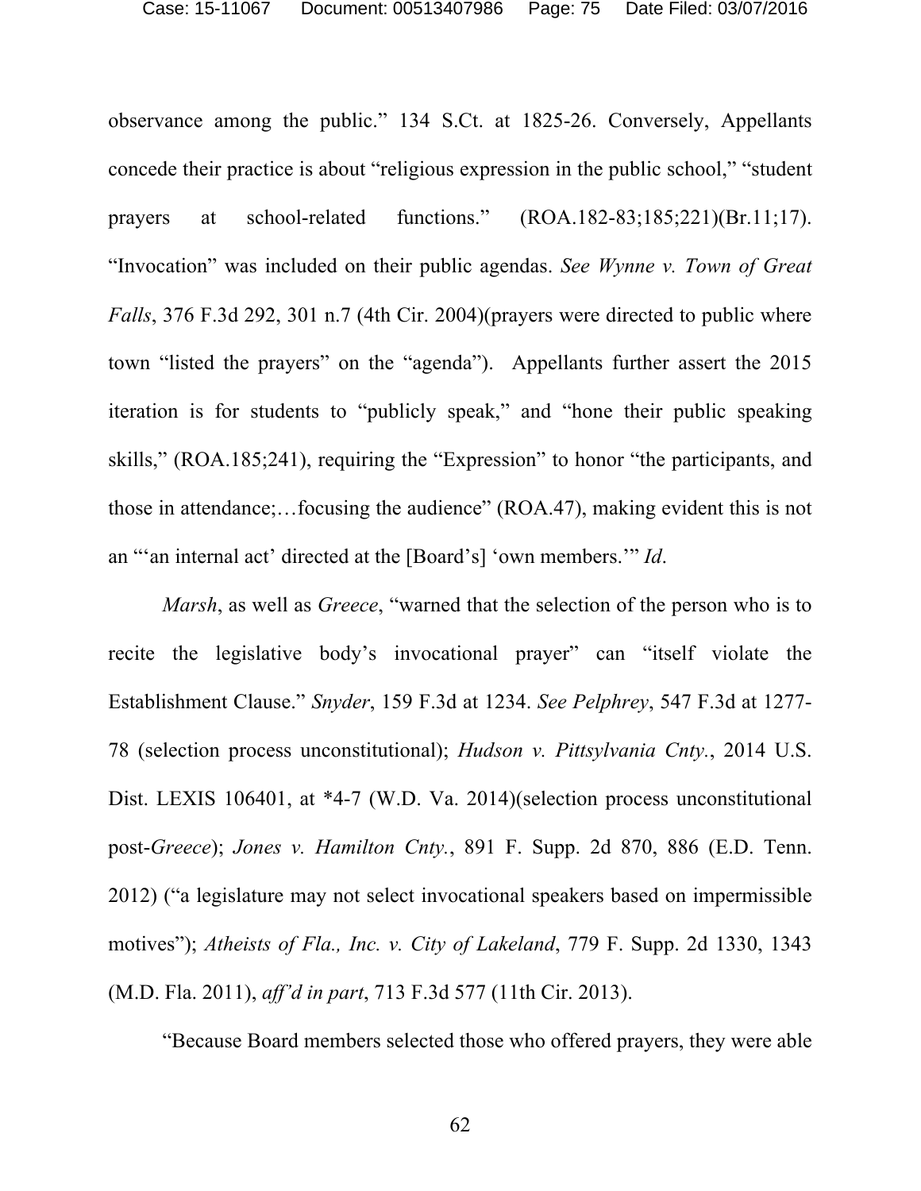observance among the public." 134 S.Ct. at 1825-26. Conversely, Appellants concede their practice is about "religious expression in the public school," "student prayers at school-related functions." (ROA.182-83;185;221)(Br.11;17). "Invocation" was included on their public agendas. *See Wynne v. Town of Great Falls*, 376 F.3d 292, 301 n.7 (4th Cir. 2004)(prayers were directed to public where town "listed the prayers" on the "agenda"). Appellants further assert the 2015 iteration is for students to "publicly speak," and "hone their public speaking skills," (ROA.185;241), requiring the "Expression" to honor "the participants, and those in attendance;…focusing the audience" (ROA.47), making evident this is not an "'an internal act' directed at the [Board's] 'own members.'" *Id*.

*Marsh*, as well as *Greece*, "warned that the selection of the person who is to recite the legislative body's invocational prayer" can "itself violate the Establishment Clause." *Snyder*, 159 F.3d at 1234. *See Pelphrey*, 547 F.3d at 1277-78 (selection process unconstitutional); *Hudson v. Pittsylvania Cnty.*, 2014 U.S. Dist. LEXIS 106401, at *4-7 (W.D. Va. 2014)(selection process unconstitutional post-*Greece*); *Jones v. Hamilton Cnty.*, 891 F. Supp. 2d 870, 886 (E.D. Tenn. 2012) ("a legislature may not select invocational speakers based on impermissible motives"); *Atheists of Fla., Inc. v. City of Lakeland*, 779 F. Supp. 2d 1330, 1343 (M.D. Fla. 2011), *aff'd in part*, 713 F.3d 577 (11th Cir. 2013).

"Because Board members selected those who offered prayers, they were able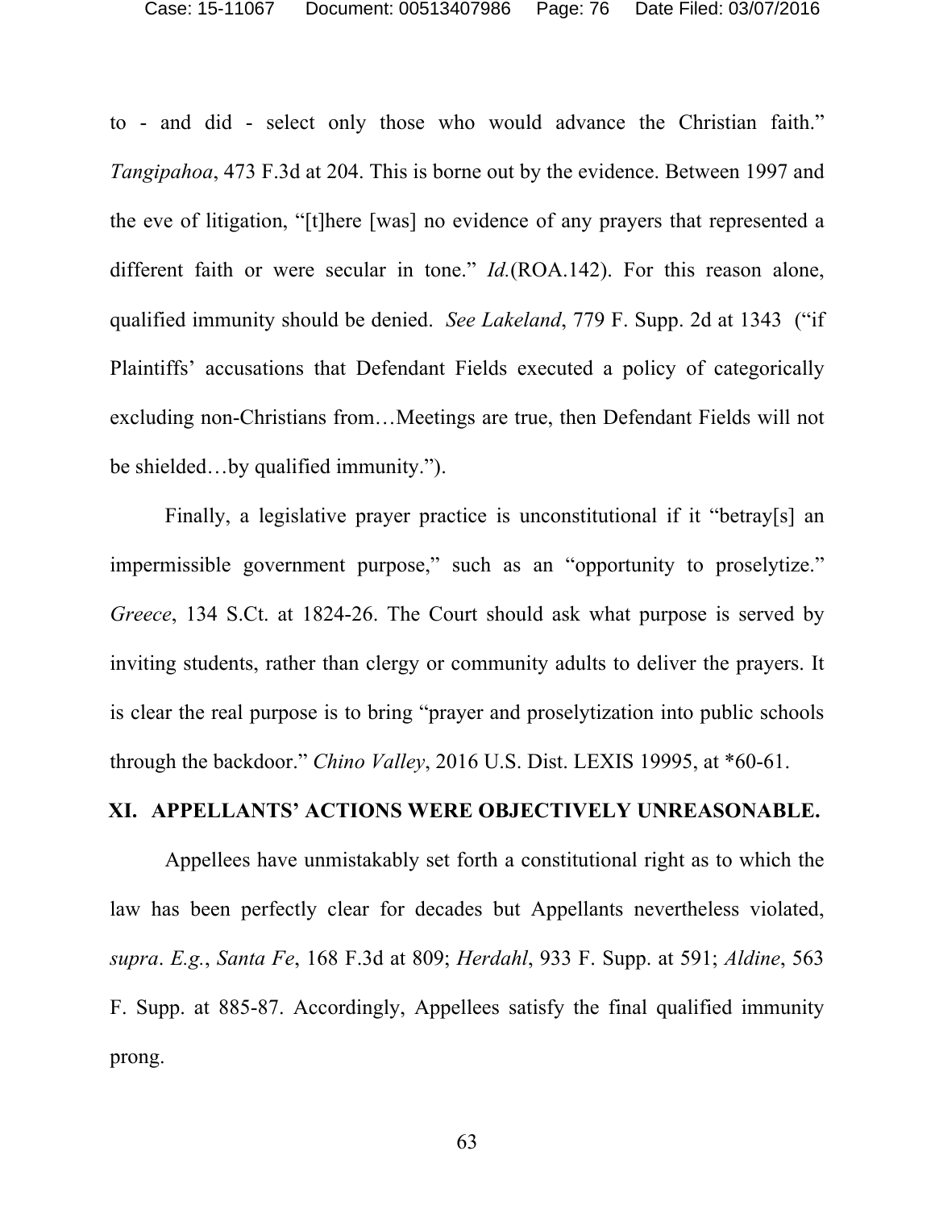to - and did - select only those who would advance the Christian faith." *Tangipahoa*, 473 F.3d at 204. This is borne out by the evidence. Between 1997 and the eve of litigation, "[t]here [was] no evidence of any prayers that represented a different faith or were secular in tone." *Id.*(ROA.142). For this reason alone, qualified immunity should be denied. *See Lakeland*, 779 F. Supp. 2d at 1343 ("if Plaintiffs' accusations that Defendant Fields executed a policy of categorically excluding non-Christians from…Meetings are true, then Defendant Fields will not be shielded…by qualified immunity.").

Finally, a legislative prayer practice is unconstitutional if it "betray[s] an impermissible government purpose," such as an "opportunity to proselytize." *Greece*, 134 S.Ct. at 1824-26. The Court should ask what purpose is served by inviting students, rather than clergy or community adults to deliver the prayers. It is clear the real purpose is to bring "prayer and proselytization into public schools through the backdoor." *Chino Valley*, 2016 U.S. Dist. LEXIS 19995, at *60-61.

## XI. APPELLANTS' ACTIONS WERE OBJECTIVELY UNREASONABLE.

Appellees have unmistakably set forth a constitutional right as to which the law has been perfectly clear for decades but Appellants nevertheless violated, *supra*. *E.g.*, *Santa Fe*, 168 F.3d at 809; *Herdahl*, 933 F. Supp. at 591; *Aldine*, 563 F. Supp. at 885-87. Accordingly, Appellees satisfy the final qualified immunity prong.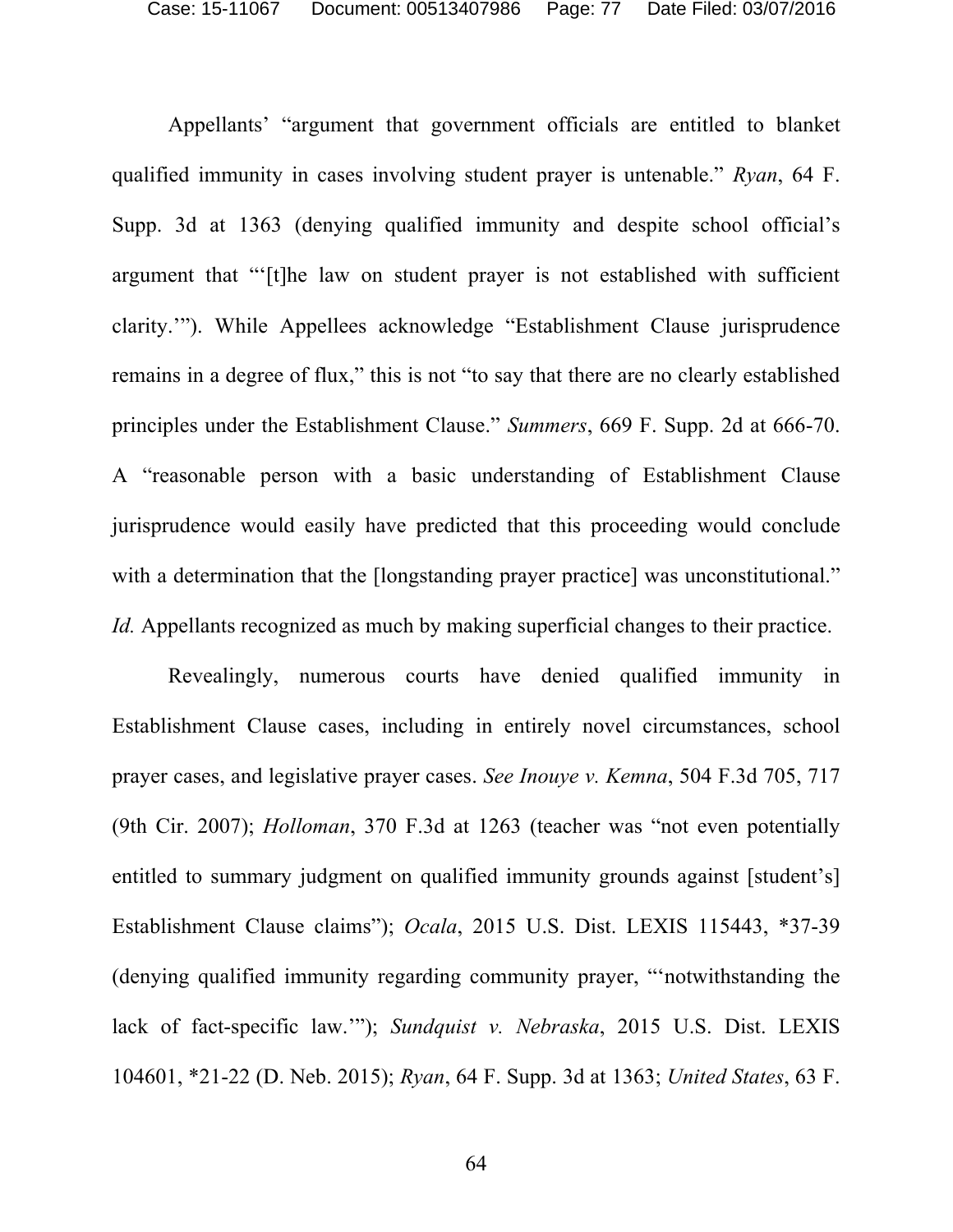Appellants' "argument that government officials are entitled to blanket qualified immunity in cases involving student prayer is untenable." *Ryan*, 64 F. Supp. 3d at 1363 (denying qualified immunity and despite school official's argument that "'[t]he law on student prayer is not established with sufficient clarity.'"). While Appellees acknowledge "Establishment Clause jurisprudence remains in a degree of flux," this is not "to say that there are no clearly established principles under the Establishment Clause." *Summers*, 669 F. Supp. 2d at 666-70. A "reasonable person with a basic understanding of Establishment Clause jurisprudence would easily have predicted that this proceeding would conclude with a determination that the [longstanding prayer practice] was unconstitutional." *Id.* Appellants recognized as much by making superficial changes to their practice.

Revealingly, numerous courts have denied qualified immunity in Establishment Clause cases, including in entirely novel circumstances, school prayer cases, and legislative prayer cases. *See Inouye v. Kemna*, 504 F.3d 705, 717 (9th Cir. 2007); *Holloman*, 370 F.3d at 1263 (teacher was "not even potentially entitled to summary judgment on qualified immunity grounds against [student's] Establishment Clause claims"); *Ocala*, 2015 U.S. Dist. LEXIS 115443, *37-39 (denying qualified immunity regarding community prayer, "'notwithstanding the lack of fact-specific law.'"); *Sundquist v. Nebraska*, 2015 U.S. Dist. LEXIS 104601, *21-22 (D. Neb. 2015); *Ryan*, 64 F. Supp. 3d at 1363; *United States*, 63 F.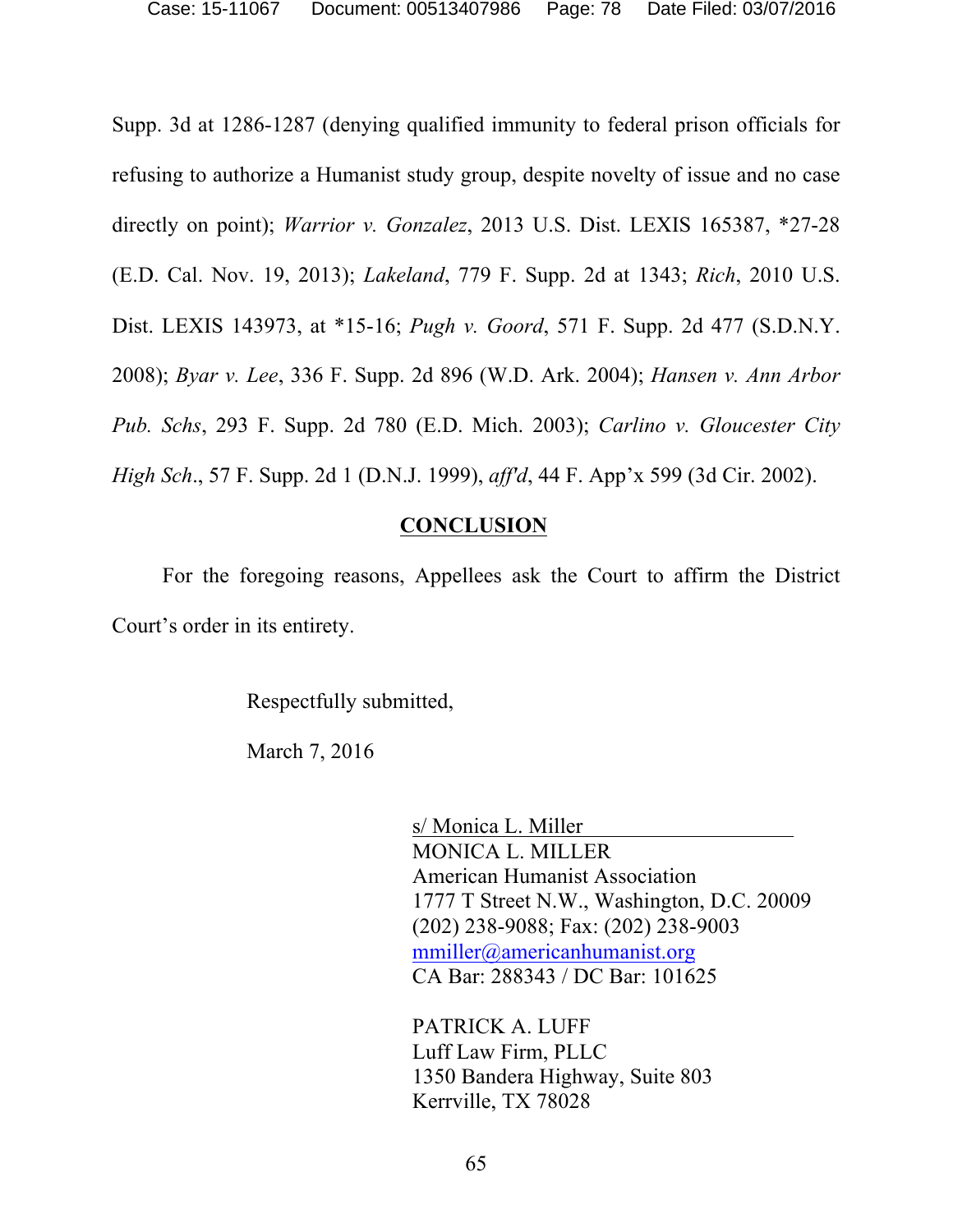Supp. 3d at 1286-1287 (denying qualified immunity to federal prison officials for refusing to authorize a Humanist study group, despite novelty of issue and no case directly on point); *Warrior v. Gonzalez*, 2013 U.S. Dist. LEXIS 165387, *27-28 (E.D. Cal. Nov. 19, 2013); *Lakeland*, 779 F. Supp. 2d at 1343; *Rich*, 2010 U.S. Dist. LEXIS 143973, at *15-16; *Pugh v. Goord*, 571 F. Supp. 2d 477 (S.D.N.Y. 2008); *Byar v. Lee*, 336 F. Supp. 2d 896 (W.D. Ark. 2004); *Hansen v. Ann Arbor Pub. Schs*, 293 F. Supp. 2d 780 (E.D. Mich. 2003); *Carlino v. Gloucester City High Sch*., 57 F. Supp. 2d 1 (D.N.J. 1999), *aff'd*, 44 F. App'x 599 (3d Cir. 2002).

## CONCLUSION

For the foregoing reasons, Appellees ask the Court to affirm the District Court's order in its entirety.

Respectfully submitted,

March 7, 2016

s/ Monica L. Miller
MONICA L. MILLER
American Humanist Association
1777 T Street N.W., Washington, D.C. 20009
(202) 238-9088; Fax: (202) 238-9003
mmiller@americanhumanist.org
CA Bar: 288343 / DC Bar: 101625

PATRICK A. LUFF
Luff Law Firm, PLLC
1350 Bandera Highway, Suite 803
Kerrville, TX 78028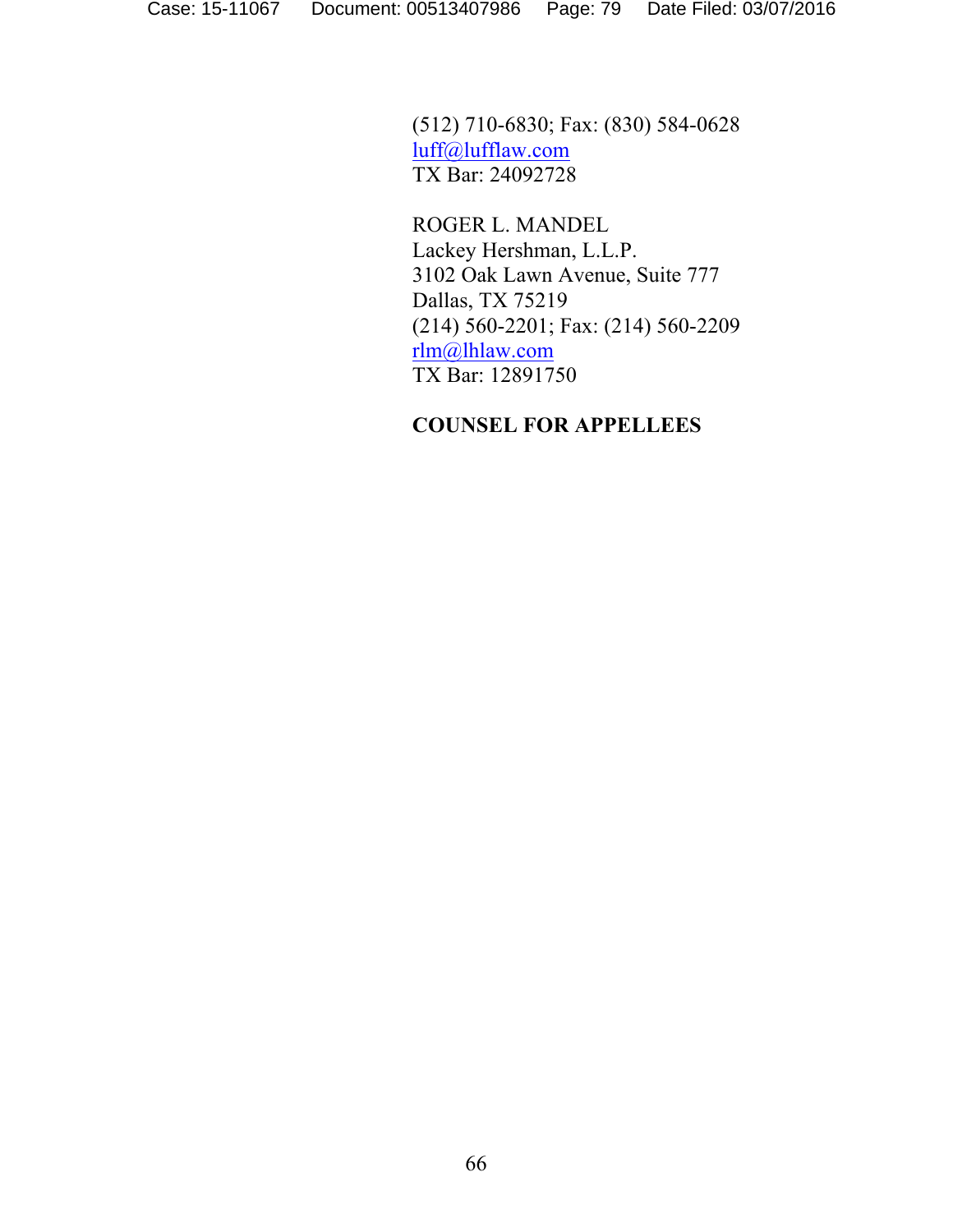(512) 710-6830; Fax: (830) 584-0628
luff@lufflaw.com
TX Bar: 24092728

ROGER L. MANDEL
Lackey Hershman, L.L.P.
3102 Oak Lawn Avenue, Suite 777
Dallas, TX 75219
(214) 560-2201; Fax: (214) 560-2209
rlm@lhlaw.com
TX Bar: 12891750

**COUNSEL FOR APPELLEES**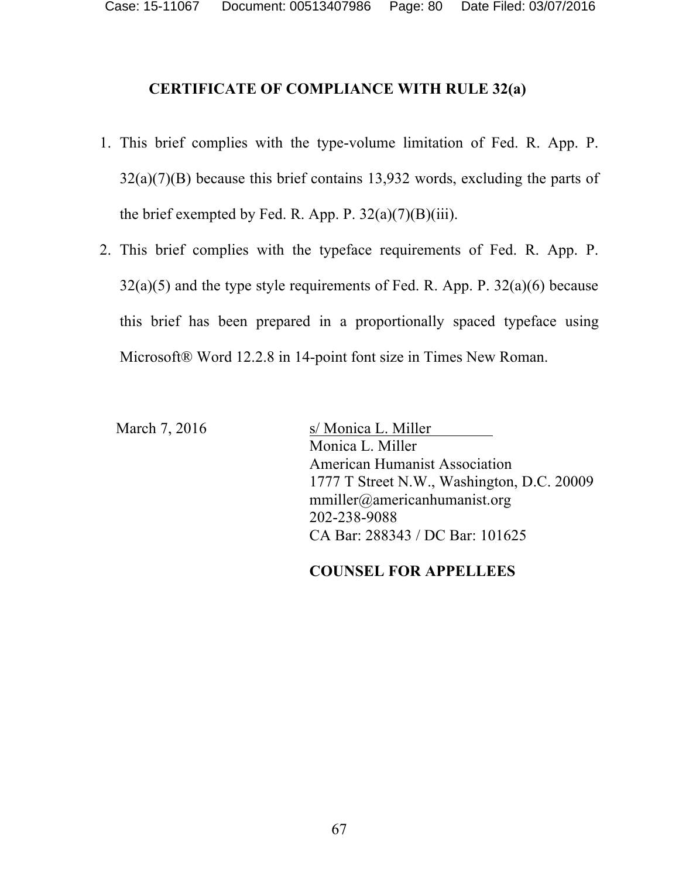## CERTIFICATE OF COMPLIANCE WITH RULE 32(a)

1. This brief complies with the type-volume limitation of Fed. R. App. P. 32(a)(7)(B) because this brief contains 13,932 words, excluding the parts of the brief exempted by Fed. R. App. P. 32(a)(7)(B)(iii).
2. This brief complies with the typeface requirements of Fed. R. App. P. 32(a)(5) and the type style requirements of Fed. R. App. P. 32(a)(6) because this brief has been prepared in a proportionally spaced typeface using Microsoft® Word 12.2.8 in 14-point font size in Times New Roman.

March 7, 2016

s/ Monica L. Miller
Monica L. Miller
American Humanist Association
1777 T Street N.W., Washington, D.C. 20009
mmiller@americanhumanist.org
202-238-9088
CA Bar: 288343 / DC Bar: 101625

**COUNSEL FOR APPELLEES**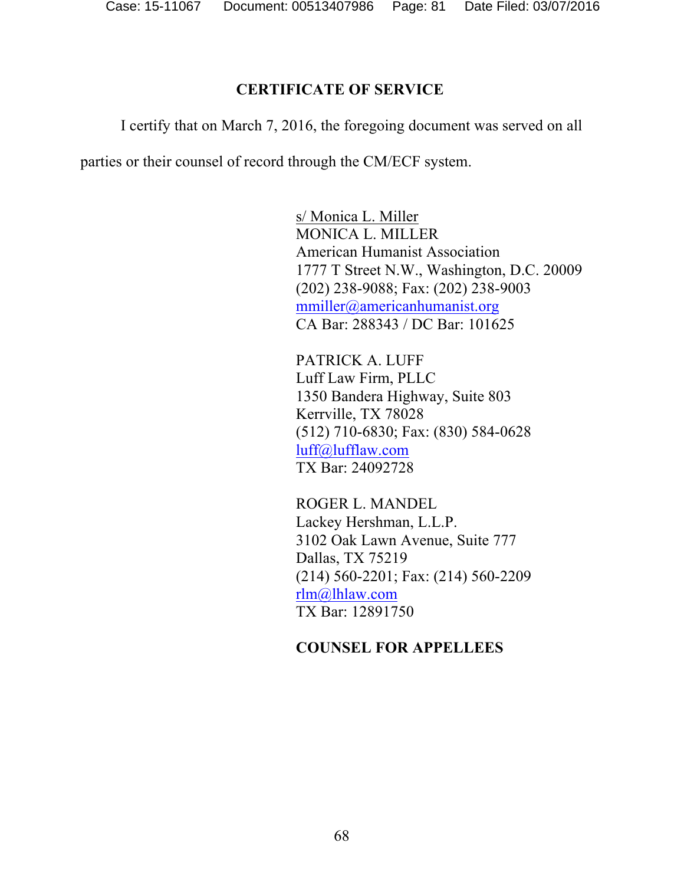## CERTIFICATE OF SERVICE

I certify that on March 7, 2016, the foregoing document was served on all parties or their counsel of record through the CM/ECF system.

s/ Monica L. Miller
MONICA L. MILLER
American Humanist Association
1777 T Street N.W., Washington, D.C. 20009
(202) 238-9088; Fax: (202) 238-9003
mmiller@americanhumanist.org
CA Bar: 288343 / DC Bar: 101625

PATRICK A. LUFF
Luff Law Firm, PLLC
1350 Bandera Highway, Suite 803
Kerrville, TX 78028
(512) 710-6830; Fax: (830) 584-0628
luff@lufflaw.com
TX Bar: 24092728

ROGER L. MANDEL
Lackey Hershman, L.L.P.
3102 Oak Lawn Avenue, Suite 777
Dallas, TX 75219
(214) 560-2201; Fax: (214) 560-2209
rlm@lhlaw.com
TX Bar: 12891750

**COUNSEL FOR APPELLEES**